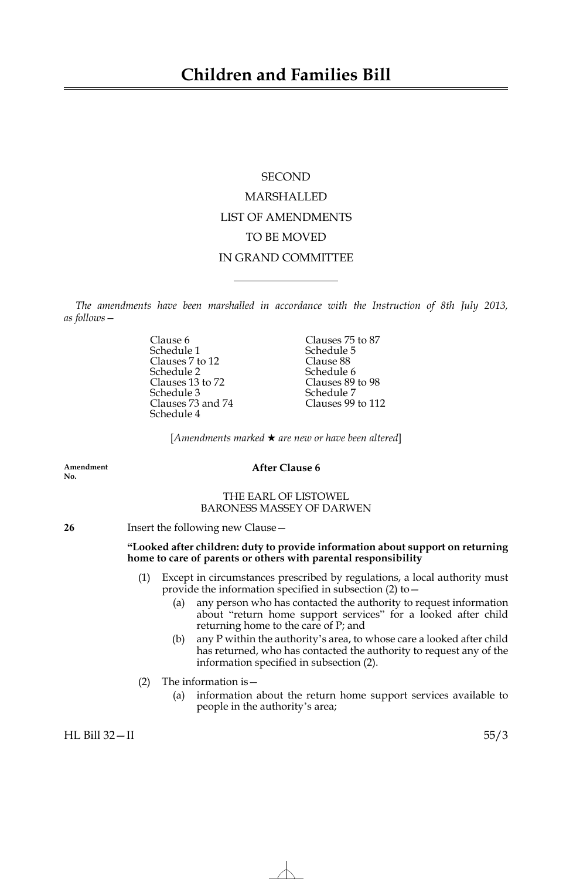# Children and Families Bill

SECOND

MARSHALLED

LIST OF AMENDMENTS

TO BE MOVED

IN GRAND COMMITTEE

---

*The amendments have been marshalled in accordance with the Instruction of 8th July 2013, as follows—*

| | |
|---|---|
| Clause 6 | Clauses 75 to 87 |
| Schedule 1 | Schedule 5 |
| Clauses 7 to 12 | Clause 88 |
| Schedule 2 | Schedule 6 |
| Clauses 13 to 72 | Clauses 89 to 98 |
| Schedule 3 | Schedule 7 |
| Clauses 73 and 74 | Clauses 99 to 112 |
| Schedule 4 | |

[*Amendments marked ★ are new or have been altered*]

**Amendment No.**

**After Clause 6**

THE EARL OF LISTOWEL
BARONESS MASSEY OF DARWEN

**26** Insert the following new Clause—

**"Looked after children: duty to provide information about support on returning home to care of parents or others with parental responsibility**

(1) Except in circumstances prescribed by regulations, a local authority must provide the information specified in subsection (2) to—

(a) any person who has contacted the authority to request information about "return home support services" for a looked after child returning home to the care of P; and

(b) any P within the authority's area, to whose care a looked after child has returned, who has contacted the authority to request any of the information specified in subsection (2).

(2) The information is—

(a) information about the return home support services available to people in the authority's area;

HL Bill 32—II 55/3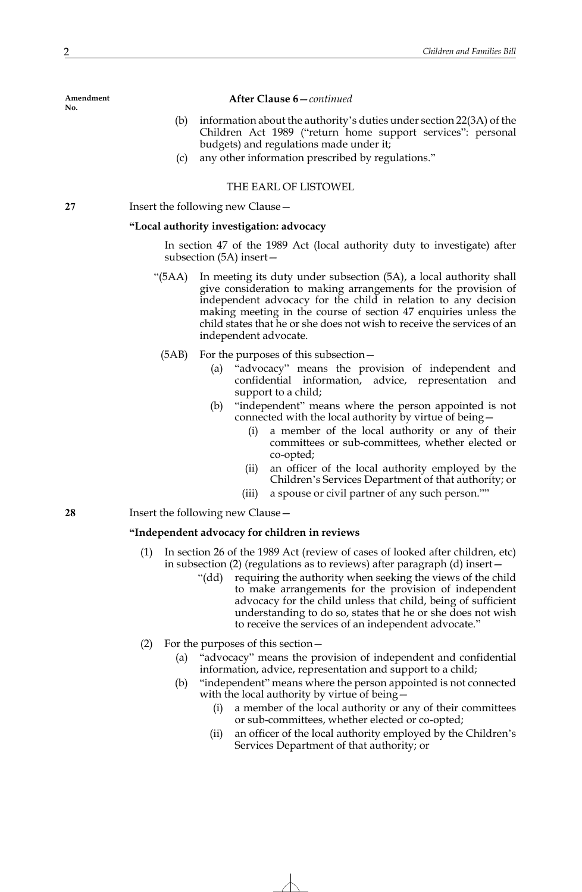Amendment No.

**After Clause 6**—*continued*

(b) information about the authority's duties under section 22(3A) of the Children Act 1989 ("return home support services": personal budgets) and regulations made under it;

(c) any other information prescribed by regulations."

THE EARL OF LISTOWEL

**27** Insert the following new Clause—

**"Local authority investigation: advocacy**

In section 47 of the 1989 Act (local authority duty to investigate) after subsection (5A) insert—

"(5AA) In meeting its duty under subsection (5A), a local authority shall give consideration to making arrangements for the provision of independent advocacy for the child in relation to any decision making meeting in the course of section 47 enquiries unless the child states that he or she does not wish to receive the services of an independent advocate.

(5AB) For the purposes of this subsection—

(a) "advocacy" means the provision of independent and confidential information, advice, representation and support to a child;

(b) "independent" means where the person appointed is not connected with the local authority by virtue of being—

(i) a member of the local authority or any of their committees or sub-committees, whether elected or co-opted;

(ii) an officer of the local authority employed by the Children's Services Department of that authority; or

(iii) a spouse or civil partner of any such person.""

**28** Insert the following new Clause—

**"Independent advocacy for children in reviews**

(1) In section 26 of the 1989 Act (review of cases of looked after children, etc) in subsection (2) (regulations as to reviews) after paragraph (d) insert—

"(dd) requiring the authority when seeking the views of the child to make arrangements for the provision of independent advocacy for the child unless that child, being of sufficient understanding to do so, states that he or she does not wish to receive the services of an independent advocate."

(2) For the purposes of this section—

(a) "advocacy" means the provision of independent and confidential information, advice, representation and support to a child;

(b) "independent" means where the person appointed is not connected with the local authority by virtue of being—

(i) a member of the local authority or any of their committees or sub-committees, whether elected or co-opted;

(ii) an officer of the local authority employed by the Children's Services Department of that authority; or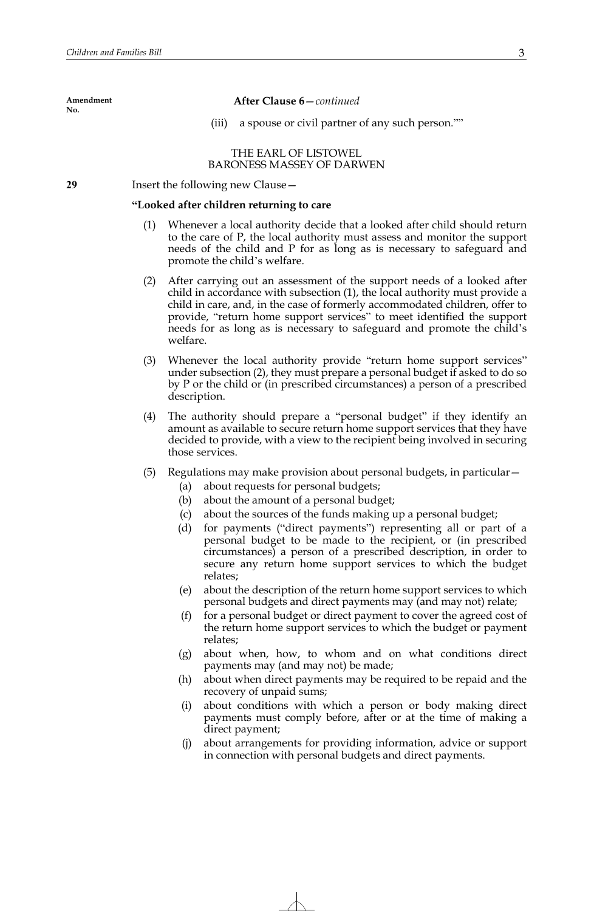Amendment No.

**After Clause 6**—*continued*

(iii) a spouse or civil partner of any such person.""

THE EARL OF LISTOWEL
BARONESS MASSEY OF DARWEN

**29** Insert the following new Clause—

**"Looked after children returning to care**

(1) Whenever a local authority decide that a looked after child should return to the care of P, the local authority must assess and monitor the support needs of the child and P for as long as is necessary to safeguard and promote the child's welfare.

(2) After carrying out an assessment of the support needs of a looked after child in accordance with subsection (1), the local authority must provide a child in care, and, in the case of formerly accommodated children, offer to provide, "return home support services" to meet identified the support needs for as long as is necessary to safeguard and promote the child's welfare.

(3) Whenever the local authority provide "return home support services" under subsection (2), they must prepare a personal budget if asked to do so by P or the child or (in prescribed circumstances) a person of a prescribed description.

(4) The authority should prepare a "personal budget" if they identify an amount as available to secure return home support services that they have decided to provide, with a view to the recipient being involved in securing those services.

(5) Regulations may make provision about personal budgets, in particular—

(a) about requests for personal budgets;

(b) about the amount of a personal budget;

(c) about the sources of the funds making up a personal budget;

(d) for payments ("direct payments") representing all or part of a personal budget to be made to the recipient, or (in prescribed circumstances) a person of a prescribed description, in order to secure any return home support services to which the budget relates;

(e) about the description of the return home support services to which personal budgets and direct payments may (and may not) relate;

(f) for a personal budget or direct payment to cover the agreed cost of the return home support services to which the budget or payment relates;

(g) about when, how, to whom and on what conditions direct payments may (and may not) be made;

(h) about when direct payments may be required to be repaid and the recovery of unpaid sums;

(i) about conditions with which a person or body making direct payments must comply before, after or at the time of making a direct payment;

(j) about arrangements for providing information, advice or support in connection with personal budgets and direct payments.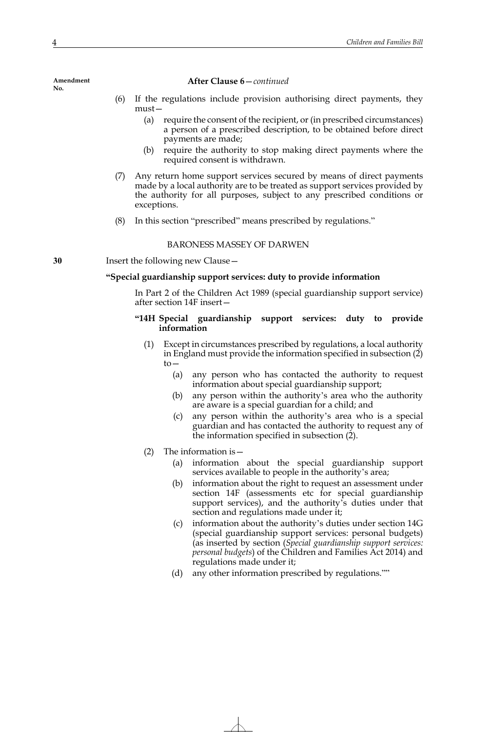Amendment No.

**After Clause 6**—*continued*

(6) If the regulations include provision authorising direct payments, they must—

(a) require the consent of the recipient, or (in prescribed circumstances) a person of a prescribed description, to be obtained before direct payments are made;

(b) require the authority to stop making direct payments where the required consent is withdrawn.

(7) Any return home support services secured by means of direct payments made by a local authority are to be treated as support services provided by the authority for all purposes, subject to any prescribed conditions or exceptions.

(8) In this section "prescribed" means prescribed by regulations."

BARONESS MASSEY OF DARWEN

**30** Insert the following new Clause—

**"Special guardianship support services: duty to provide information**

In Part 2 of the Children Act 1989 (special guardianship support service) after section 14F insert—

**"14H Special guardianship support services: duty to provide information**

(1) Except in circumstances prescribed by regulations, a local authority in England must provide the information specified in subsection (2) to—

(a) any person who has contacted the authority to request information about special guardianship support;

(b) any person within the authority's area who the authority are aware is a special guardian for a child; and

(c) any person within the authority's area who is a special guardian and has contacted the authority to request any of the information specified in subsection (2).

(2) The information is—

(a) information about the special guardianship support services available to people in the authority's area;

(b) information about the right to request an assessment under section 14F (assessments etc for special guardianship support services), and the authority's duties under that section and regulations made under it;

(c) information about the authority's duties under section 14G (special guardianship support services: personal budgets) (as inserted by section (*Special guardianship support services: personal budgets*) of the Children and Families Act 2014) and regulations made under it;

(d) any other information prescribed by regulations.""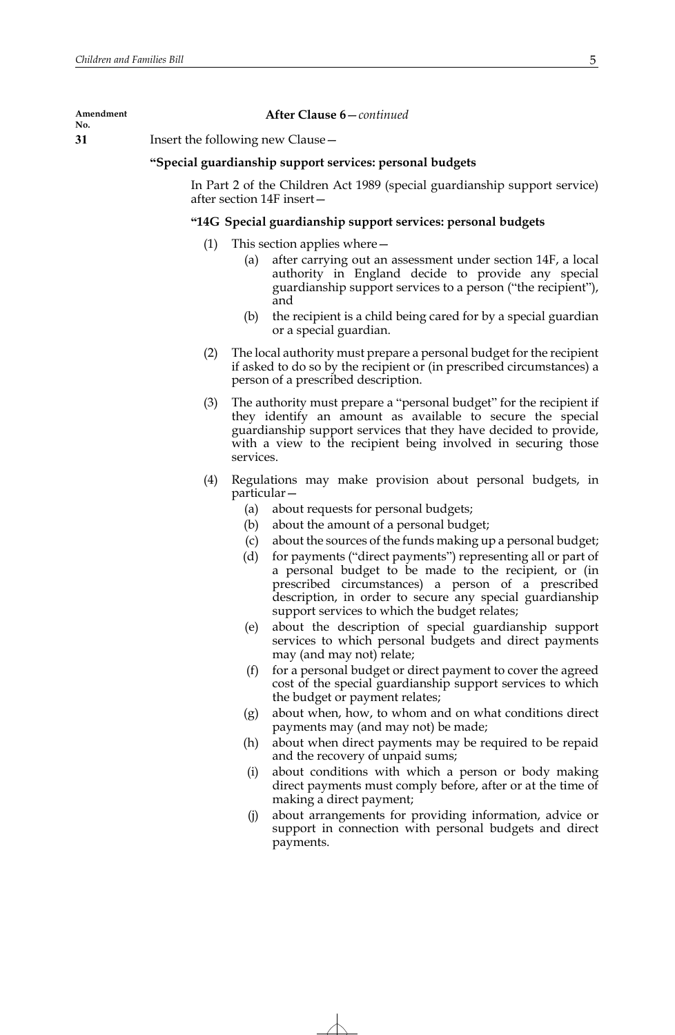**After Clause 6**—*continued*

Amendment No. 31

Insert the following new Clause—

**"Special guardianship support services: personal budgets**

In Part 2 of the Children Act 1989 (special guardianship support service) after section 14F insert—

**"14G Special guardianship support services: personal budgets**

(1) This section applies where—

(a) after carrying out an assessment under section 14F, a local authority in England decide to provide any special guardianship support services to a person ("the recipient"), and

(b) the recipient is a child being cared for by a special guardian or a special guardian.

(2) The local authority must prepare a personal budget for the recipient if asked to do so by the recipient or (in prescribed circumstances) a person of a prescribed description.

(3) The authority must prepare a "personal budget" for the recipient if they identify an amount as available to secure the special guardianship support services that they have decided to provide, with a view to the recipient being involved in securing those services.

(4) Regulations may make provision about personal budgets, in particular—

(a) about requests for personal budgets;

(b) about the amount of a personal budget;

(c) about the sources of the funds making up a personal budget;

(d) for payments ("direct payments") representing all or part of a personal budget to be made to the recipient, or (in prescribed circumstances) a person of a prescribed description, in order to secure any special guardianship support services to which the budget relates;

(e) about the description of special guardianship support services to which personal budgets and direct payments may (and may not) relate;

(f) for a personal budget or direct payment to cover the agreed cost of the special guardianship support services to which the budget or payment relates;

(g) about when, how, to whom and on what conditions direct payments may (and may not) be made;

(h) about when direct payments may be required to be repaid and the recovery of unpaid sums;

(i) about conditions with which a person or body making direct payments must comply before, after or at the time of making a direct payment;

(j) about arrangements for providing information, advice or support in connection with personal budgets and direct payments.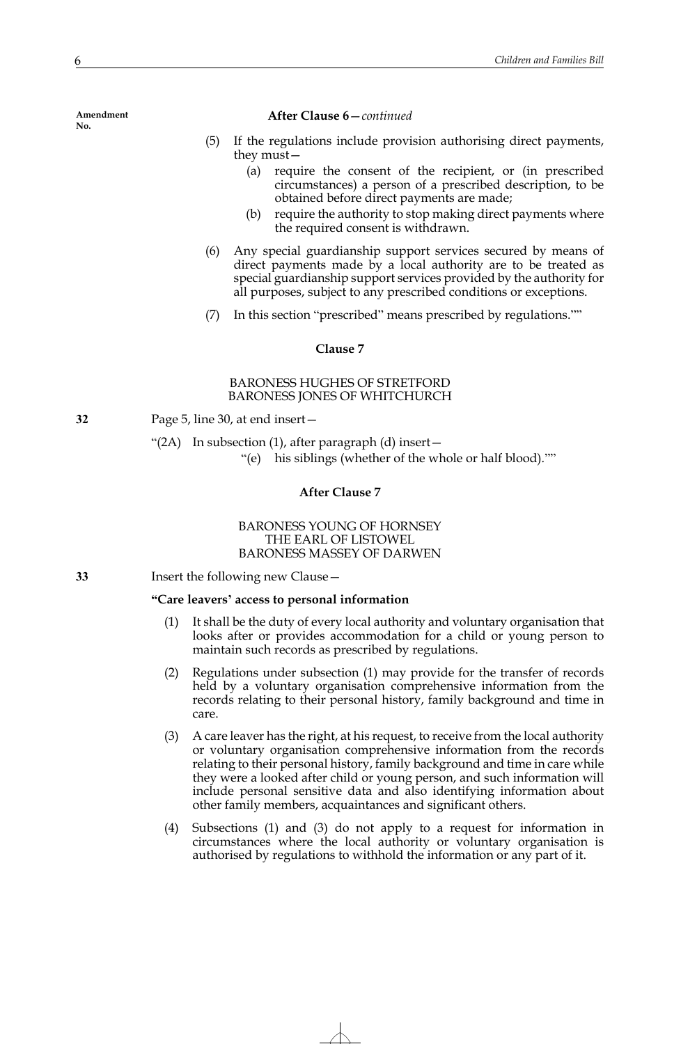**After Clause 6**—*continued*

(5) If the regulations include provision authorising direct payments, they must—

(a) require the consent of the recipient, or (in prescribed circumstances) a person of a prescribed description, to be obtained before direct payments are made;

(b) require the authority to stop making direct payments where the required consent is withdrawn.

(6) Any special guardianship support services secured by means of direct payments made by a local authority are to be treated as special guardianship support services provided by the authority for all purposes, subject to any prescribed conditions or exceptions.

(7) In this section "prescribed" means prescribed by regulations.""

**Clause 7**

BARONESS HUGHES OF STRETFORD
BARONESS JONES OF WHITCHURCH

**32** Page 5, line 30, at end insert—

"(2A) In subsection (1), after paragraph (d) insert—

"(e) his siblings (whether of the whole or half blood).""

**After Clause 7**

BARONESS YOUNG OF HORNSEY
THE EARL OF LISTOWEL
BARONESS MASSEY OF DARWEN

**33** Insert the following new Clause—

**"Care leavers' access to personal information**

(1) It shall be the duty of every local authority and voluntary organisation that looks after or provides accommodation for a child or young person to maintain such records as prescribed by regulations.

(2) Regulations under subsection (1) may provide for the transfer of records held by a voluntary organisation comprehensive information from the records relating to their personal history, family background and time in care.

(3) A care leaver has the right, at his request, to receive from the local authority or voluntary organisation comprehensive information from the records relating to their personal history, family background and time in care while they were a looked after child or young person, and such information will include personal sensitive data and also identifying information about other family members, acquaintances and significant others.

(4) Subsections (1) and (3) do not apply to a request for information in circumstances where the local authority or voluntary organisation is authorised by regulations to withhold the information or any part of it.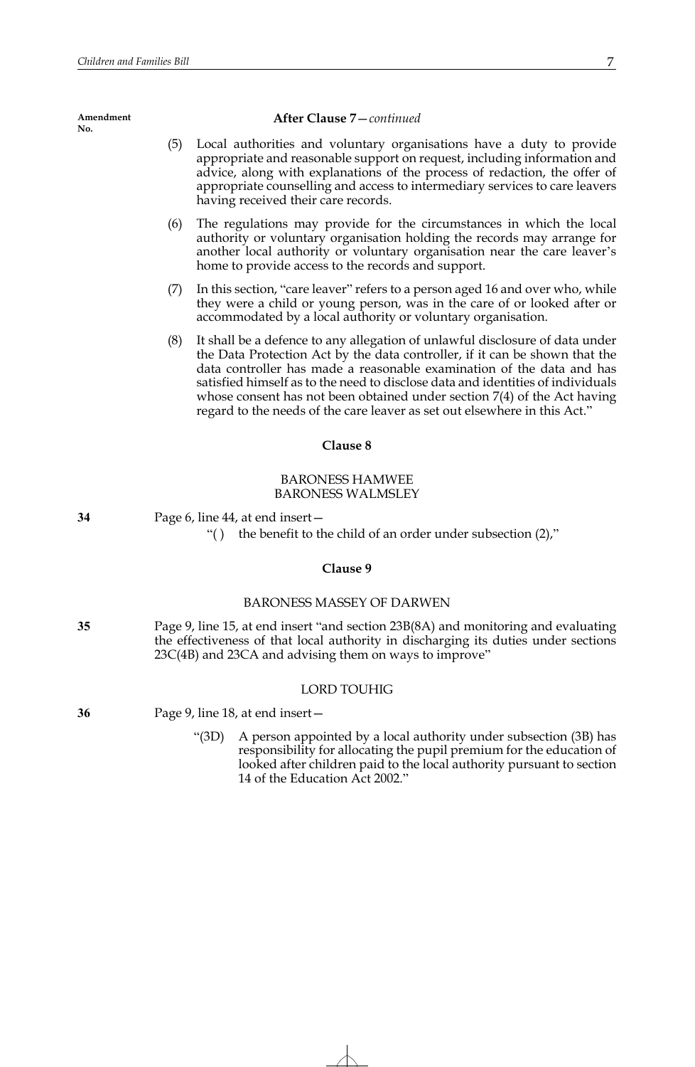**After Clause 7**—*continued*

(5) Local authorities and voluntary organisations have a duty to provide appropriate and reasonable support on request, including information and advice, along with explanations of the process of redaction, the offer of appropriate counselling and access to intermediary services to care leavers having received their care records.

(6) The regulations may provide for the circumstances in which the local authority or voluntary organisation holding the records may arrange for another local authority or voluntary organisation near the care leaver's home to provide access to the records and support.

(7) In this section, "care leaver" refers to a person aged 16 and over who, while they were a child or young person, was in the care of or looked after or accommodated by a local authority or voluntary organisation.

(8) It shall be a defence to any allegation of unlawful disclosure of data under the Data Protection Act by the data controller, if it can be shown that the data controller has made a reasonable examination of the data and has satisfied himself as to the need to disclose data and identities of individuals whose consent has not been obtained under section 7(4) of the Act having regard to the needs of the care leaver as set out elsewhere in this Act."

**Clause 8**

BARONESS HAMWEE
BARONESS WALMSLEY

**34** Page 6, line 44, at end insert—

"( ) the benefit to the child of an order under subsection (2),"

**Clause 9**

BARONESS MASSEY OF DARWEN

**35** Page 9, line 15, at end insert "and section 23B(8A) and monitoring and evaluating the effectiveness of that local authority in discharging its duties under sections 23C(4B) and 23CA and advising them on ways to improve"

LORD TOUHIG

**36** Page 9, line 18, at end insert—

"(3D) A person appointed by a local authority under subsection (3B) has responsibility for allocating the pupil premium for the education of looked after children paid to the local authority pursuant to section 14 of the Education Act 2002."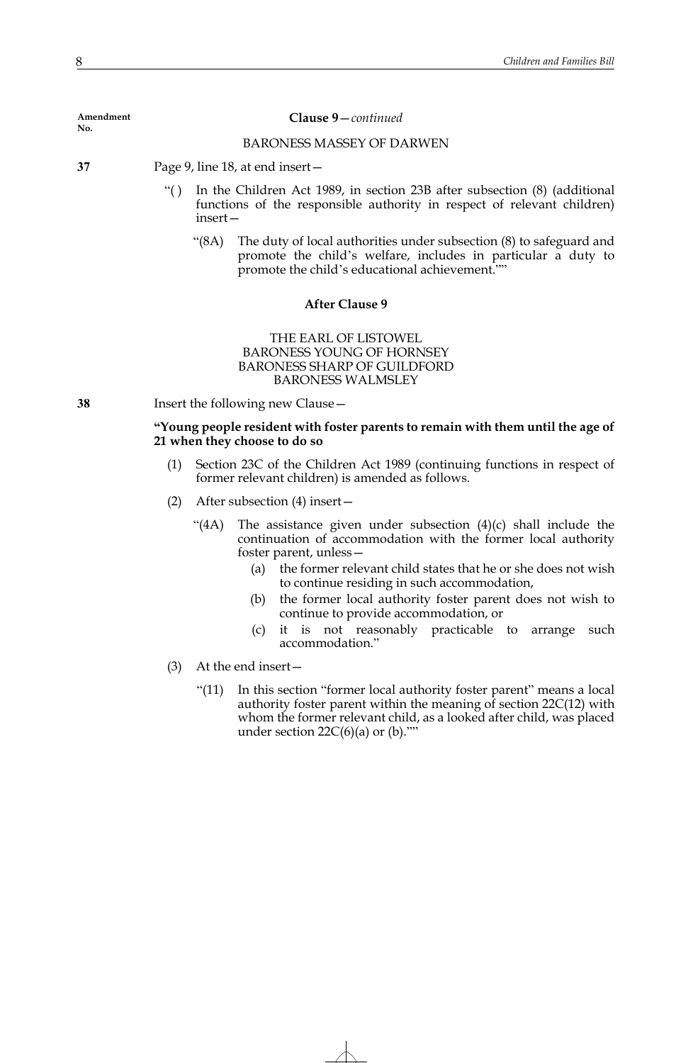Amendment No.

**Clause 9**—*continued*

BARONESS MASSEY OF DARWEN

**37** Page 9, line 18, at end insert—

"( ) In the Children Act 1989, in section 23B after subsection (8) (additional functions of the responsible authority in respect of relevant children) insert—

"(8A) The duty of local authorities under subsection (8) to safeguard and promote the child's welfare, includes in particular a duty to promote the child's educational achievement.""

**After Clause 9**

THE EARL OF LISTOWEL
BARONESS YOUNG OF HORNSEY
BARONESS SHARP OF GUILDFORD
BARONESS WALMSLEY

**38** Insert the following new Clause—

**"Young people resident with foster parents to remain with them until the age of 21 when they choose to do so**

(1) Section 23C of the Children Act 1989 (continuing functions in respect of former relevant children) is amended as follows.

(2) After subsection (4) insert—

"(4A) The assistance given under subsection (4)(c) shall include the continuation of accommodation with the former local authority foster parent, unless—

(a) the former relevant child states that he or she does not wish to continue residing in such accommodation,

(b) the former local authority foster parent does not wish to continue to provide accommodation, or

(c) it is not reasonably practicable to arrange such accommodation."

(3) At the end insert—

"(11) In this section "former local authority foster parent" means a local authority foster parent within the meaning of section 22C(12) with whom the former relevant child, as a looked after child, was placed under section 22C(6)(a) or (b).""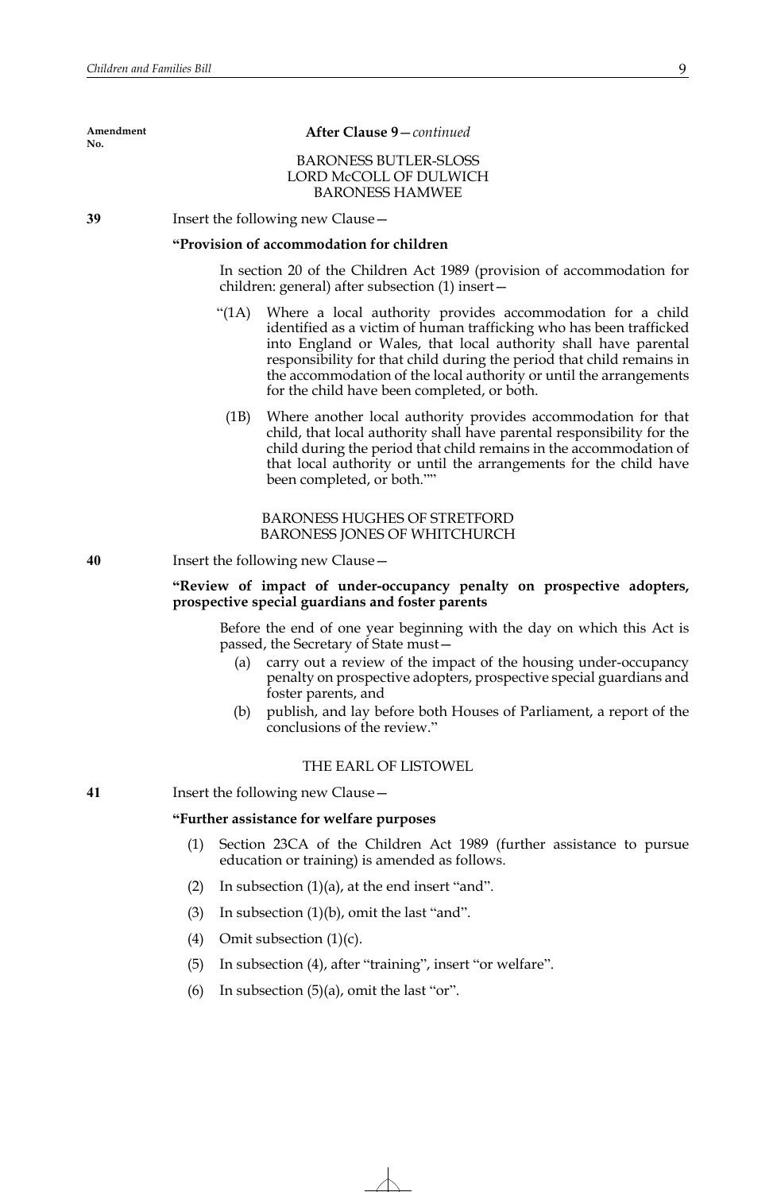Amendment No.

**After Clause 9**—*continued*

BARONESS BUTLER-SLOSS
LORD McCOLL OF DULWICH
BARONESS HAMWEE

**39** Insert the following new Clause—

**"Provision of accommodation for children**

In section 20 of the Children Act 1989 (provision of accommodation for children: general) after subsection (1) insert—

"(1A) Where a local authority provides accommodation for a child identified as a victim of human trafficking who has been trafficked into England or Wales, that local authority shall have parental responsibility for that child during the period that child remains in the accommodation of the local authority or until the arrangements for the child have been completed, or both.

(1B) Where another local authority provides accommodation for that child, that local authority shall have parental responsibility for the child during the period that child remains in the accommodation of that local authority or until the arrangements for the child have been completed, or both.""

BARONESS HUGHES OF STRETFORD
BARONESS JONES OF WHITCHURCH

**40** Insert the following new Clause—

**"Review of impact of under-occupancy penalty on prospective adopters, prospective special guardians and foster parents**

Before the end of one year beginning with the day on which this Act is passed, the Secretary of State must—

(a) carry out a review of the impact of the housing under-occupancy penalty on prospective adopters, prospective special guardians and foster parents, and

(b) publish, and lay before both Houses of Parliament, a report of the conclusions of the review."

THE EARL OF LISTOWEL

**41** Insert the following new Clause—

**"Further assistance for welfare purposes**

(1) Section 23CA of the Children Act 1989 (further assistance to pursue education or training) is amended as follows.

(2) In subsection (1)(a), at the end insert "and".

(3) In subsection (1)(b), omit the last "and".

(4) Omit subsection (1)(c).

(5) In subsection (4), after "training", insert "or welfare".

(6) In subsection (5)(a), omit the last "or".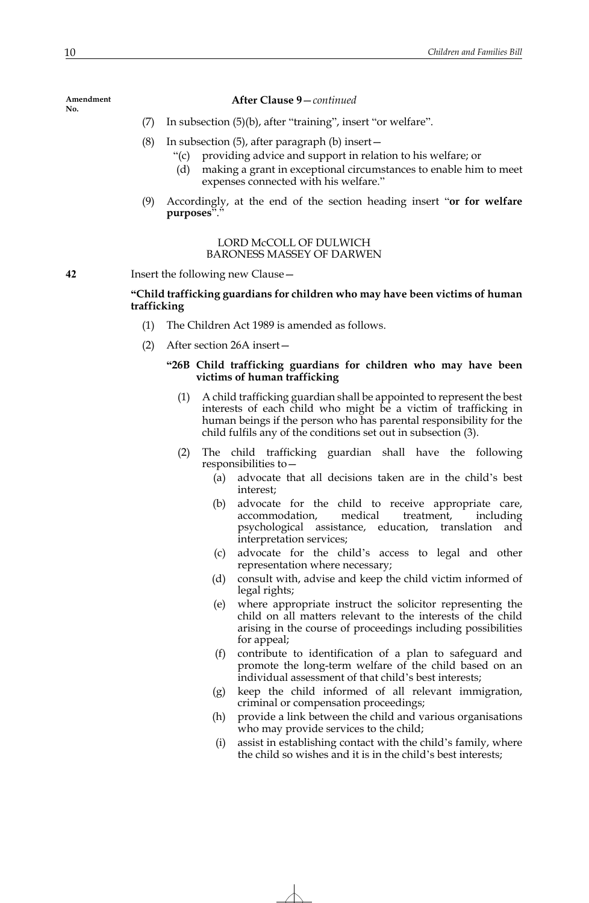Amendment No.

**After Clause 9**—*continued*

(7) In subsection (5)(b), after "training", insert "or welfare".

(8) In subsection (5), after paragraph (b) insert—

"(c) providing advice and support in relation to his welfare; or

(d) making a grant in exceptional circumstances to enable him to meet expenses connected with his welfare."

(9) Accordingly, at the end of the section heading insert "**or for welfare purposes**"."

LORD McCOLL OF DULWICH
BARONESS MASSEY OF DARWEN

**42** Insert the following new Clause—

**"Child trafficking guardians for children who may have been victims of human trafficking**

(1) The Children Act 1989 is amended as follows.

(2) After section 26A insert—

**"26B Child trafficking guardians for children who may have been victims of human trafficking**

(1) A child trafficking guardian shall be appointed to represent the best interests of each child who might be a victim of trafficking in human beings if the person who has parental responsibility for the child fulfils any of the conditions set out in subsection (3).

(2) The child trafficking guardian shall have the following responsibilities to—

(a) advocate that all decisions taken are in the child's best interest;

(b) advocate for the child to receive appropriate care, accommodation, medical treatment, including psychological assistance, education, translation and interpretation services;

(c) advocate for the child's access to legal and other representation where necessary;

(d) consult with, advise and keep the child victim informed of legal rights;

(e) where appropriate instruct the solicitor representing the child on all matters relevant to the interests of the child arising in the course of proceedings including possibilities for appeal;

(f) contribute to identification of a plan to safeguard and promote the long-term welfare of the child based on an individual assessment of that child's best interests;

(g) keep the child informed of all relevant immigration, criminal or compensation proceedings;

(h) provide a link between the child and various organisations who may provide services to the child;

(i) assist in establishing contact with the child's family, where the child so wishes and it is in the child's best interests;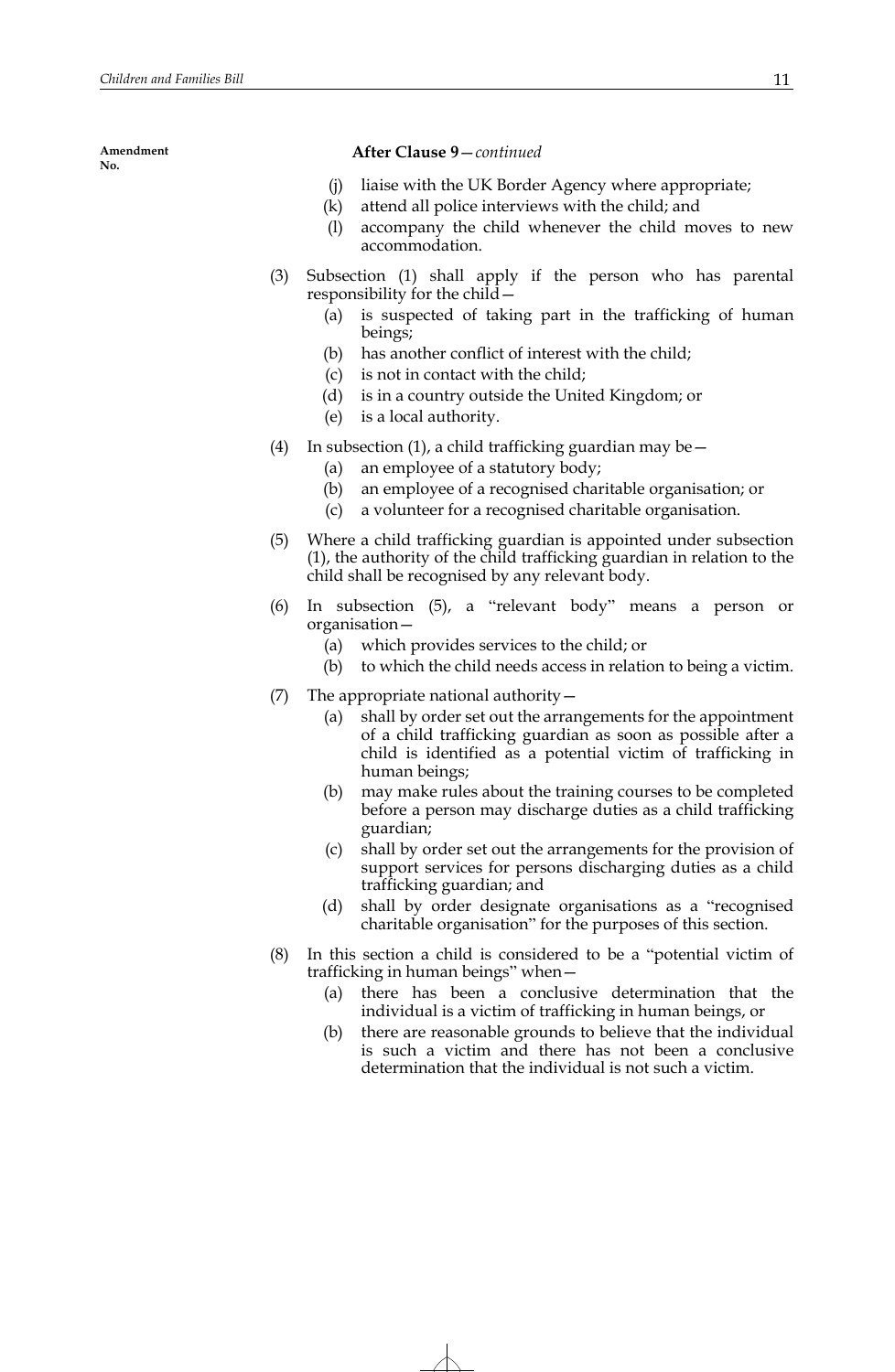Amendment No.

**After Clause 9**—*continued*

(j) liaise with the UK Border Agency where appropriate;
(k) attend all police interviews with the child; and
(l) accompany the child whenever the child moves to new accommodation.

(3) Subsection (1) shall apply if the person who has parental responsibility for the child—
(a) is suspected of taking part in the trafficking of human beings;
(b) has another conflict of interest with the child;
(c) is not in contact with the child;
(d) is in a country outside the United Kingdom; or
(e) is a local authority.

(4) In subsection (1), a child trafficking guardian may be—
(a) an employee of a statutory body;
(b) an employee of a recognised charitable organisation; or
(c) a volunteer for a recognised charitable organisation.

(5) Where a child trafficking guardian is appointed under subsection (1), the authority of the child trafficking guardian in relation to the child shall be recognised by any relevant body.

(6) In subsection (5), a "relevant body" means a person or organisation—
(a) which provides services to the child; or
(b) to which the child needs access in relation to being a victim.

(7) The appropriate national authority—
(a) shall by order set out the arrangements for the appointment of a child trafficking guardian as soon as possible after a child is identified as a potential victim of trafficking in human beings;
(b) may make rules about the training courses to be completed before a person may discharge duties as a child trafficking guardian;
(c) shall by order set out the arrangements for the provision of support services for persons discharging duties as a child trafficking guardian; and
(d) shall by order designate organisations as a "recognised charitable organisation" for the purposes of this section.

(8) In this section a child is considered to be a "potential victim of trafficking in human beings" when—
(a) there has been a conclusive determination that the individual is a victim of trafficking in human beings, or
(b) there are reasonable grounds to believe that the individual is such a victim and there has not been a conclusive determination that the individual is not such a victim.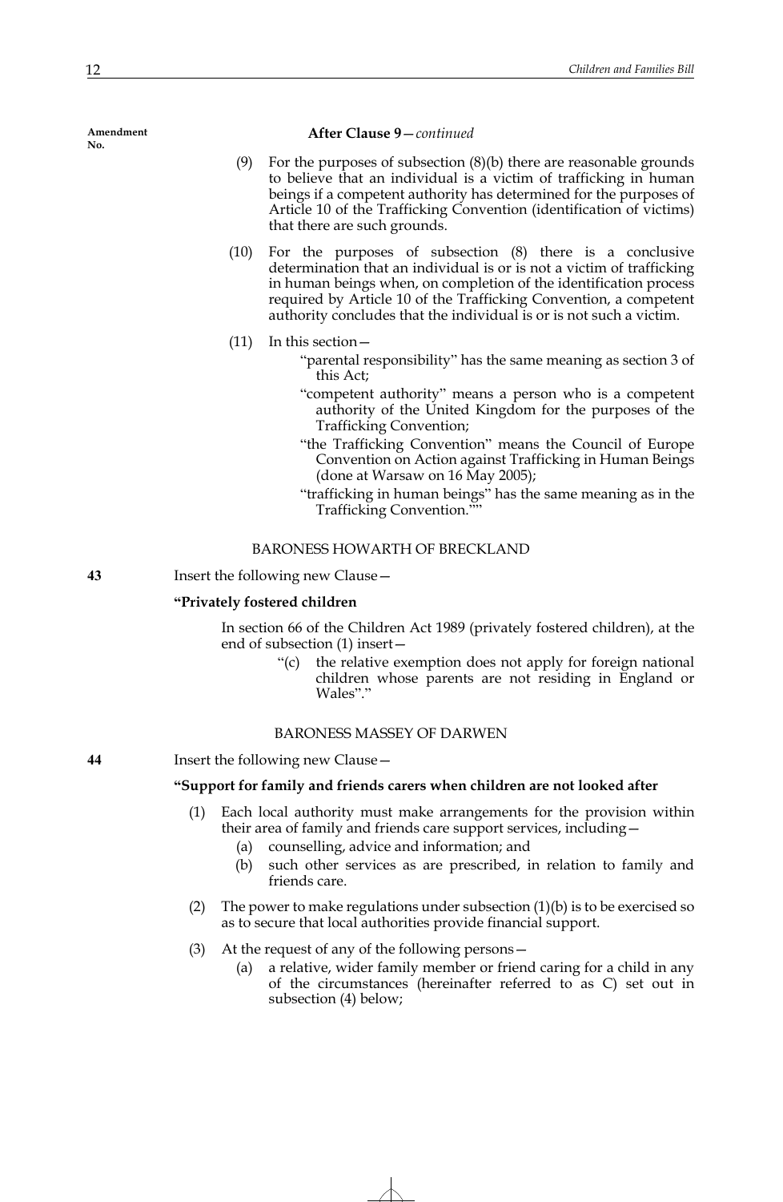**After Clause 9**—*continued*

(9) For the purposes of subsection (8)(b) there are reasonable grounds to believe that an individual is a victim of trafficking in human beings if a competent authority has determined for the purposes of Article 10 of the Trafficking Convention (identification of victims) that there are such grounds.

(10) For the purposes of subsection (8) there is a conclusive determination that an individual is or is not a victim of trafficking in human beings when, on completion of the identification process required by Article 10 of the Trafficking Convention, a competent authority concludes that the individual is or is not such a victim.

(11) In this section—

"parental responsibility" has the same meaning as section 3 of this Act;

"competent authority" means a person who is a competent authority of the United Kingdom for the purposes of the Trafficking Convention;

"the Trafficking Convention" means the Council of Europe Convention on Action against Trafficking in Human Beings (done at Warsaw on 16 May 2005);

"trafficking in human beings" has the same meaning as in the Trafficking Convention.""

BARONESS HOWARTH OF BRECKLAND

**43** Insert the following new Clause—

**"Privately fostered children**

In section 66 of the Children Act 1989 (privately fostered children), at the end of subsection (1) insert—

"(c) the relative exemption does not apply for foreign national children whose parents are not residing in England or Wales"."

BARONESS MASSEY OF DARWEN

**44** Insert the following new Clause—

**"Support for family and friends carers when children are not looked after**

(1) Each local authority must make arrangements for the provision within their area of family and friends care support services, including—

(a) counselling, advice and information; and

(b) such other services as are prescribed, in relation to family and friends care.

(2) The power to make regulations under subsection (1)(b) is to be exercised so as to secure that local authorities provide financial support.

(3) At the request of any of the following persons—

(a) a relative, wider family member or friend caring for a child in any of the circumstances (hereinafter referred to as C) set out in subsection (4) below;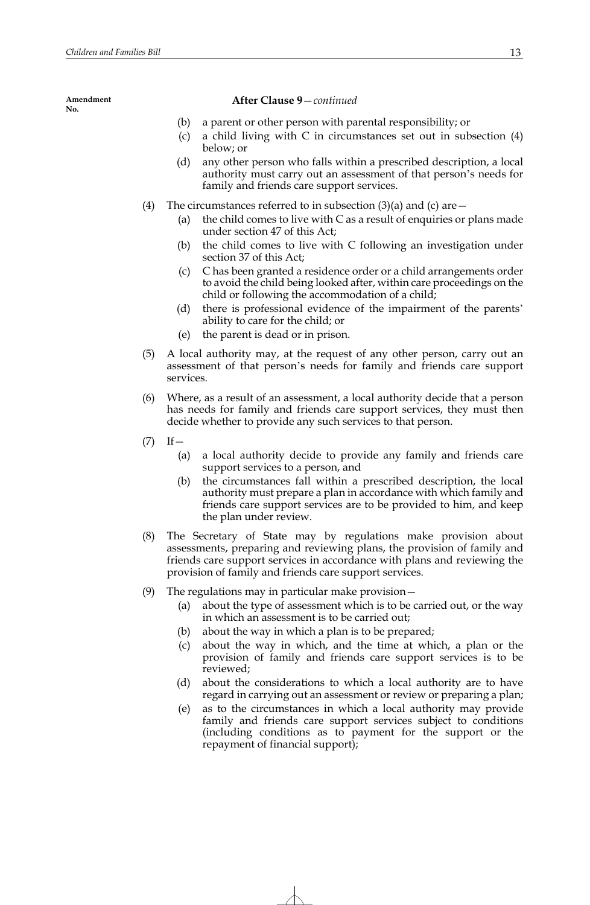Amendment No.

**After Clause 9**—*continued*

(b) a parent or other person with parental responsibility; or

(c) a child living with C in circumstances set out in subsection (4) below; or

(d) any other person who falls within a prescribed description, a local authority must carry out an assessment of that person's needs for family and friends care support services.

(4) The circumstances referred to in subsection (3)(a) and (c) are—

(a) the child comes to live with C as a result of enquiries or plans made under section 47 of this Act;

(b) the child comes to live with C following an investigation under section 37 of this Act;

(c) C has been granted a residence order or a child arrangements order to avoid the child being looked after, within care proceedings on the child or following the accommodation of a child;

(d) there is professional evidence of the impairment of the parents' ability to care for the child; or

(e) the parent is dead or in prison.

(5) A local authority may, at the request of any other person, carry out an assessment of that person's needs for family and friends care support services.

(6) Where, as a result of an assessment, a local authority decide that a person has needs for family and friends care support services, they must then decide whether to provide any such services to that person.

(7) If—

(a) a local authority decide to provide any family and friends care support services to a person, and

(b) the circumstances fall within a prescribed description, the local authority must prepare a plan in accordance with which family and friends care support services are to be provided to him, and keep the plan under review.

(8) The Secretary of State may by regulations make provision about assessments, preparing and reviewing plans, the provision of family and friends care support services in accordance with plans and reviewing the provision of family and friends care support services.

(9) The regulations may in particular make provision—

(a) about the type of assessment which is to be carried out, or the way in which an assessment is to be carried out;

(b) about the way in which a plan is to be prepared;

(c) about the way in which, and the time at which, a plan or the provision of family and friends care support services is to be reviewed;

(d) about the considerations to which a local authority are to have regard in carrying out an assessment or review or preparing a plan;

(e) as to the circumstances in which a local authority may provide family and friends care support services subject to conditions (including conditions as to payment for the support or the repayment of financial support);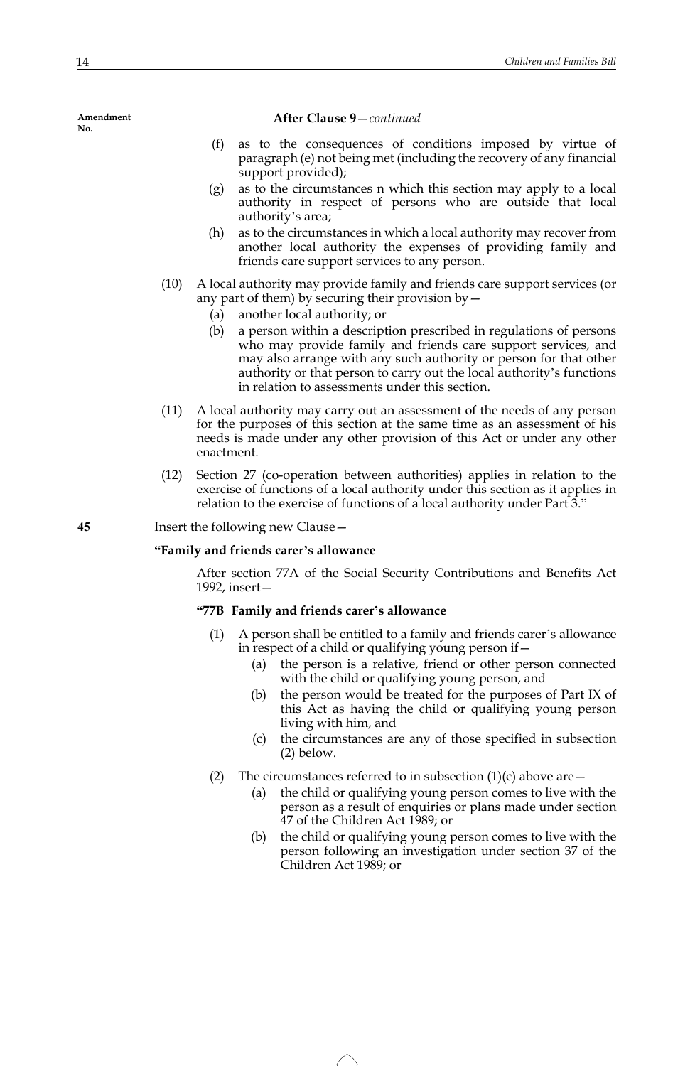Amendment No.

**After Clause 9**—*continued*

(f) as to the consequences of conditions imposed by virtue of paragraph (e) not being met (including the recovery of any financial support provided);

(g) as to the circumstances n which this section may apply to a local authority in respect of persons who are outside that local authority's area;

(h) as to the circumstances in which a local authority may recover from another local authority the expenses of providing family and friends care support services to any person.

(10) A local authority may provide family and friends care support services (or any part of them) by securing their provision by—

(a) another local authority; or

(b) a person within a description prescribed in regulations of persons who may provide family and friends care support services, and may also arrange with any such authority or person for that other authority or that person to carry out the local authority's functions in relation to assessments under this section.

(11) A local authority may carry out an assessment of the needs of any person for the purposes of this section at the same time as an assessment of his needs is made under any other provision of this Act or under any other enactment.

(12) Section 27 (co-operation between authorities) applies in relation to the exercise of functions of a local authority under this section as it applies in relation to the exercise of functions of a local authority under Part 3."

**45** Insert the following new Clause—

**"Family and friends carer's allowance**

After section 77A of the Social Security Contributions and Benefits Act 1992, insert—

**"77B Family and friends carer's allowance**

(1) A person shall be entitled to a family and friends carer's allowance in respect of a child or qualifying young person if—

(a) the person is a relative, friend or other person connected with the child or qualifying young person, and

(b) the person would be treated for the purposes of Part IX of this Act as having the child or qualifying young person living with him, and

(c) the circumstances are any of those specified in subsection (2) below.

(2) The circumstances referred to in subsection (1)(c) above are—

(a) the child or qualifying young person comes to live with the person as a result of enquiries or plans made under section 47 of the Children Act 1989; or

(b) the child or qualifying young person comes to live with the person following an investigation under section 37 of the Children Act 1989; or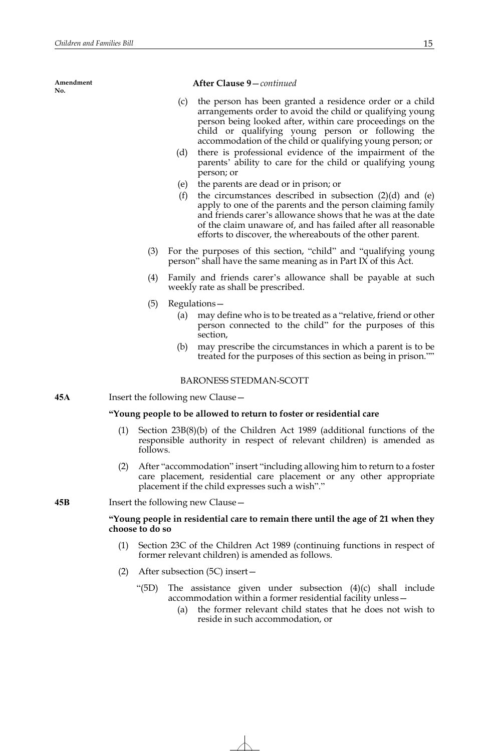Amendment No.

**After Clause 9**—*continued*

(c) the person has been granted a residence order or a child arrangements order to avoid the child or qualifying young person being looked after, within care proceedings on the child or qualifying young person or following the accommodation of the child or qualifying young person; or

(d) there is professional evidence of the impairment of the parents' ability to care for the child or qualifying young person; or

(e) the parents are dead or in prison; or

(f) the circumstances described in subsection (2)(d) and (e) apply to one of the parents and the person claiming family and friends carer's allowance shows that he was at the date of the claim unaware of, and has failed after all reasonable efforts to discover, the whereabouts of the other parent.

(3) For the purposes of this section, "child" and "qualifying young person" shall have the same meaning as in Part IX of this Act.

(4) Family and friends carer's allowance shall be payable at such weekly rate as shall be prescribed.

(5) Regulations—

(a) may define who is to be treated as a "relative, friend or other person connected to the child" for the purposes of this section,

(b) may prescribe the circumstances in which a parent is to be treated for the purposes of this section as being in prison.""

BARONESS STEDMAN-SCOTT

**45A** Insert the following new Clause—

**"Young people to be allowed to return to foster or residential care**

(1) Section 23B(8)(b) of the Children Act 1989 (additional functions of the responsible authority in respect of relevant children) is amended as follows.

(2) After "accommodation" insert "including allowing him to return to a foster care placement, residential care placement or any other appropriate placement if the child expresses such a wish"."

**45B** Insert the following new Clause—

**"Young people in residential care to remain there until the age of 21 when they choose to do so**

(1) Section 23C of the Children Act 1989 (continuing functions in respect of former relevant children) is amended as follows.

(2) After subsection (5C) insert—

"(5D) The assistance given under subsection (4)(c) shall include accommodation within a former residential facility unless—

(a) the former relevant child states that he does not wish to reside in such accommodation, or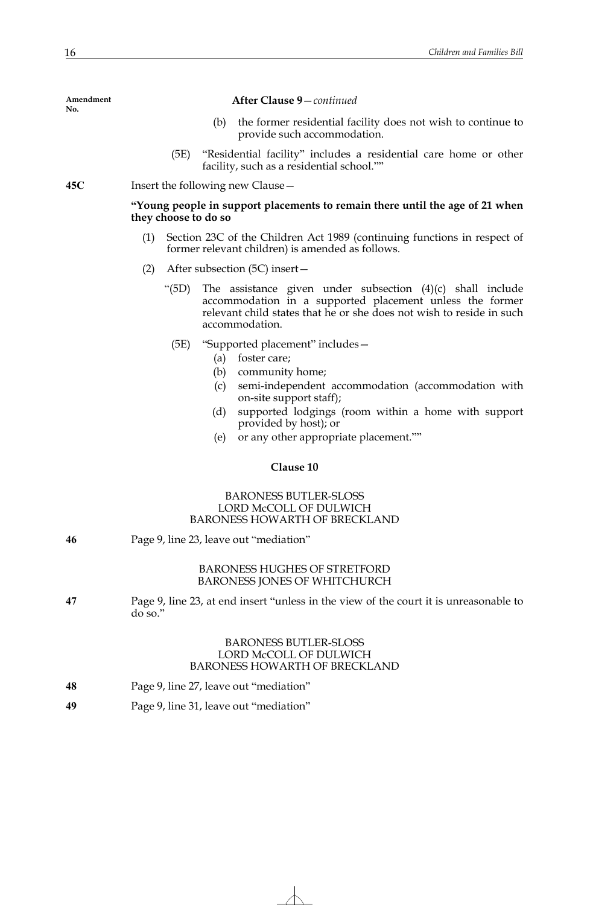Amendment No.

**After Clause 9**—*continued*

(b) the former residential facility does not wish to continue to provide such accommodation.

(5E) "Residential facility" includes a residential care home or other facility, such as a residential school.""

**45C** Insert the following new Clause—

**"Young people in support placements to remain there until the age of 21 when they choose to do so**

(1) Section 23C of the Children Act 1989 (continuing functions in respect of former relevant children) is amended as follows.

(2) After subsection (5C) insert—

"(5D) The assistance given under subsection (4)(c) shall include accommodation in a supported placement unless the former relevant child states that he or she does not wish to reside in such accommodation.

(5E) "Supported placement" includes—

(a) foster care;

(b) community home;

(c) semi-independent accommodation (accommodation with on-site support staff);

(d) supported lodgings (room within a home with support provided by host); or

(e) or any other appropriate placement.""

**Clause 10**

BARONESS BUTLER-SLOSS
LORD McCOLL OF DULWICH
BARONESS HOWARTH OF BRECKLAND

**46** Page 9, line 23, leave out "mediation"

BARONESS HUGHES OF STRETFORD
BARONESS JONES OF WHITCHURCH

**47** Page 9, line 23, at end insert "unless in the view of the court it is unreasonable to do so."

BARONESS BUTLER-SLOSS
LORD McCOLL OF DULWICH
BARONESS HOWARTH OF BRECKLAND

**48** Page 9, line 27, leave out "mediation"

**49** Page 9, line 31, leave out "mediation"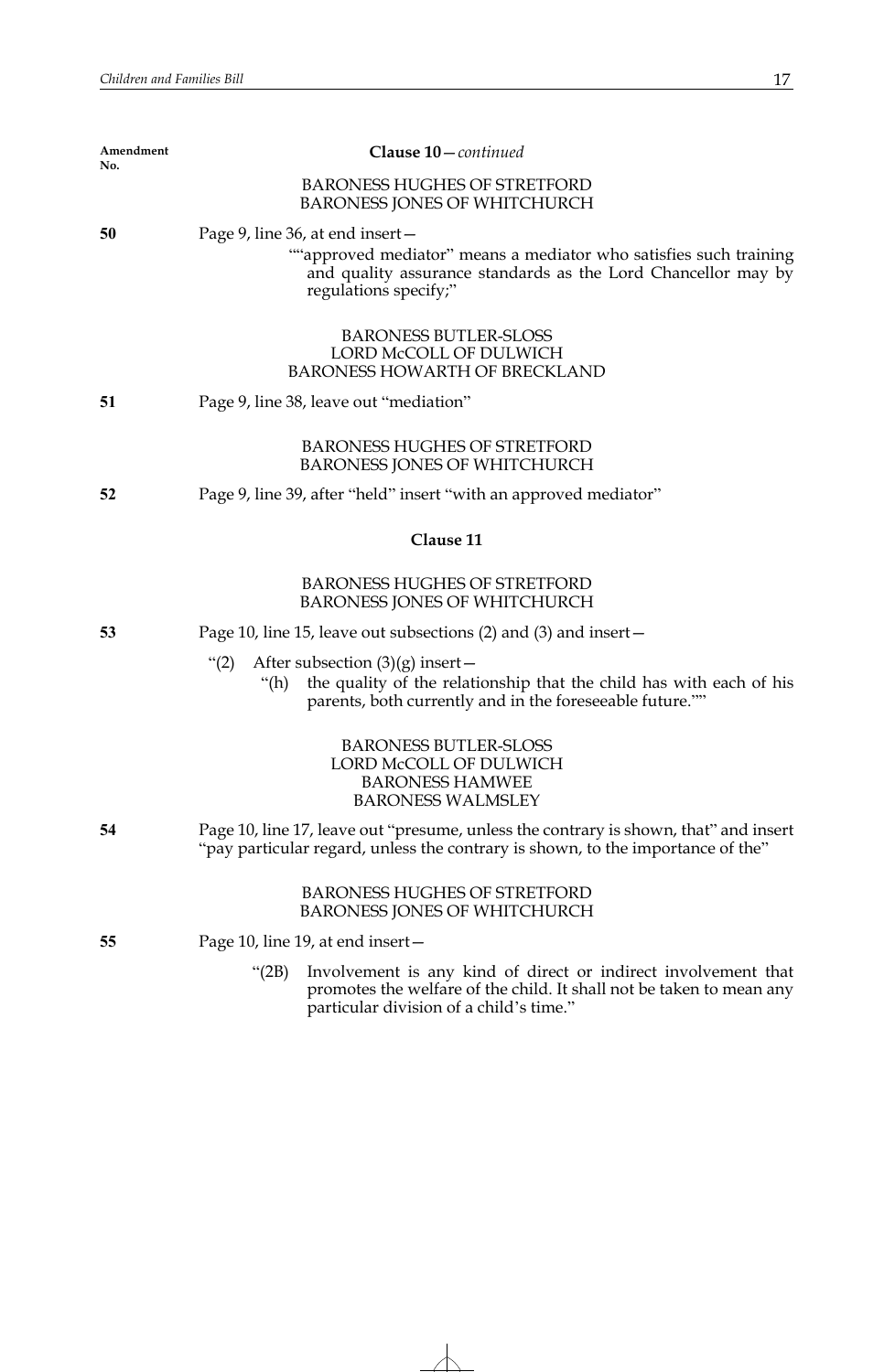Amendment No.

**Clause 10**—*continued*

BARONESS HUGHES OF STRETFORD
BARONESS JONES OF WHITCHURCH

**50** Page 9, line 36, at end insert—

> ""approved mediator" means a mediator who satisfies such training and quality assurance standards as the Lord Chancellor may by regulations specify;"

BARONESS BUTLER-SLOSS
LORD McCOLL OF DULWICH
BARONESS HOWARTH OF BRECKLAND

**51** Page 9, line 38, leave out "mediation"

BARONESS HUGHES OF STRETFORD
BARONESS JONES OF WHITCHURCH

**52** Page 9, line 39, after "held" insert "with an approved mediator"

**Clause 11**

BARONESS HUGHES OF STRETFORD
BARONESS JONES OF WHITCHURCH

**53** Page 10, line 15, leave out subsections (2) and (3) and insert—

> "(2) After subsection (3)(g) insert—
>
> "(h) the quality of the relationship that the child has with each of his parents, both currently and in the foreseeable future.""

BARONESS BUTLER-SLOSS
LORD McCOLL OF DULWICH
BARONESS HAMWEE
BARONESS WALMSLEY

**54** Page 10, line 17, leave out "presume, unless the contrary is shown, that" and insert "pay particular regard, unless the contrary is shown, to the importance of the"

BARONESS HUGHES OF STRETFORD
BARONESS JONES OF WHITCHURCH

**55** Page 10, line 19, at end insert—

> "(2B) Involvement is any kind of direct or indirect involvement that promotes the welfare of the child. It shall not be taken to mean any particular division of a child's time."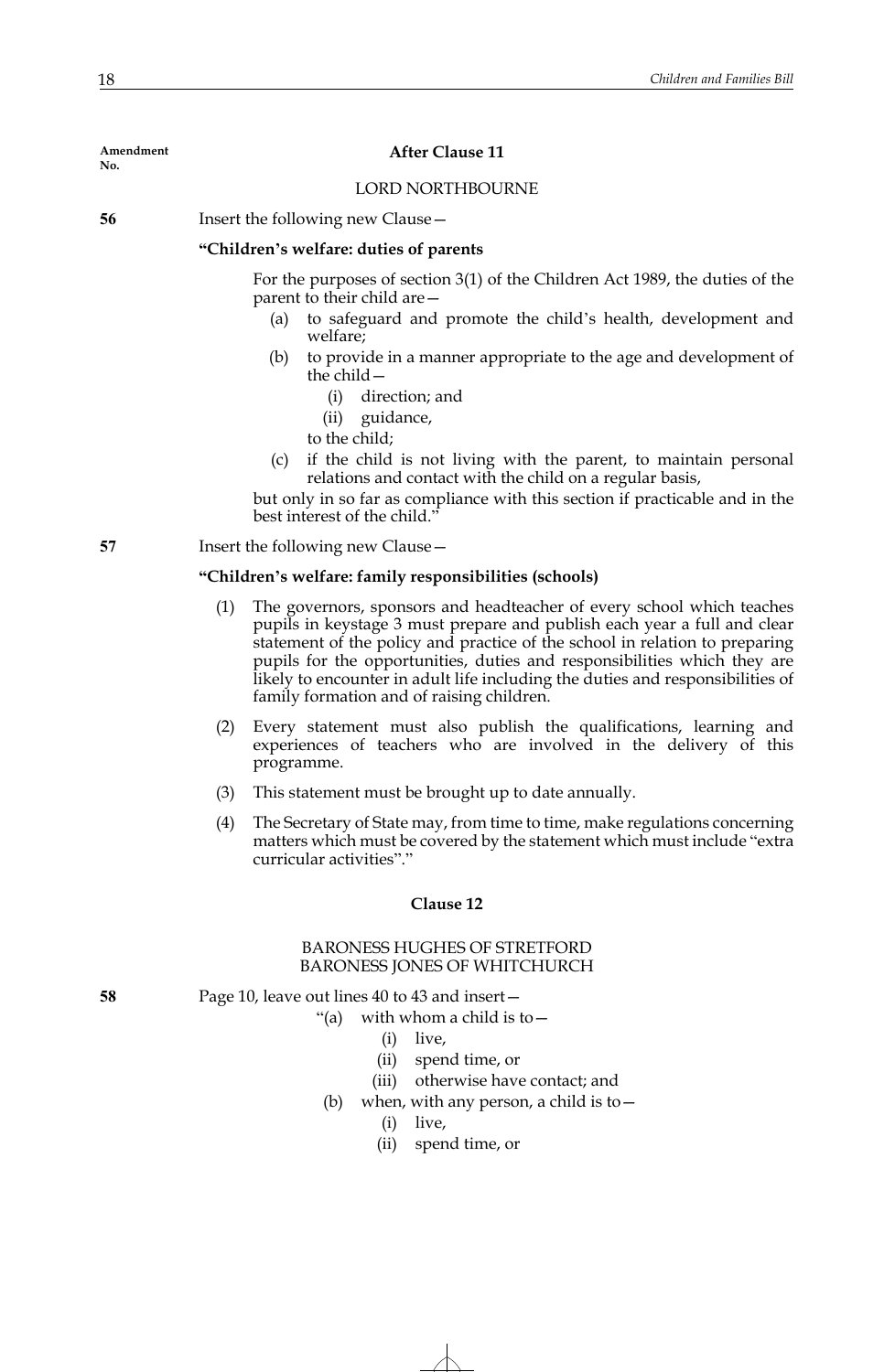Amendment No.

### After Clause 11

LORD NORTHBOURNE

**56** Insert the following new Clause—

**"Children's welfare: duties of parents**

For the purposes of section 3(1) of the Children Act 1989, the duties of the parent to their child are—

- (a) to safeguard and promote the child's health, development and welfare;
- (b) to provide in a manner appropriate to the age and development of the child—
  - (i) direction; and
  - (ii) guidance,

  to the child;
- (c) if the child is not living with the parent, to maintain personal relations and contact with the child on a regular basis,

but only in so far as compliance with this section if practicable and in the best interest of the child."

**57** Insert the following new Clause—

**"Children's welfare: family responsibilities (schools)**

(1) The governors, sponsors and headteacher of every school which teaches pupils in keystage 3 must prepare and publish each year a full and clear statement of the policy and practice of the school in relation to preparing pupils for the opportunities, duties and responsibilities which they are likely to encounter in adult life including the duties and responsibilities of family formation and of raising children.

(2) Every statement must also publish the qualifications, learning and experiences of teachers who are involved in the delivery of this programme.

(3) This statement must be brought up to date annually.

(4) The Secretary of State may, from time to time, make regulations concerning matters which must be covered by the statement which must include "extra curricular activities"."

### Clause 12

BARONESS HUGHES OF STRETFORD
BARONESS JONES OF WHITCHURCH

**58** Page 10, leave out lines 40 to 43 and insert—

"(a) with whom a child is to—
  - (i) live,
  - (ii) spend time, or
  - (iii) otherwise have contact; and

(b) when, with any person, a child is to—
  - (i) live,
  - (ii) spend time, or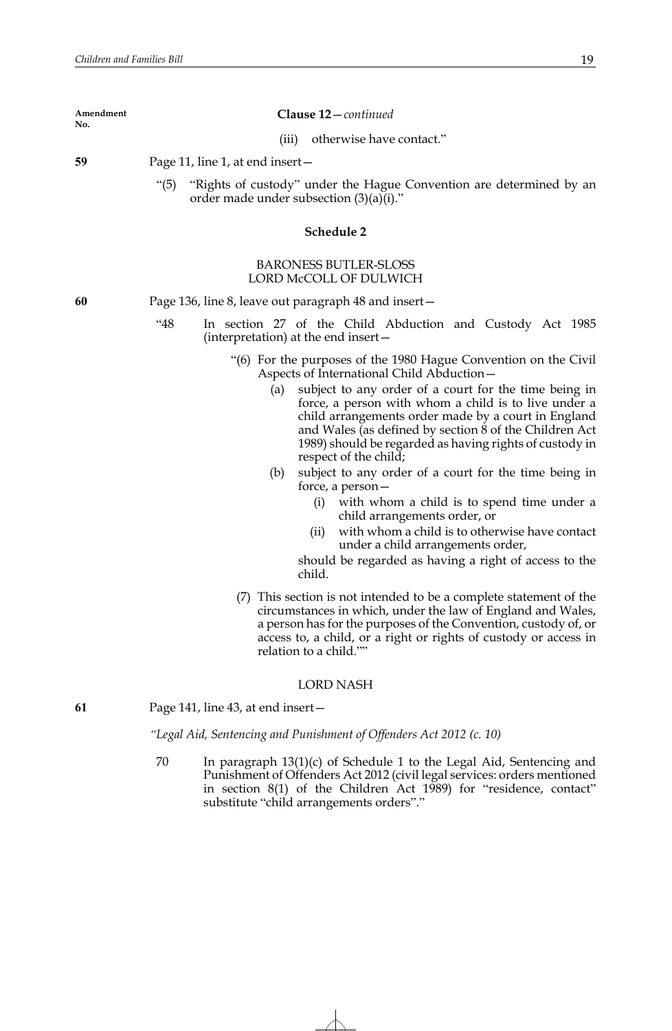Amendment No.

**Clause 12**—*continued*

(iii) otherwise have contact."

**59** Page 11, line 1, at end insert—

"(5) "Rights of custody" under the Hague Convention are determined by an order made under subsection (3)(a)(i)."

**Schedule 2**

BARONESS BUTLER-SLOSS
LORD McCOLL OF DULWICH

**60** Page 136, line 8, leave out paragraph 48 and insert—

"48 In section 27 of the Child Abduction and Custody Act 1985 (interpretation) at the end insert—

"(6) For the purposes of the 1980 Hague Convention on the Civil Aspects of International Child Abduction—

(a) subject to any order of a court for the time being in force, a person with whom a child is to live under a child arrangements order made by a court in England and Wales (as defined by section 8 of the Children Act 1989) should be regarded as having rights of custody in respect of the child;

(b) subject to any order of a court for the time being in force, a person—

(i) with whom a child is to spend time under a child arrangements order, or

(ii) with whom a child is to otherwise have contact under a child arrangements order,

should be regarded as having a right of access to the child.

(7) This section is not intended to be a complete statement of the circumstances in which, under the law of England and Wales, a person has for the purposes of the Convention, custody of, or access to, a child, or a right or rights of custody or access in relation to a child.""

LORD NASH

**61** Page 141, line 43, at end insert—

*"Legal Aid, Sentencing and Punishment of Offenders Act 2012 (c. 10)*

70 In paragraph 13(1)(c) of Schedule 1 to the Legal Aid, Sentencing and Punishment of Offenders Act 2012 (civil legal services: orders mentioned in section 8(1) of the Children Act 1989) for "residence, contact" substitute "child arrangements orders"."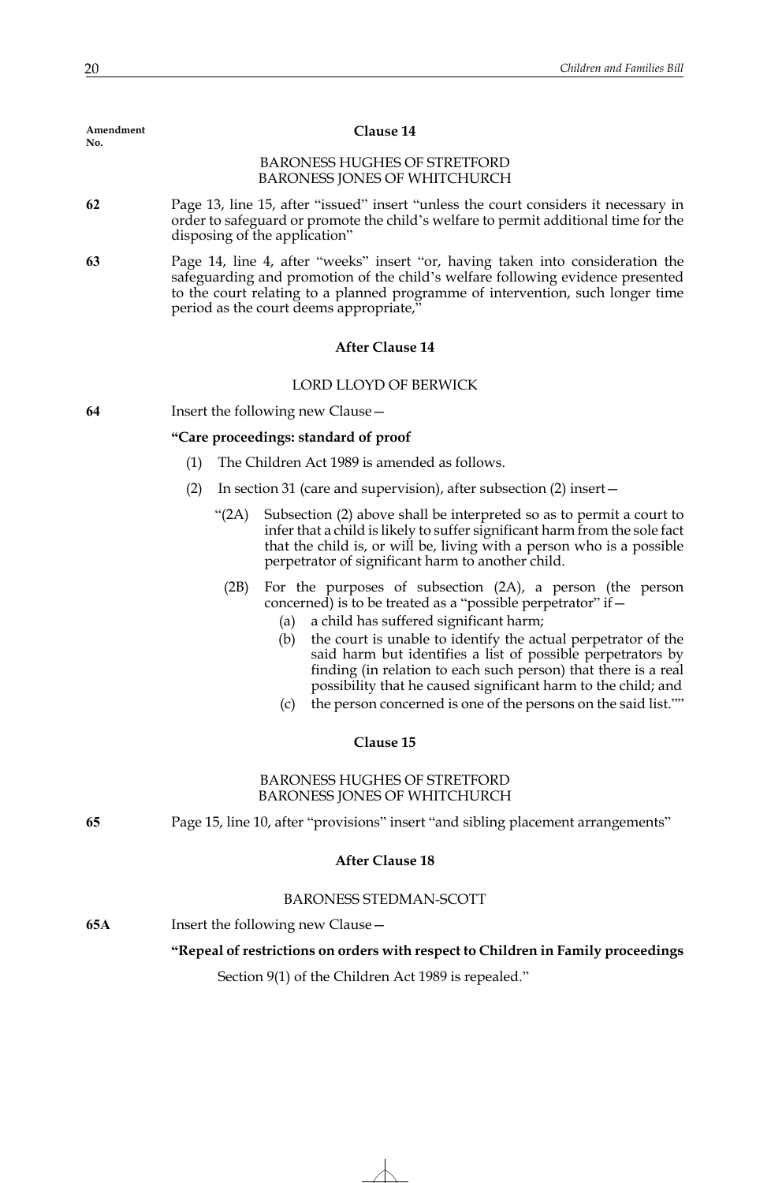Amendment No.

### Clause 14

BARONESS HUGHES OF STRETFORD
BARONESS JONES OF WHITCHURCH

**62** Page 13, line 15, after "issued" insert "unless the court considers it necessary in order to safeguard or promote the child's welfare to permit additional time for the disposing of the application"

**63** Page 14, line 4, after "weeks" insert "or, having taken into consideration the safeguarding and promotion of the child's welfare following evidence presented to the court relating to a planned programme of intervention, such longer time period as the court deems appropriate,"

### After Clause 14

LORD LLOYD OF BERWICK

**64** Insert the following new Clause—

**"Care proceedings: standard of proof**

(1) The Children Act 1989 is amended as follows.

(2) In section 31 (care and supervision), after subsection (2) insert—

"(2A) Subsection (2) above shall be interpreted so as to permit a court to infer that a child is likely to suffer significant harm from the sole fact that the child is, or will be, living with a person who is a possible perpetrator of significant harm to another child.

(2B) For the purposes of subsection (2A), a person (the person concerned) is to be treated as a "possible perpetrator" if—

(a) a child has suffered significant harm;

(b) the court is unable to identify the actual perpetrator of the said harm but identifies a list of possible perpetrators by finding (in relation to each such person) that there is a real possibility that he caused significant harm to the child; and

(c) the person concerned is one of the persons on the said list.""

### Clause 15

BARONESS HUGHES OF STRETFORD
BARONESS JONES OF WHITCHURCH

**65** Page 15, line 10, after "provisions" insert "and sibling placement arrangements"

### After Clause 18

BARONESS STEDMAN-SCOTT

**65A** Insert the following new Clause—

**"Repeal of restrictions on orders with respect to Children in Family proceedings**

Section 9(1) of the Children Act 1989 is repealed."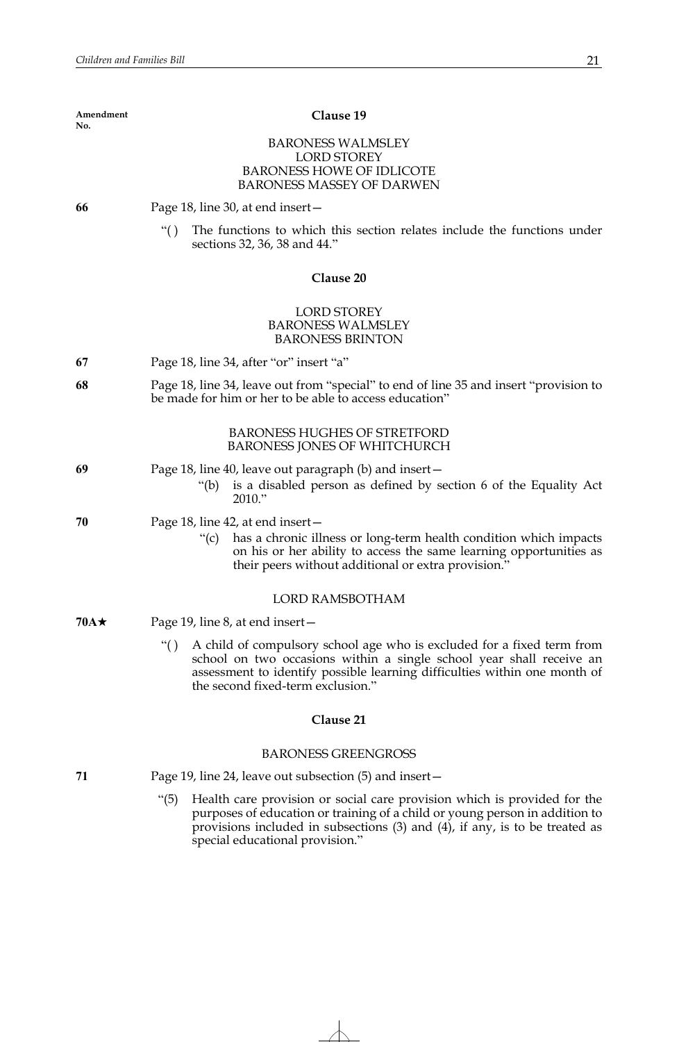Amendment No.

### Clause 19

BARONESS WALMSLEY
LORD STOREY
BARONESS HOWE OF IDLICOTE
BARONESS MASSEY OF DARWEN

**66** Page 18, line 30, at end insert—

"( ) The functions to which this section relates include the functions under sections 32, 36, 38 and 44."

### Clause 20

LORD STOREY
BARONESS WALMSLEY
BARONESS BRINTON

**67** Page 18, line 34, after "or" insert "a"

**68** Page 18, line 34, leave out from "special" to end of line 35 and insert "provision to be made for him or her to be able to access education"

BARONESS HUGHES OF STRETFORD
BARONESS JONES OF WHITCHURCH

**69** Page 18, line 40, leave out paragraph (b) and insert—

"(b) is a disabled person as defined by section 6 of the Equality Act 2010."

**70** Page 18, line 42, at end insert—

"(c) has a chronic illness or long-term health condition which impacts on his or her ability to access the same learning opportunities as their peers without additional or extra provision."

LORD RAMSBOTHAM

**70A★** Page 19, line 8, at end insert—

"( ) A child of compulsory school age who is excluded for a fixed term from school on two occasions within a single school year shall receive an assessment to identify possible learning difficulties within one month of the second fixed-term exclusion."

### Clause 21

BARONESS GREENGROSS

**71** Page 19, line 24, leave out subsection (5) and insert—

"(5) Health care provision or social care provision which is provided for the purposes of education or training of a child or young person in addition to provisions included in subsections (3) and (4), if any, is to be treated as special educational provision."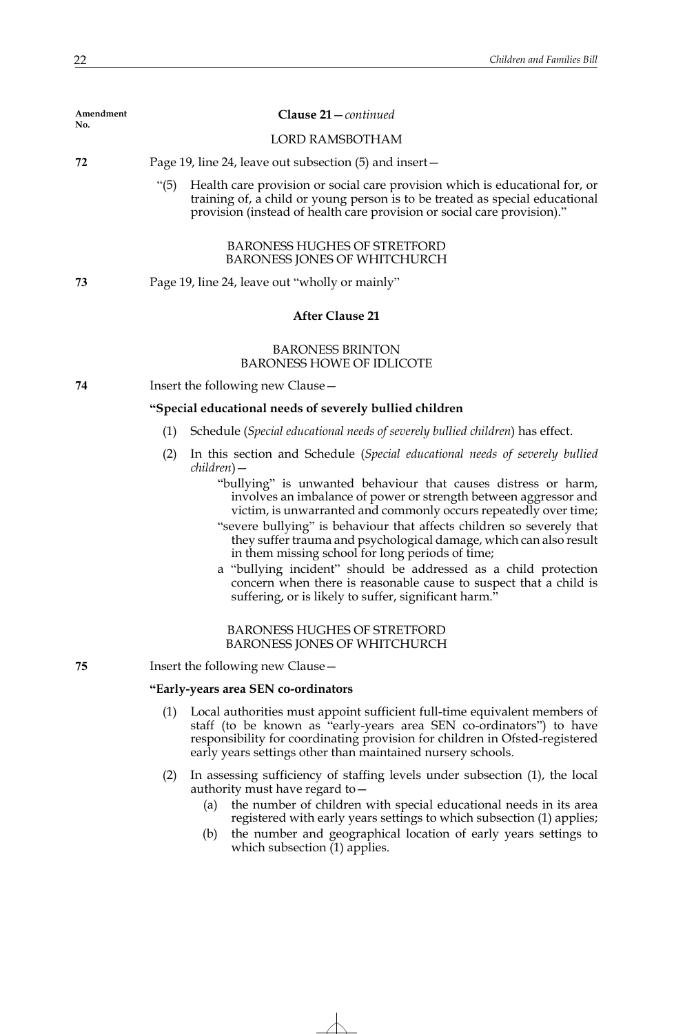Amendment No.

**Clause 21**—*continued*

LORD RAMSBOTHAM

**72** Page 19, line 24, leave out subsection (5) and insert—

> “(5) Health care provision or social care provision which is educational for, or training of, a child or young person is to be treated as special educational provision (instead of health care provision or social care provision).”

BARONESS HUGHES OF STRETFORD
BARONESS JONES OF WHITCHURCH

**73** Page 19, line 24, leave out “wholly or mainly”

**After Clause 21**

BARONESS BRINTON
BARONESS HOWE OF IDLICOTE

**74** Insert the following new Clause—

**“Special educational needs of severely bullied children**

(1) Schedule (*Special educational needs of severely bullied children*) has effect.

(2) In this section and Schedule (*Special educational needs of severely bullied children*)—

> “bullying” is unwanted behaviour that causes distress or harm, involves an imbalance of power or strength between aggressor and victim, is unwarranted and commonly occurs repeatedly over time;
>
> “severe bullying” is behaviour that affects children so severely that they suffer trauma and psychological damage, which can also result in them missing school for long periods of time;
>
> a “bullying incident” should be addressed as a child protection concern when there is reasonable cause to suspect that a child is suffering, or is likely to suffer, significant harm.”

BARONESS HUGHES OF STRETFORD
BARONESS JONES OF WHITCHURCH

**75** Insert the following new Clause—

**“Early-years area SEN co-ordinators**

(1) Local authorities must appoint sufficient full-time equivalent members of staff (to be known as “early-years area SEN co-ordinators”) to have responsibility for coordinating provision for children in Ofsted-registered early years settings other than maintained nursery schools.

(2) In assessing sufficiency of staffing levels under subsection (1), the local authority must have regard to—

> (a) the number of children with special educational needs in its area registered with early years settings to which subsection (1) applies;
>
> (b) the number and geographical location of early years settings to which subsection (1) applies.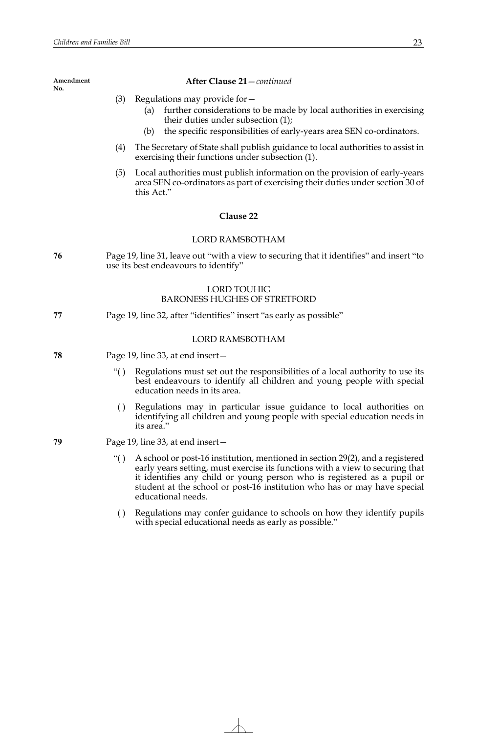Amendment No.

**After Clause 21**—*continued*

(3) Regulations may provide for—

(a) further considerations to be made by local authorities in exercising their duties under subsection (1);

(b) the specific responsibilities of early-years area SEN co-ordinators.

(4) The Secretary of State shall publish guidance to local authorities to assist in exercising their functions under subsection (1).

(5) Local authorities must publish information on the provision of early-years area SEN co-ordinators as part of exercising their duties under section 30 of this Act."

**Clause 22**

LORD RAMSBOTHAM

**76** Page 19, line 31, leave out "with a view to securing that it identifies" and insert "to use its best endeavours to identify"

LORD TOUHIG
BARONESS HUGHES OF STRETFORD

**77** Page 19, line 32, after "identifies" insert "as early as possible"

LORD RAMSBOTHAM

**78** Page 19, line 33, at end insert—

"( ) Regulations must set out the responsibilities of a local authority to use its best endeavours to identify all children and young people with special education needs in its area.

( ) Regulations may in particular issue guidance to local authorities on identifying all children and young people with special education needs in its area."

**79** Page 19, line 33, at end insert—

"( ) A school or post-16 institution, mentioned in section 29(2), and a registered early years setting, must exercise its functions with a view to securing that it identifies any child or young person who is registered as a pupil or student at the school or post-16 institution who has or may have special educational needs.

( ) Regulations may confer guidance to schools on how they identify pupils with special educational needs as early as possible."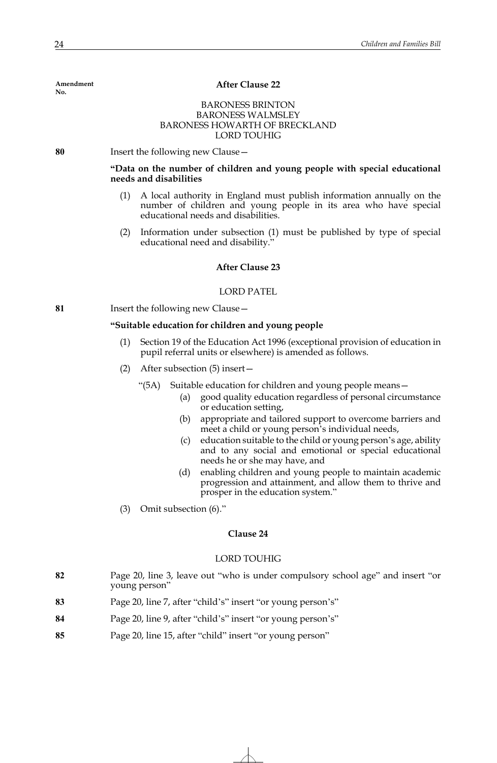Amendment No.

### After Clause 22

BARONESS BRINTON
BARONESS WALMSLEY
BARONESS HOWARTH OF BRECKLAND
LORD TOUHIG

**80** Insert the following new Clause—

**"Data on the number of children and young people with special educational needs and disabilities**

(1) A local authority in England must publish information annually on the number of children and young people in its area who have special educational needs and disabilities.

(2) Information under subsection (1) must be published by type of special educational need and disability."

### After Clause 23

LORD PATEL

**81** Insert the following new Clause—

**"Suitable education for children and young people**

(1) Section 19 of the Education Act 1996 (exceptional provision of education in pupil referral units or elsewhere) is amended as follows.

(2) After subsection (5) insert—

"(5A) Suitable education for children and young people means—

(a) good quality education regardless of personal circumstance or education setting,

(b) appropriate and tailored support to overcome barriers and meet a child or young person's individual needs,

(c) education suitable to the child or young person's age, ability and to any social and emotional or special educational needs he or she may have, and

(d) enabling children and young people to maintain academic progression and attainment, and allow them to thrive and prosper in the education system."

(3) Omit subsection (6)."

### Clause 24

LORD TOUHIG

**82** Page 20, line 3, leave out "who is under compulsory school age" and insert "or young person"

**83** Page 20, line 7, after "child's" insert "or young person's"

**84** Page 20, line 9, after "child's" insert "or young person's"

**85** Page 20, line 15, after "child" insert "or young person"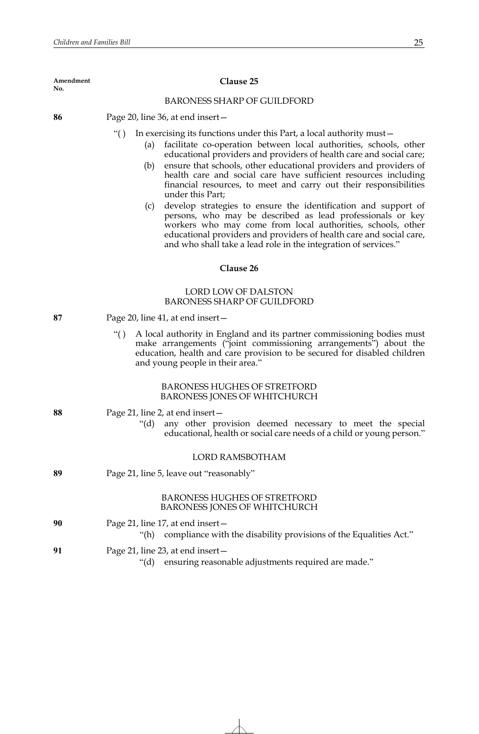Amendment No.

## Clause 25

BARONESS SHARP OF GUILDFORD

**86** Page 20, line 36, at end insert—

"( ) In exercising its functions under this Part, a local authority must—

(a) facilitate co-operation between local authorities, schools, other educational providers and providers of health care and social care;

(b) ensure that schools, other educational providers and providers of health care and social care have sufficient resources including financial resources, to meet and carry out their responsibilities under this Part;

(c) develop strategies to ensure the identification and support of persons, who may be described as lead professionals or key workers who may come from local authorities, schools, other educational providers and providers of health care and social care, and who shall take a lead role in the integration of services."

## Clause 26

LORD LOW OF DALSTON
BARONESS SHARP OF GUILDFORD

**87** Page 20, line 41, at end insert—

"( ) A local authority in England and its partner commissioning bodies must make arrangements ("joint commissioning arrangements") about the education, health and care provision to be secured for disabled children and young people in their area."

BARONESS HUGHES OF STRETFORD
BARONESS JONES OF WHITCHURCH

**88** Page 21, line 2, at end insert—

"(d) any other provision deemed necessary to meet the special educational, health or social care needs of a child or young person."

LORD RAMSBOTHAM

**89** Page 21, line 5, leave out "reasonably"

BARONESS HUGHES OF STRETFORD
BARONESS JONES OF WHITCHURCH

**90** Page 21, line 17, at end insert—

"(h) compliance with the disability provisions of the Equalities Act."

**91** Page 21, line 23, at end insert—

"(d) ensuring reasonable adjustments required are made."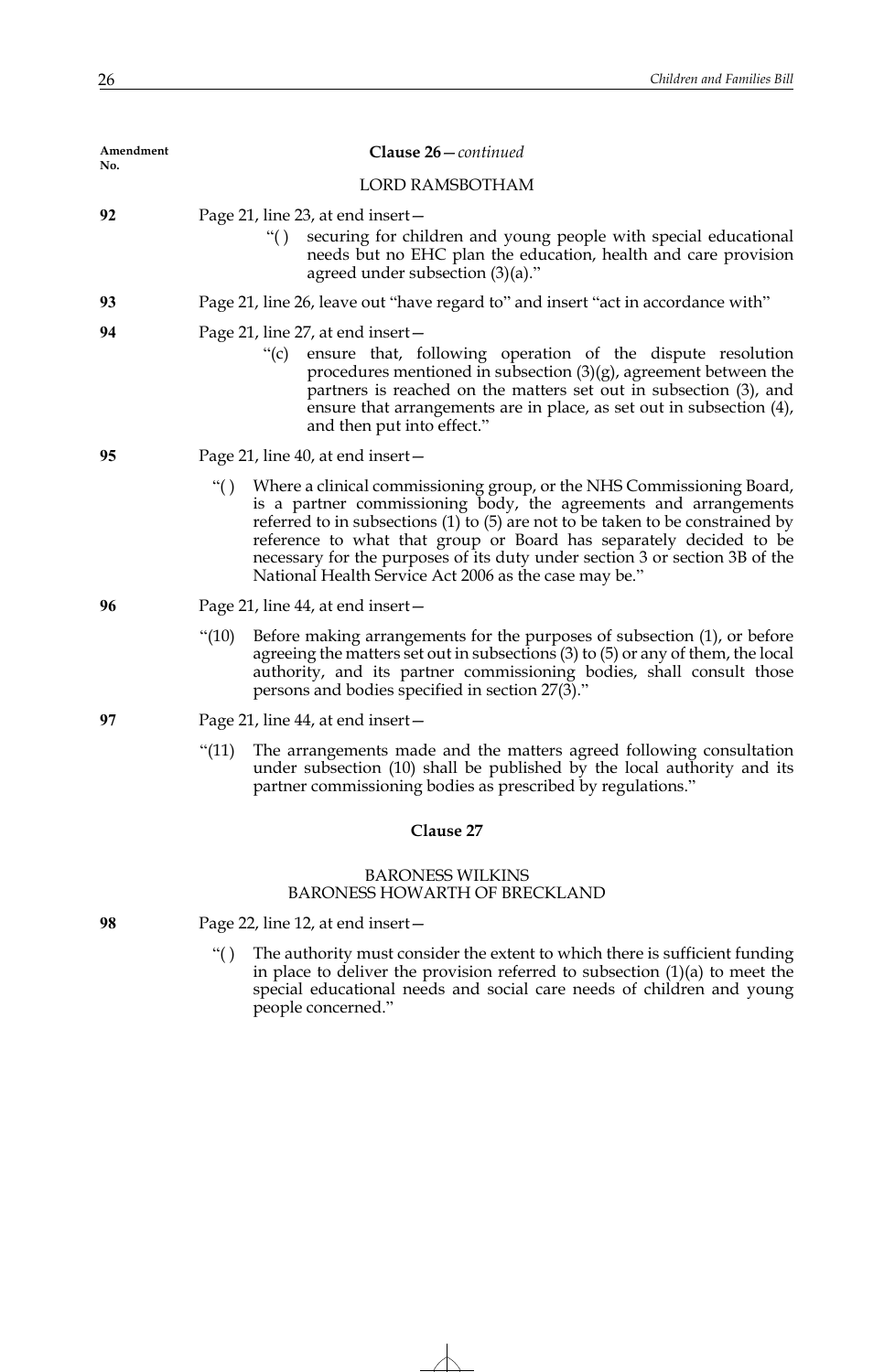Amendment No.

**Clause 26**—*continued*

LORD RAMSBOTHAM

**92** Page 21, line 23, at end insert—

"( ) securing for children and young people with special educational needs but no EHC plan the education, health and care provision agreed under subsection (3)(a)."

**93** Page 21, line 26, leave out "have regard to" and insert "act in accordance with"

**94** Page 21, line 27, at end insert—

"(c) ensure that, following operation of the dispute resolution procedures mentioned in subsection (3)(g), agreement between the partners is reached on the matters set out in subsection (3), and ensure that arrangements are in place, as set out in subsection (4), and then put into effect."

**95** Page 21, line 40, at end insert—

"( ) Where a clinical commissioning group, or the NHS Commissioning Board, is a partner commissioning body, the agreements and arrangements referred to in subsections (1) to (5) are not to be taken to be constrained by reference to what that group or Board has separately decided to be necessary for the purposes of its duty under section 3 or section 3B of the National Health Service Act 2006 as the case may be."

**96** Page 21, line 44, at end insert—

"(10) Before making arrangements for the purposes of subsection (1), or before agreeing the matters set out in subsections (3) to (5) or any of them, the local authority, and its partner commissioning bodies, shall consult those persons and bodies specified in section 27(3)."

**97** Page 21, line 44, at end insert—

"(11) The arrangements made and the matters agreed following consultation under subsection (10) shall be published by the local authority and its partner commissioning bodies as prescribed by regulations."

**Clause 27**

BARONESS WILKINS
BARONESS HOWARTH OF BRECKLAND

**98** Page 22, line 12, at end insert—

"( ) The authority must consider the extent to which there is sufficient funding in place to deliver the provision referred to subsection (1)(a) to meet the special educational needs and social care needs of children and young people concerned."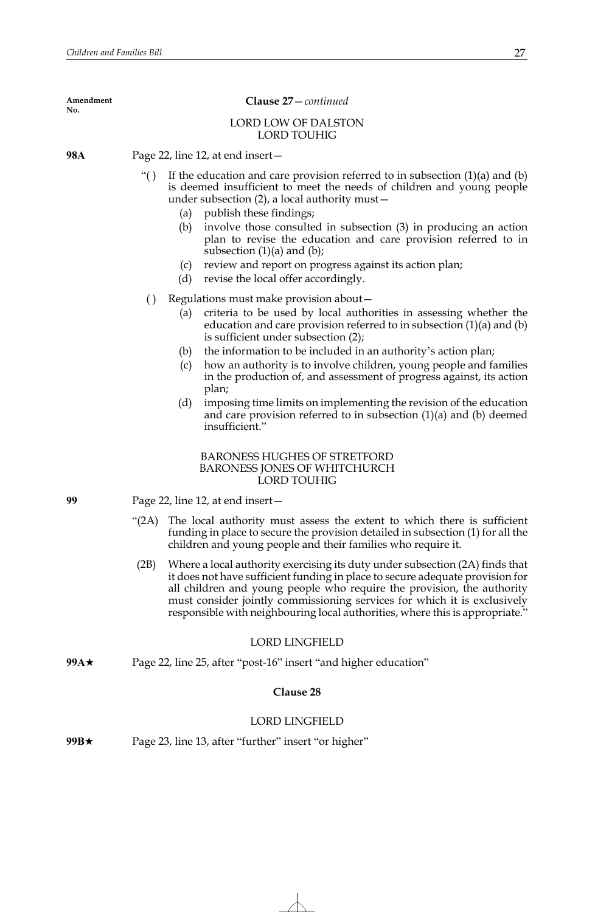Amendment No.

**Clause 27**—*continued*

LORD LOW OF DALSTON
LORD TOUHIG

**98A** Page 22, line 12, at end insert—

"( ) If the education and care provision referred to in subsection (1)(a) and (b) is deemed insufficient to meet the needs of children and young people under subsection (2), a local authority must—

(a) publish these findings;

(b) involve those consulted in subsection (3) in producing an action plan to revise the education and care provision referred to in subsection (1)(a) and (b);

(c) review and report on progress against its action plan;

(d) revise the local offer accordingly.

( ) Regulations must make provision about—

(a) criteria to be used by local authorities in assessing whether the education and care provision referred to in subsection (1)(a) and (b) is sufficient under subsection (2);

(b) the information to be included in an authority's action plan;

(c) how an authority is to involve children, young people and families in the production of, and assessment of progress against, its action plan;

(d) imposing time limits on implementing the revision of the education and care provision referred to in subsection (1)(a) and (b) deemed insufficient."

BARONESS HUGHES OF STRETFORD
BARONESS JONES OF WHITCHURCH
LORD TOUHIG

**99** Page 22, line 12, at end insert—

"(2A) The local authority must assess the extent to which there is sufficient funding in place to secure the provision detailed in subsection (1) for all the children and young people and their families who require it.

(2B) Where a local authority exercising its duty under subsection (2A) finds that it does not have sufficient funding in place to secure adequate provision for all children and young people who require the provision, the authority must consider jointly commissioning services for which it is exclusively responsible with neighbouring local authorities, where this is appropriate."

LORD LINGFIELD

**99A★** Page 22, line 25, after "post-16" insert "and higher education"

**Clause 28**

LORD LINGFIELD

**99B★** Page 23, line 13, after "further" insert "or higher"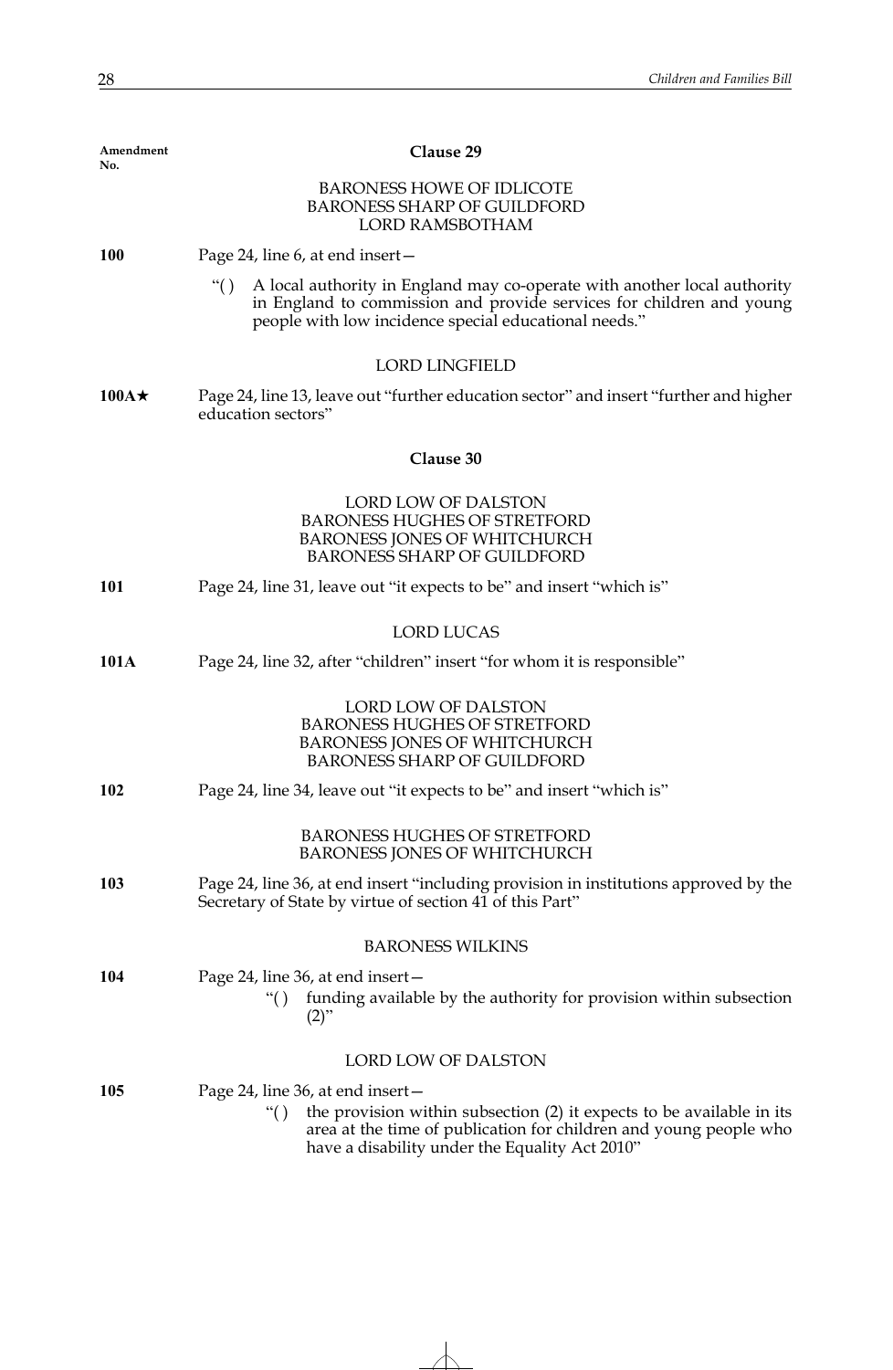Amendment No.

## Clause 29

BARONESS HOWE OF IDLICOTE
BARONESS SHARP OF GUILDFORD
LORD RAMSBOTHAM

**100** Page 24, line 6, at end insert—

"( ) A local authority in England may co-operate with another local authority in England to commission and provide services for children and young people with low incidence special educational needs."

LORD LINGFIELD

**100A★** Page 24, line 13, leave out "further education sector" and insert "further and higher education sectors"

## Clause 30

LORD LOW OF DALSTON
BARONESS HUGHES OF STRETFORD
BARONESS JONES OF WHITCHURCH
BARONESS SHARP OF GUILDFORD

**101** Page 24, line 31, leave out "it expects to be" and insert "which is"

LORD LUCAS

**101A** Page 24, line 32, after "children" insert "for whom it is responsible"

LORD LOW OF DALSTON
BARONESS HUGHES OF STRETFORD
BARONESS JONES OF WHITCHURCH
BARONESS SHARP OF GUILDFORD

**102** Page 24, line 34, leave out "it expects to be" and insert "which is"

BARONESS HUGHES OF STRETFORD
BARONESS JONES OF WHITCHURCH

**103** Page 24, line 36, at end insert "including provision in institutions approved by the Secretary of State by virtue of section 41 of this Part"

BARONESS WILKINS

**104** Page 24, line 36, at end insert—

"( ) funding available by the authority for provision within subsection (2)"

LORD LOW OF DALSTON

**105** Page 24, line 36, at end insert—

"( ) the provision within subsection (2) it expects to be available in its area at the time of publication for children and young people who have a disability under the Equality Act 2010"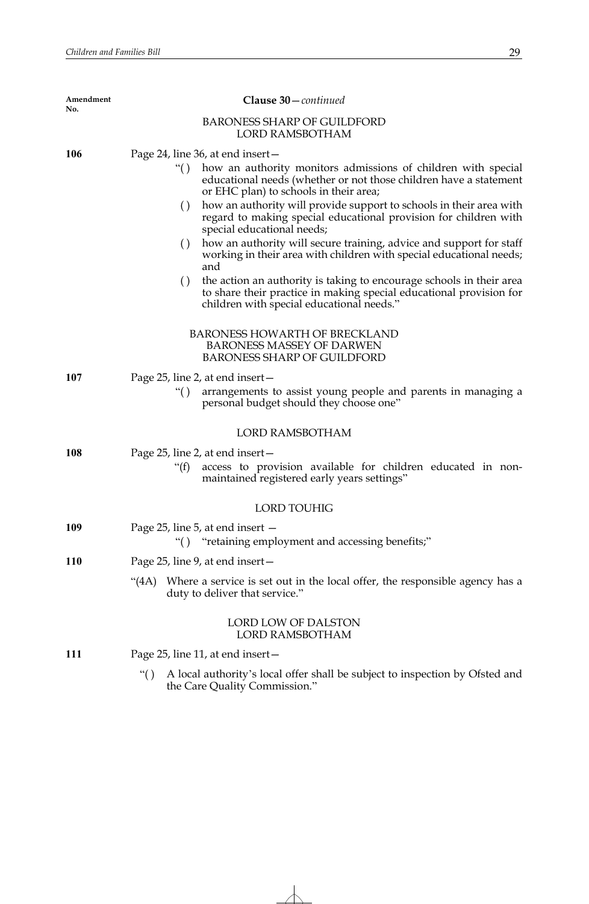Amendment No.

**Clause 30**—*continued*

BARONESS SHARP OF GUILDFORD
LORD RAMSBOTHAM

**106** Page 24, line 36, at end insert—

"( ) how an authority monitors admissions of children with special educational needs (whether or not those children have a statement or EHC plan) to schools in their area;

( ) how an authority will provide support to schools in their area with regard to making special educational provision for children with special educational needs;

( ) how an authority will secure training, advice and support for staff working in their area with children with special educational needs; and

( ) the action an authority is taking to encourage schools in their area to share their practice in making special educational provision for children with special educational needs."

BARONESS HOWARTH OF BRECKLAND
BARONESS MASSEY OF DARWEN
BARONESS SHARP OF GUILDFORD

**107** Page 25, line 2, at end insert—

"( ) arrangements to assist young people and parents in managing a personal budget should they choose one"

LORD RAMSBOTHAM

**108** Page 25, line 2, at end insert—

"(f) access to provision available for children educated in non-maintained registered early years settings"

LORD TOUHIG

**109** Page 25, line 5, at end insert —

"( ) "retaining employment and accessing benefits;"

**110** Page 25, line 9, at end insert—

"(4A) Where a service is set out in the local offer, the responsible agency has a duty to deliver that service."

LORD LOW OF DALSTON
LORD RAMSBOTHAM

**111** Page 25, line 11, at end insert—

"( ) A local authority's local offer shall be subject to inspection by Ofsted and the Care Quality Commission."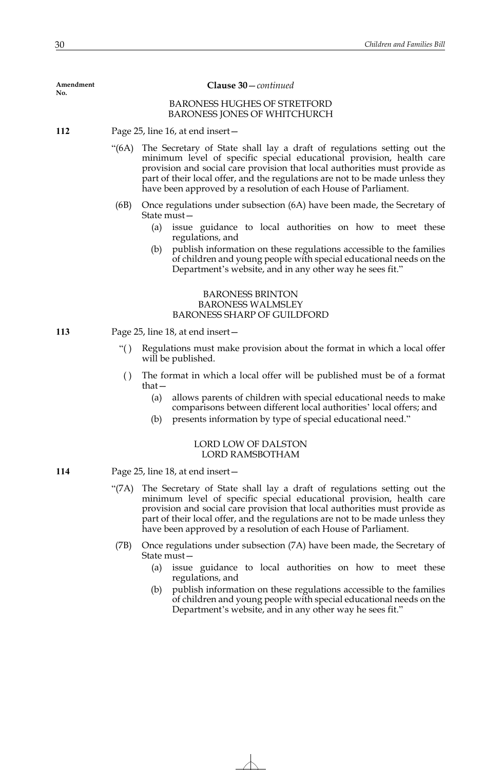Amendment No.

**Clause 30**—*continued*

BARONESS HUGHES OF STRETFORD
BARONESS JONES OF WHITCHURCH

**112** Page 25, line 16, at end insert—

"(6A) The Secretary of State shall lay a draft of regulations setting out the minimum level of specific special educational provision, health care provision and social care provision that local authorities must provide as part of their local offer, and the regulations are not to be made unless they have been approved by a resolution of each House of Parliament.

(6B) Once regulations under subsection (6A) have been made, the Secretary of State must—

(a) issue guidance to local authorities on how to meet these regulations, and

(b) publish information on these regulations accessible to the families of children and young people with special educational needs on the Department's website, and in any other way he sees fit."

BARONESS BRINTON
BARONESS WALMSLEY
BARONESS SHARP OF GUILDFORD

**113** Page 25, line 18, at end insert—

"( ) Regulations must make provision about the format in which a local offer will be published.

( ) The format in which a local offer will be published must be of a format that—

(a) allows parents of children with special educational needs to make comparisons between different local authorities' local offers; and

(b) presents information by type of special educational need."

LORD LOW OF DALSTON
LORD RAMSBOTHAM

**114** Page 25, line 18, at end insert—

"(7A) The Secretary of State shall lay a draft of regulations setting out the minimum level of specific special educational provision, health care provision and social care provision that local authorities must provide as part of their local offer, and the regulations are not to be made unless they have been approved by a resolution of each House of Parliament.

(7B) Once regulations under subsection (7A) have been made, the Secretary of State must—

(a) issue guidance to local authorities on how to meet these regulations, and

(b) publish information on these regulations accessible to the families of children and young people with special educational needs on the Department's website, and in any other way he sees fit."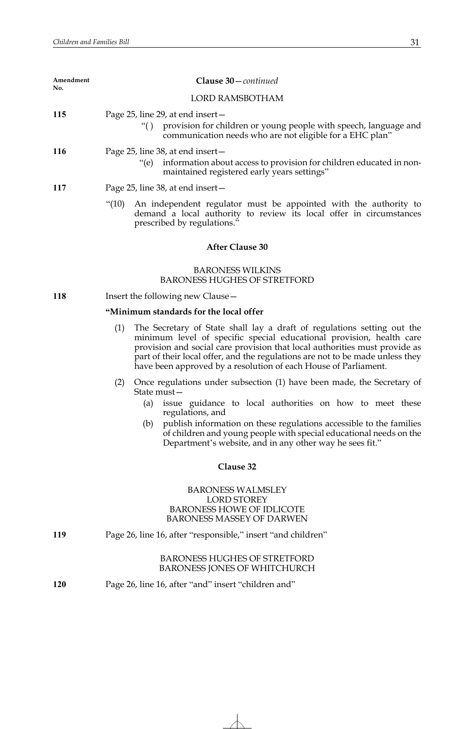Amendment No.

**Clause 30** — *continued*

LORD RAMSBOTHAM

**115** Page 25, line 29, at end insert—

"( ) provision for children or young people with speech, language and communication needs who are not eligible for a EHC plan"

**116** Page 25, line 38, at end insert—

"(e) information about access to provision for children educated in non-maintained registered early years settings"

**117** Page 25, line 38, at end insert—

"(10) An independent regulator must be appointed with the authority to demand a local authority to review its local offer in circumstances prescribed by regulations."

**After Clause 30**

BARONESS WILKINS
BARONESS HUGHES OF STRETFORD

**118** Insert the following new Clause—

**"Minimum standards for the local offer**

(1) The Secretary of State shall lay a draft of regulations setting out the minimum level of specific special educational provision, health care provision and social care provision that local authorities must provide as part of their local offer, and the regulations are not to be made unless they have been approved by a resolution of each House of Parliament.

(2) Once regulations under subsection (1) have been made, the Secretary of State must—

(a) issue guidance to local authorities on how to meet these regulations, and

(b) publish information on these regulations accessible to the families of children and young people with special educational needs on the Department's website, and in any other way he sees fit."

**Clause 32**

BARONESS WALMSLEY
LORD STOREY
BARONESS HOWE OF IDLICOTE
BARONESS MASSEY OF DARWEN

**119** Page 26, line 16, after "responsible," insert "and children"

BARONESS HUGHES OF STRETFORD
BARONESS JONES OF WHITCHURCH

**120** Page 26, line 16, after "and" insert "children and"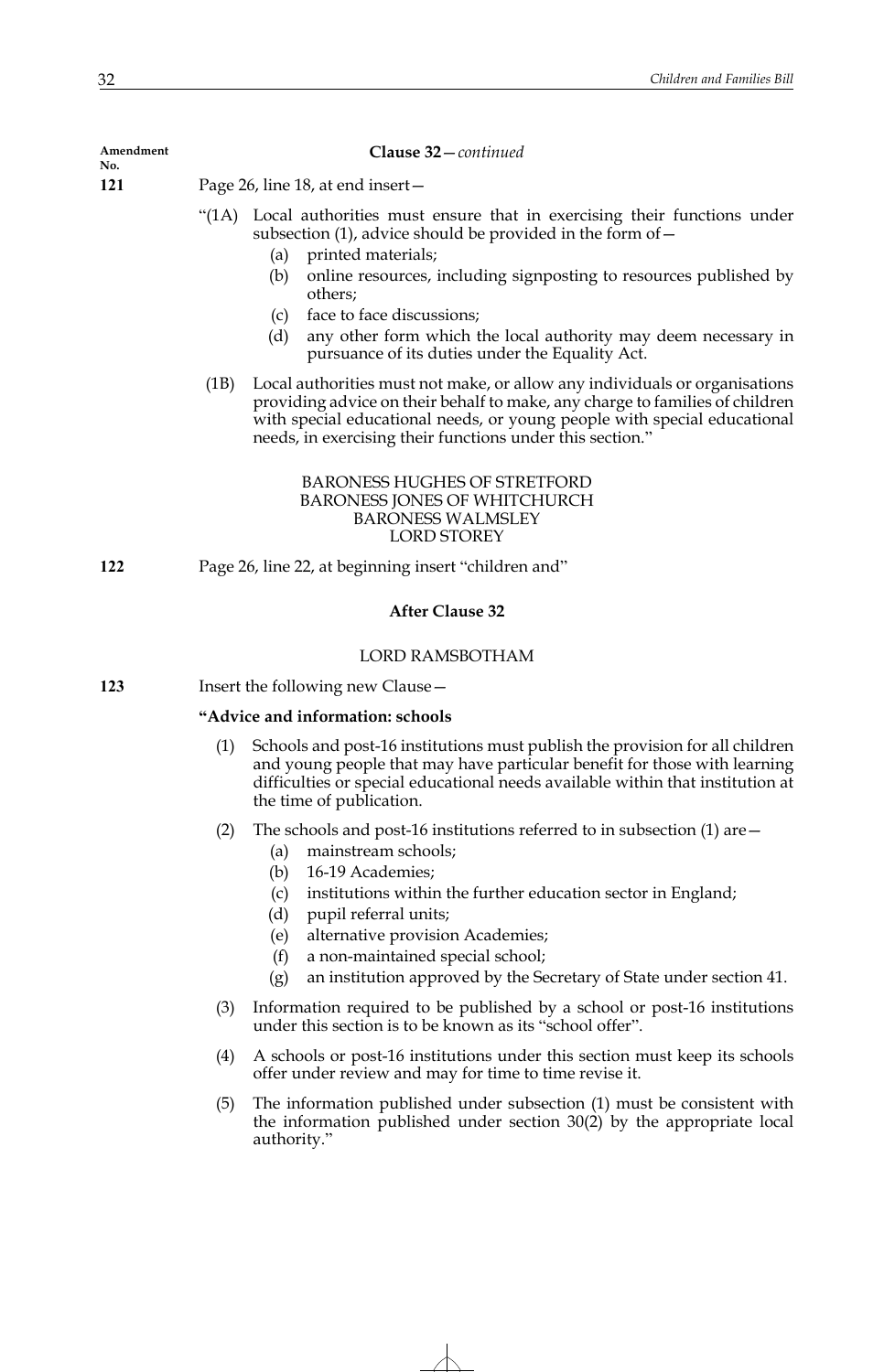Amendment No.

**Clause 32**—*continued*

**121** Page 26, line 18, at end insert—

"(1A) Local authorities must ensure that in exercising their functions under subsection (1), advice should be provided in the form of—

(a) printed materials;

(b) online resources, including signposting to resources published by others;

(c) face to face discussions;

(d) any other form which the local authority may deem necessary in pursuance of its duties under the Equality Act.

(1B) Local authorities must not make, or allow any individuals or organisations providing advice on their behalf to make, any charge to families of children with special educational needs, or young people with special educational needs, in exercising their functions under this section."

BARONESS HUGHES OF STRETFORD
BARONESS JONES OF WHITCHURCH
BARONESS WALMSLEY
LORD STOREY

**122** Page 26, line 22, at beginning insert "children and"

**After Clause 32**

LORD RAMSBOTHAM

**123** Insert the following new Clause—

**"Advice and information: schools**

(1) Schools and post-16 institutions must publish the provision for all children and young people that may have particular benefit for those with learning difficulties or special educational needs available within that institution at the time of publication.

(2) The schools and post-16 institutions referred to in subsection (1) are—

(a) mainstream schools;

(b) 16-19 Academies;

(c) institutions within the further education sector in England;

(d) pupil referral units;

(e) alternative provision Academies;

(f) a non-maintained special school;

(g) an institution approved by the Secretary of State under section 41.

(3) Information required to be published by a school or post-16 institutions under this section is to be known as its "school offer".

(4) A schools or post-16 institutions under this section must keep its schools offer under review and may for time to time revise it.

(5) The information published under subsection (1) must be consistent with the information published under section 30(2) by the appropriate local authority."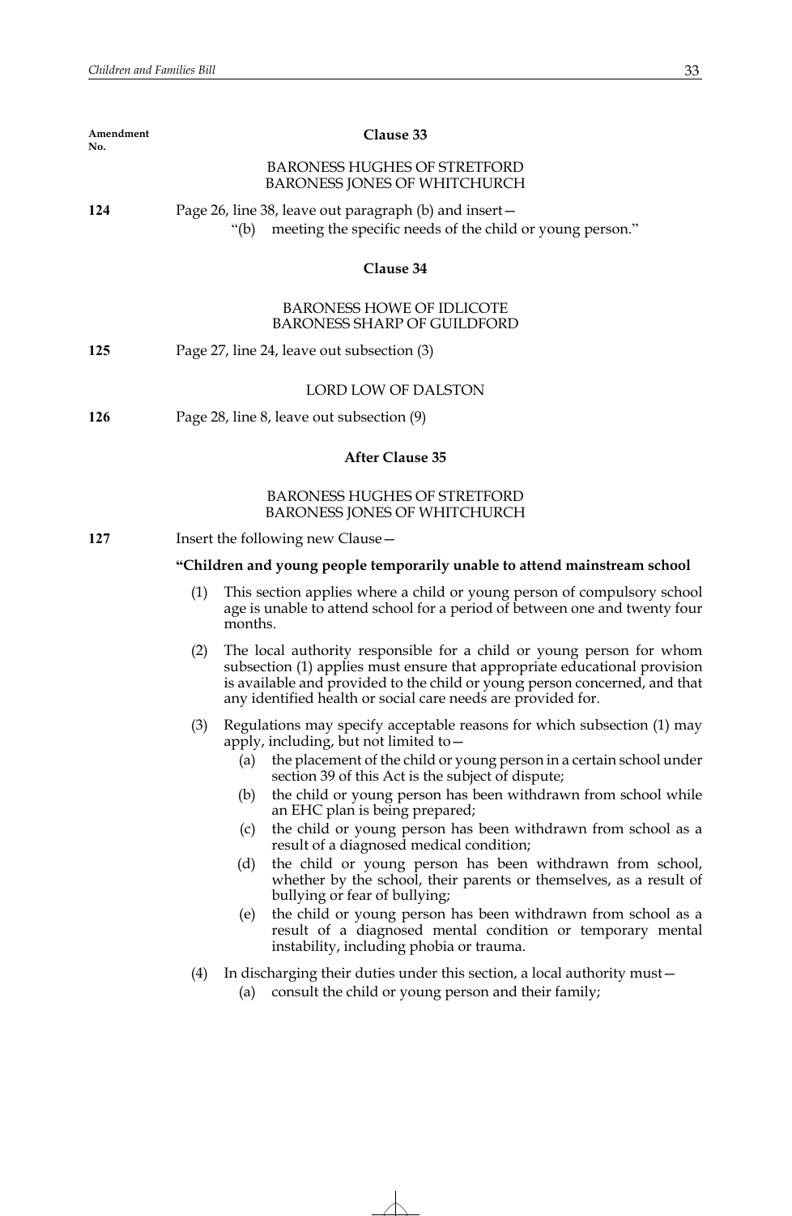Amendment No.

### Clause 33

BARONESS HUGHES OF STRETFORD
BARONESS JONES OF WHITCHURCH

**124** Page 26, line 38, leave out paragraph (b) and insert—

"(b) meeting the specific needs of the child or young person."

### Clause 34

BARONESS HOWE OF IDLICOTE
BARONESS SHARP OF GUILDFORD

**125** Page 27, line 24, leave out subsection (3)

LORD LOW OF DALSTON

**126** Page 28, line 8, leave out subsection (9)

### After Clause 35

BARONESS HUGHES OF STRETFORD
BARONESS JONES OF WHITCHURCH

**127** Insert the following new Clause—

**"Children and young people temporarily unable to attend mainstream school**

(1) This section applies where a child or young person of compulsory school age is unable to attend school for a period of between one and twenty four months.

(2) The local authority responsible for a child or young person for whom subsection (1) applies must ensure that appropriate educational provision is available and provided to the child or young person concerned, and that any identified health or social care needs are provided for.

(3) Regulations may specify acceptable reasons for which subsection (1) may apply, including, but not limited to—

(a) the placement of the child or young person in a certain school under section 39 of this Act is the subject of dispute;

(b) the child or young person has been withdrawn from school while an EHC plan is being prepared;

(c) the child or young person has been withdrawn from school as a result of a diagnosed medical condition;

(d) the child or young person has been withdrawn from school, whether by the school, their parents or themselves, as a result of bullying or fear of bullying;

(e) the child or young person has been withdrawn from school as a result of a diagnosed mental condition or temporary mental instability, including phobia or trauma.

(4) In discharging their duties under this section, a local authority must—

(a) consult the child or young person and their family;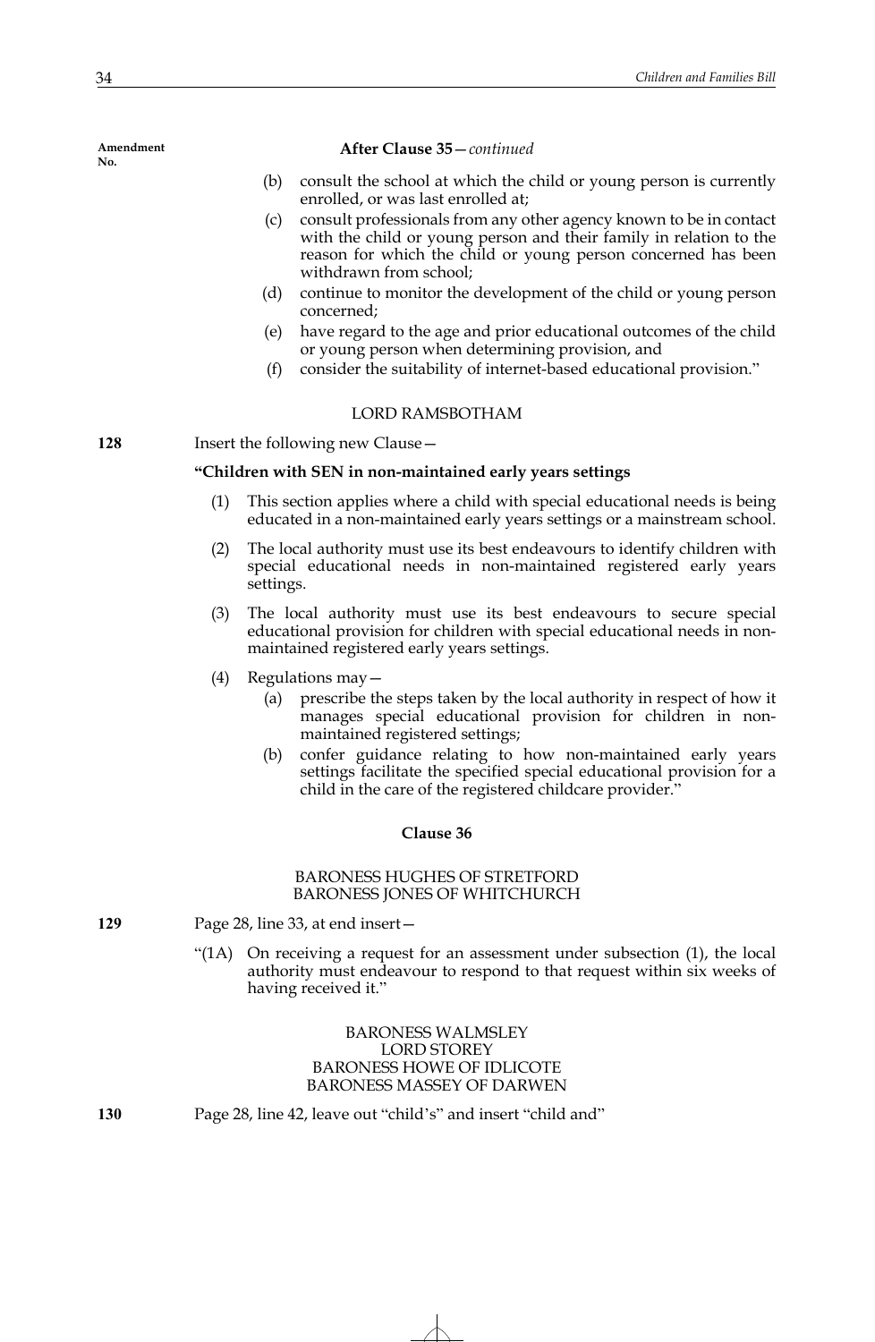Amendment No.

**After Clause 35**—*continued*

(b) consult the school at which the child or young person is currently enrolled, or was last enrolled at;

(c) consult professionals from any other agency known to be in contact with the child or young person and their family in relation to the reason for which the child or young person concerned has been withdrawn from school;

(d) continue to monitor the development of the child or young person concerned;

(e) have regard to the age and prior educational outcomes of the child or young person when determining provision, and

(f) consider the suitability of internet-based educational provision."

LORD RAMSBOTHAM

**128** Insert the following new Clause—

**"Children with SEN in non-maintained early years settings**

(1) This section applies where a child with special educational needs is being educated in a non-maintained early years settings or a mainstream school.

(2) The local authority must use its best endeavours to identify children with special educational needs in non-maintained registered early years settings.

(3) The local authority must use its best endeavours to secure special educational provision for children with special educational needs in non-maintained registered early years settings.

(4) Regulations may—

(a) prescribe the steps taken by the local authority in respect of how it manages special educational provision for children in non-maintained registered settings;

(b) confer guidance relating to how non-maintained early years settings facilitate the specified special educational provision for a child in the care of the registered childcare provider."

**Clause 36**

BARONESS HUGHES OF STRETFORD
BARONESS JONES OF WHITCHURCH

**129** Page 28, line 33, at end insert—

"(1A) On receiving a request for an assessment under subsection (1), the local authority must endeavour to respond to that request within six weeks of having received it."

BARONESS WALMSLEY
LORD STOREY
BARONESS HOWE OF IDLICOTE
BARONESS MASSEY OF DARWEN

**130** Page 28, line 42, leave out "child's" and insert "child and"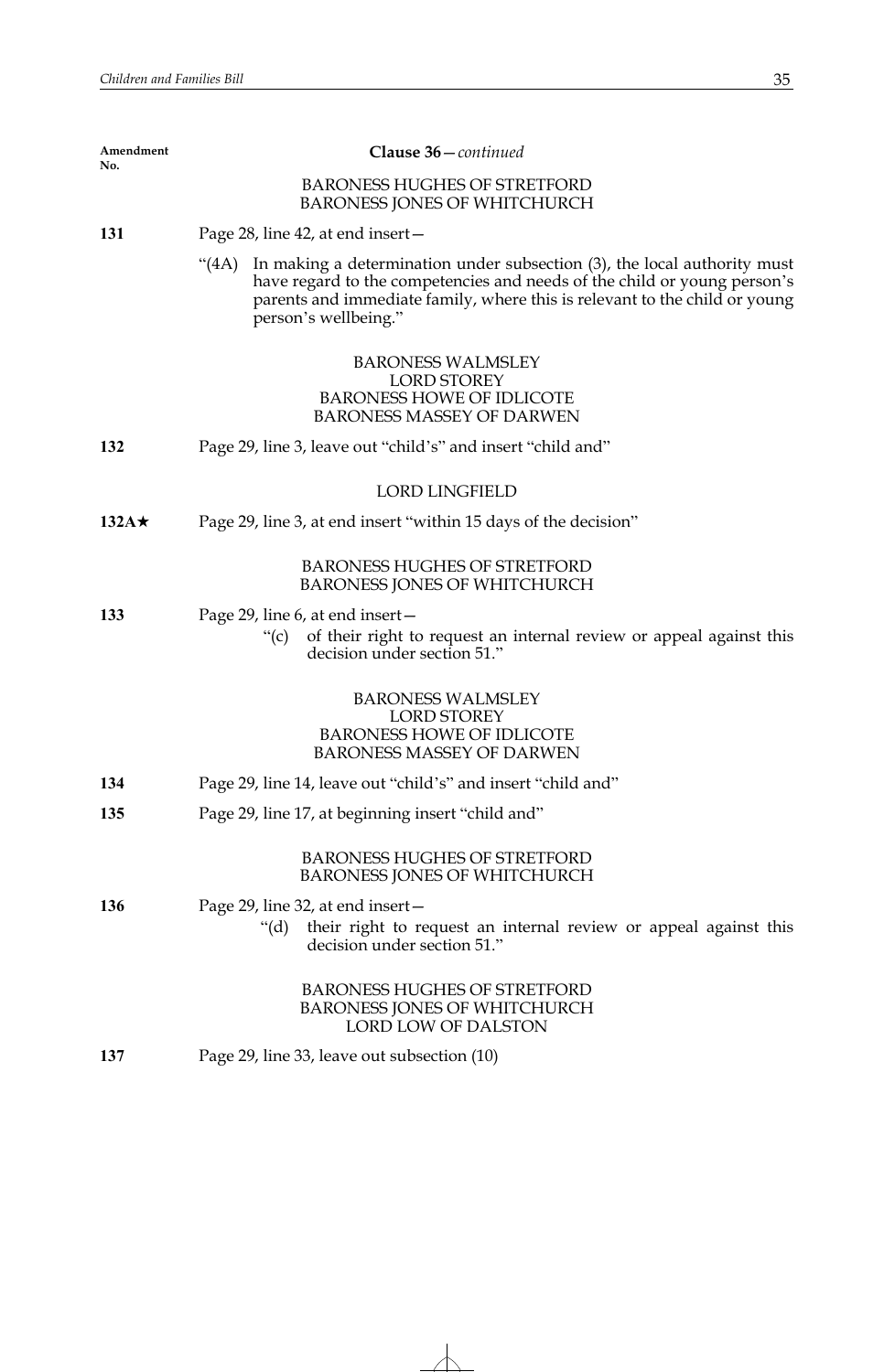**Amendment No.**

**Clause 36** — *continued*

BARONESS HUGHES OF STRETFORD
BARONESS JONES OF WHITCHURCH

**131** Page 28, line 42, at end insert—

"(4A) In making a determination under subsection (3), the local authority must have regard to the competencies and needs of the child or young person's parents and immediate family, where this is relevant to the child or young person's wellbeing."

BARONESS WALMSLEY
LORD STOREY
BARONESS HOWE OF IDLICOTE
BARONESS MASSEY OF DARWEN

**132** Page 29, line 3, leave out "child's" and insert "child and"

LORD LINGFIELD

**132A★** Page 29, line 3, at end insert "within 15 days of the decision"

BARONESS HUGHES OF STRETFORD
BARONESS JONES OF WHITCHURCH

**133** Page 29, line 6, at end insert—

"(c) of their right to request an internal review or appeal against this decision under section 51."

BARONESS WALMSLEY
LORD STOREY
BARONESS HOWE OF IDLICOTE
BARONESS MASSEY OF DARWEN

**134** Page 29, line 14, leave out "child's" and insert "child and"

**135** Page 29, line 17, at beginning insert "child and"

BARONESS HUGHES OF STRETFORD
BARONESS JONES OF WHITCHURCH

**136** Page 29, line 32, at end insert—

"(d) their right to request an internal review or appeal against this decision under section 51."

BARONESS HUGHES OF STRETFORD
BARONESS JONES OF WHITCHURCH
LORD LOW OF DALSTON

**137** Page 29, line 33, leave out subsection (10)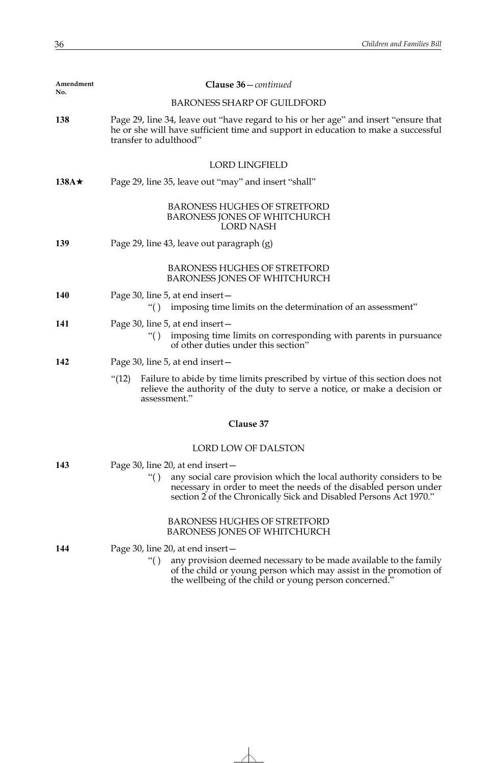**Amendment No.**

**Clause 36**—*continued*

BARONESS SHARP OF GUILDFORD

**138** Page 29, line 34, leave out "have regard to his or her age" and insert "ensure that he or she will have sufficient time and support in education to make a successful transfer to adulthood"

LORD LINGFIELD

**138A★** Page 29, line 35, leave out "may" and insert "shall"

BARONESS HUGHES OF STRETFORD
BARONESS JONES OF WHITCHURCH
LORD NASH

**139** Page 29, line 43, leave out paragraph (g)

BARONESS HUGHES OF STRETFORD
BARONESS JONES OF WHITCHURCH

**140** Page 30, line 5, at end insert—

"( ) imposing time limits on the determination of an assessment"

**141** Page 30, line 5, at end insert—

"( ) imposing time limits on corresponding with parents in pursuance of other duties under this section"

**142** Page 30, line 5, at end insert—

"(12) Failure to abide by time limits prescribed by virtue of this section does not relieve the authority of the duty to serve a notice, or make a decision or assessment."

**Clause 37**

LORD LOW OF DALSTON

**143** Page 30, line 20, at end insert—

"( ) any social care provision which the local authority considers to be necessary in order to meet the needs of the disabled person under section 2 of the Chronically Sick and Disabled Persons Act 1970."

BARONESS HUGHES OF STRETFORD
BARONESS JONES OF WHITCHURCH

**144** Page 30, line 20, at end insert—

"( ) any provision deemed necessary to be made available to the family of the child or young person which may assist in the promotion of the wellbeing of the child or young person concerned."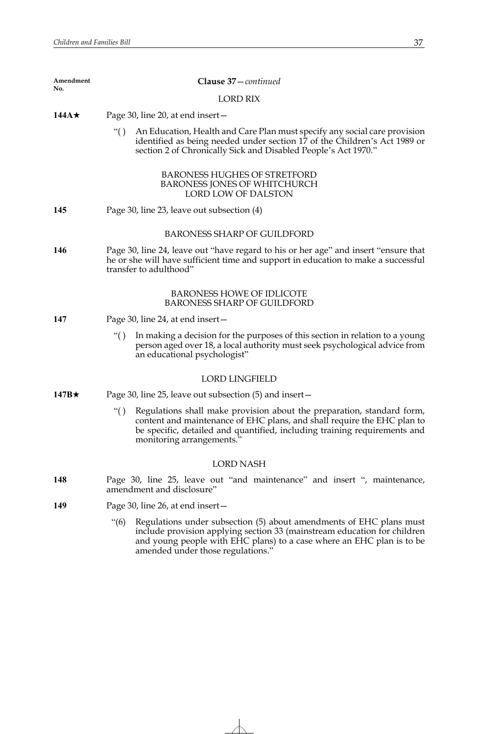**Amendment No.**

**Clause 37**—*continued*

LORD RIX

**144A★** Page 30, line 20, at end insert—

"( ) An Education, Health and Care Plan must specify any social care provision identified as being needed under section 17 of the Children's Act 1989 or section 2 of Chronically Sick and Disabled People's Act 1970."

BARONESS HUGHES OF STRETFORD
BARONESS JONES OF WHITCHURCH
LORD LOW OF DALSTON

**145** Page 30, line 23, leave out subsection (4)

BARONESS SHARP OF GUILDFORD

**146** Page 30, line 24, leave out "have regard to his or her age" and insert "ensure that he or she will have sufficient time and support in education to make a successful transfer to adulthood"

BARONESS HOWE OF IDLICOTE
BARONESS SHARP OF GUILDFORD

**147** Page 30, line 24, at end insert—

"( ) In making a decision for the purposes of this section in relation to a young person aged over 18, a local authority must seek psychological advice from an educational psychologist"

LORD LINGFIELD

**147B★** Page 30, line 25, leave out subsection (5) and insert—

"( ) Regulations shall make provision about the preparation, standard form, content and maintenance of EHC plans, and shall require the EHC plan to be specific, detailed and quantified, including training requirements and monitoring arrangements."

LORD NASH

**148** Page 30, line 25, leave out "and maintenance" and insert ", maintenance, amendment and disclosure"

**149** Page 30, line 26, at end insert—

"(6) Regulations under subsection (5) about amendments of EHC plans must include provision applying section 33 (mainstream education for children and young people with EHC plans) to a case where an EHC plan is to be amended under those regulations."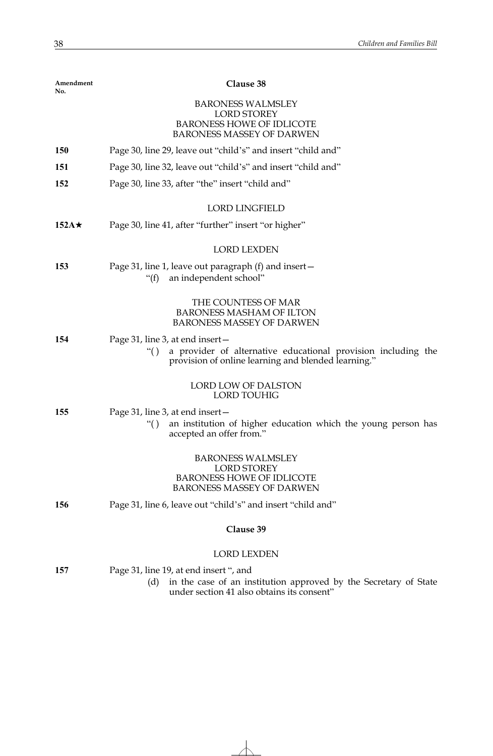Amendment No.

## Clause 38

BARONESS WALMSLEY
LORD STOREY
BARONESS HOWE OF IDLICOTE
BARONESS MASSEY OF DARWEN

**150** Page 30, line 29, leave out "child's" and insert "child and"

**151** Page 30, line 32, leave out "child's" and insert "child and"

**152** Page 30, line 33, after "the" insert "child and"

LORD LINGFIELD

**152A★** Page 30, line 41, after "further" insert "or higher"

LORD LEXDEN

**153** Page 31, line 1, leave out paragraph (f) and insert—

"(f) an independent school"

THE COUNTESS OF MAR
BARONESS MASHAM OF ILTON
BARONESS MASSEY OF DARWEN

**154** Page 31, line 3, at end insert—

"( ) a provider of alternative educational provision including the provision of online learning and blended learning."

LORD LOW OF DALSTON
LORD TOUHIG

**155** Page 31, line 3, at end insert—

"( ) an institution of higher education which the young person has accepted an offer from."

BARONESS WALMSLEY
LORD STOREY
BARONESS HOWE OF IDLICOTE
BARONESS MASSEY OF DARWEN

**156** Page 31, line 6, leave out "child's" and insert "child and"

## Clause 39

LORD LEXDEN

**157** Page 31, line 19, at end insert ", and

(d) in the case of an institution approved by the Secretary of State under section 41 also obtains its consent"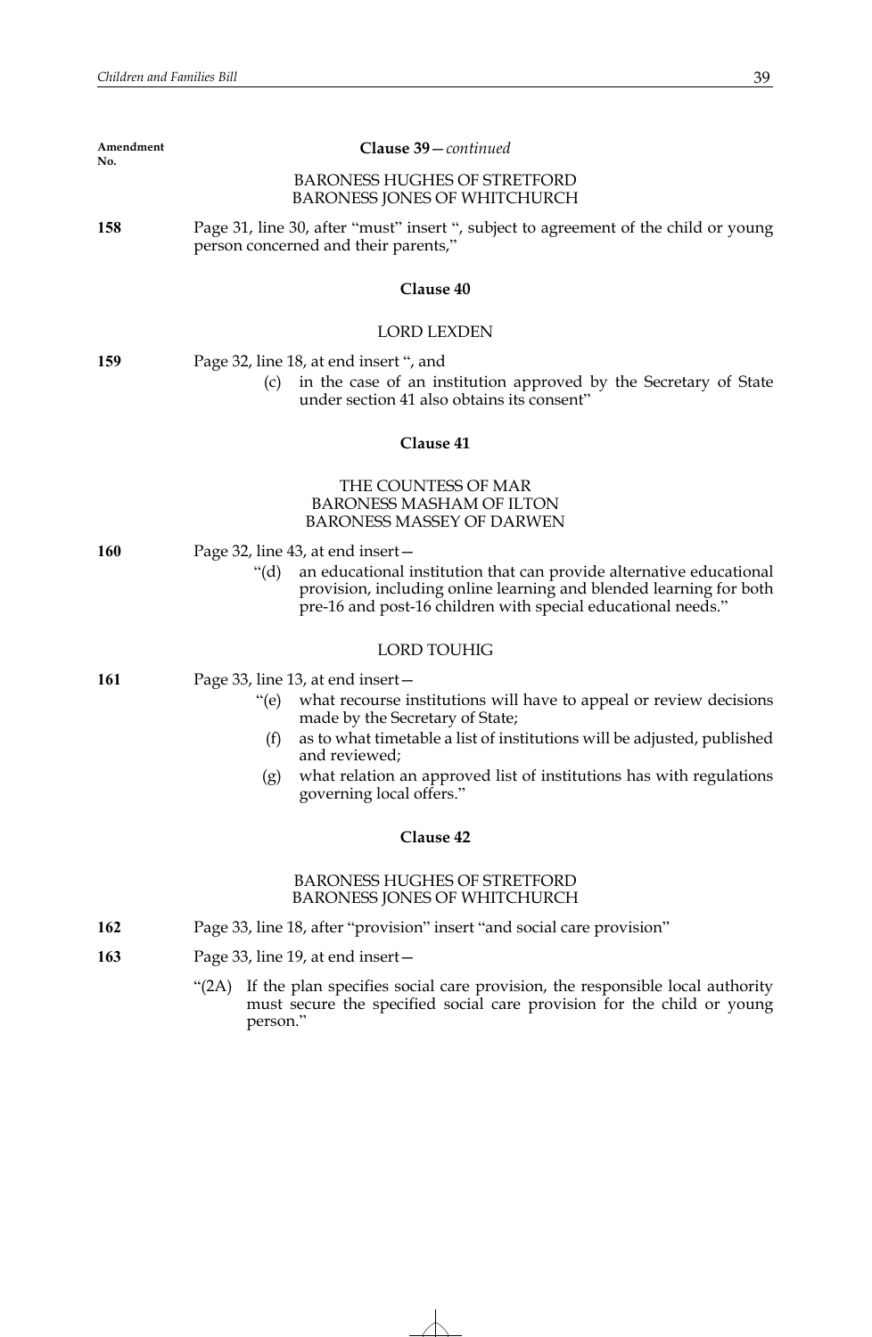Amendment No.

**Clause 39**—*continued*

BARONESS HUGHES OF STRETFORD
BARONESS JONES OF WHITCHURCH

**158** Page 31, line 30, after "must" insert ", subject to agreement of the child or young person concerned and their parents,"

**Clause 40**

LORD LEXDEN

**159** Page 32, line 18, at end insert ", and

(c) in the case of an institution approved by the Secretary of State under section 41 also obtains its consent"

**Clause 41**

THE COUNTESS OF MAR
BARONESS MASHAM OF ILTON
BARONESS MASSEY OF DARWEN

**160** Page 32, line 43, at end insert—

"(d) an educational institution that can provide alternative educational provision, including online learning and blended learning for both pre-16 and post-16 children with special educational needs."

LORD TOUHIG

**161** Page 33, line 13, at end insert—

"(e) what recourse institutions will have to appeal or review decisions made by the Secretary of State;

(f) as to what timetable a list of institutions will be adjusted, published and reviewed;

(g) what relation an approved list of institutions has with regulations governing local offers."

**Clause 42**

BARONESS HUGHES OF STRETFORD
BARONESS JONES OF WHITCHURCH

**162** Page 33, line 18, after "provision" insert "and social care provision"

**163** Page 33, line 19, at end insert—

"(2A) If the plan specifies social care provision, the responsible local authority must secure the specified social care provision for the child or young person."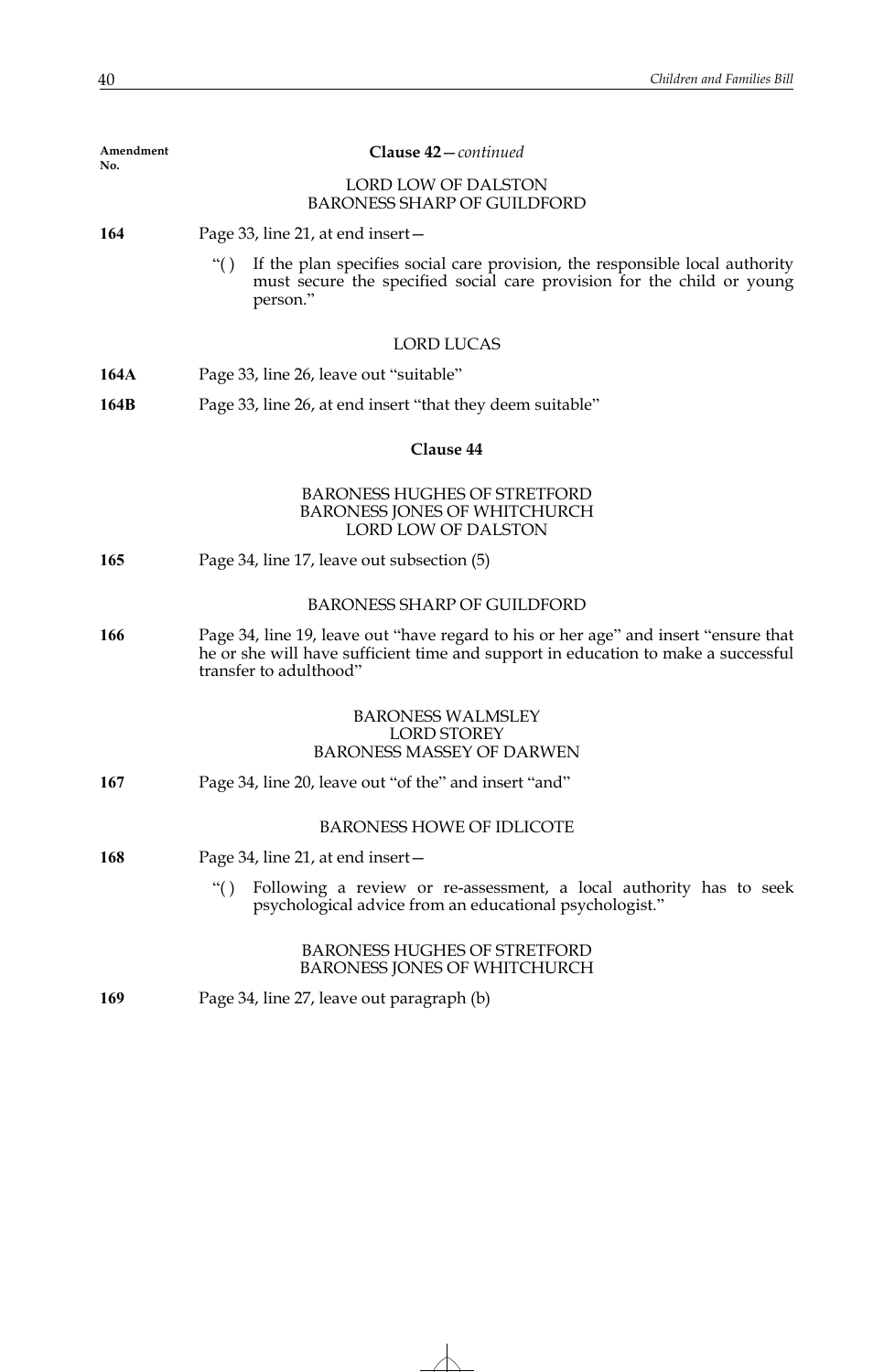Amendment No.

**Clause 42**—*continued*

LORD LOW OF DALSTON
BARONESS SHARP OF GUILDFORD

**164** Page 33, line 21, at end insert—

"( ) If the plan specifies social care provision, the responsible local authority must secure the specified social care provision for the child or young person."

LORD LUCAS

**164A** Page 33, line 26, leave out "suitable"

**164B** Page 33, line 26, at end insert "that they deem suitable"

**Clause 44**

BARONESS HUGHES OF STRETFORD
BARONESS JONES OF WHITCHURCH
LORD LOW OF DALSTON

**165** Page 34, line 17, leave out subsection (5)

BARONESS SHARP OF GUILDFORD

**166** Page 34, line 19, leave out "have regard to his or her age" and insert "ensure that he or she will have sufficient time and support in education to make a successful transfer to adulthood"

BARONESS WALMSLEY
LORD STOREY
BARONESS MASSEY OF DARWEN

**167** Page 34, line 20, leave out "of the" and insert "and"

BARONESS HOWE OF IDLICOTE

**168** Page 34, line 21, at end insert—

"( ) Following a review or re-assessment, a local authority has to seek psychological advice from an educational psychologist."

BARONESS HUGHES OF STRETFORD
BARONESS JONES OF WHITCHURCH

**169** Page 34, line 27, leave out paragraph (b)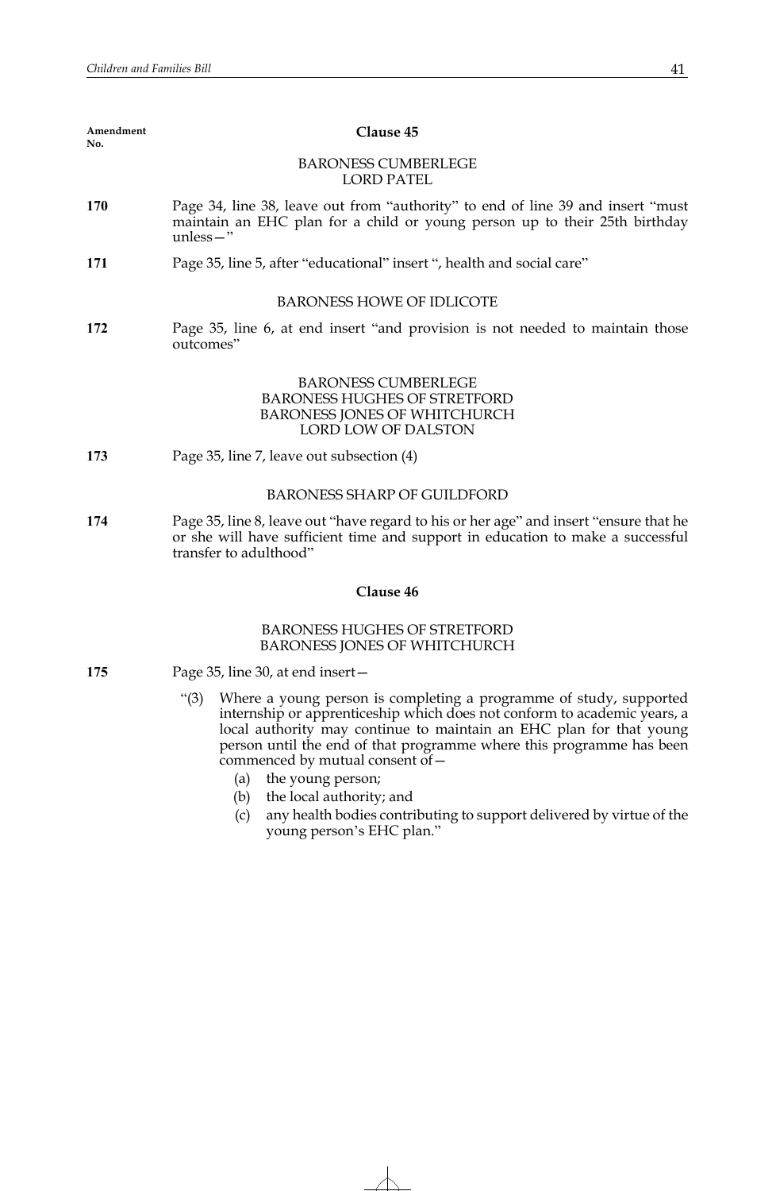Amendment No.

### Clause 45

BARONESS CUMBERLEGE
LORD PATEL

**170** Page 34, line 38, leave out from "authority" to end of line 39 and insert "must maintain an EHC plan for a child or young person up to their 25th birthday unless—"

**171** Page 35, line 5, after "educational" insert ", health and social care"

BARONESS HOWE OF IDLICOTE

**172** Page 35, line 6, at end insert "and provision is not needed to maintain those outcomes"

BARONESS CUMBERLEGE
BARONESS HUGHES OF STRETFORD
BARONESS JONES OF WHITCHURCH
LORD LOW OF DALSTON

**173** Page 35, line 7, leave out subsection (4)

BARONESS SHARP OF GUILDFORD

**174** Page 35, line 8, leave out "have regard to his or her age" and insert "ensure that he or she will have sufficient time and support in education to make a successful transfer to adulthood"

### Clause 46

BARONESS HUGHES OF STRETFORD
BARONESS JONES OF WHITCHURCH

**175** Page 35, line 30, at end insert—

"(3) Where a young person is completing a programme of study, supported internship or apprenticeship which does not conform to academic years, a local authority may continue to maintain an EHC plan for that young person until the end of that programme where this programme has been commenced by mutual consent of—

(a) the young person;

(b) the local authority; and

(c) any health bodies contributing to support delivered by virtue of the young person's EHC plan."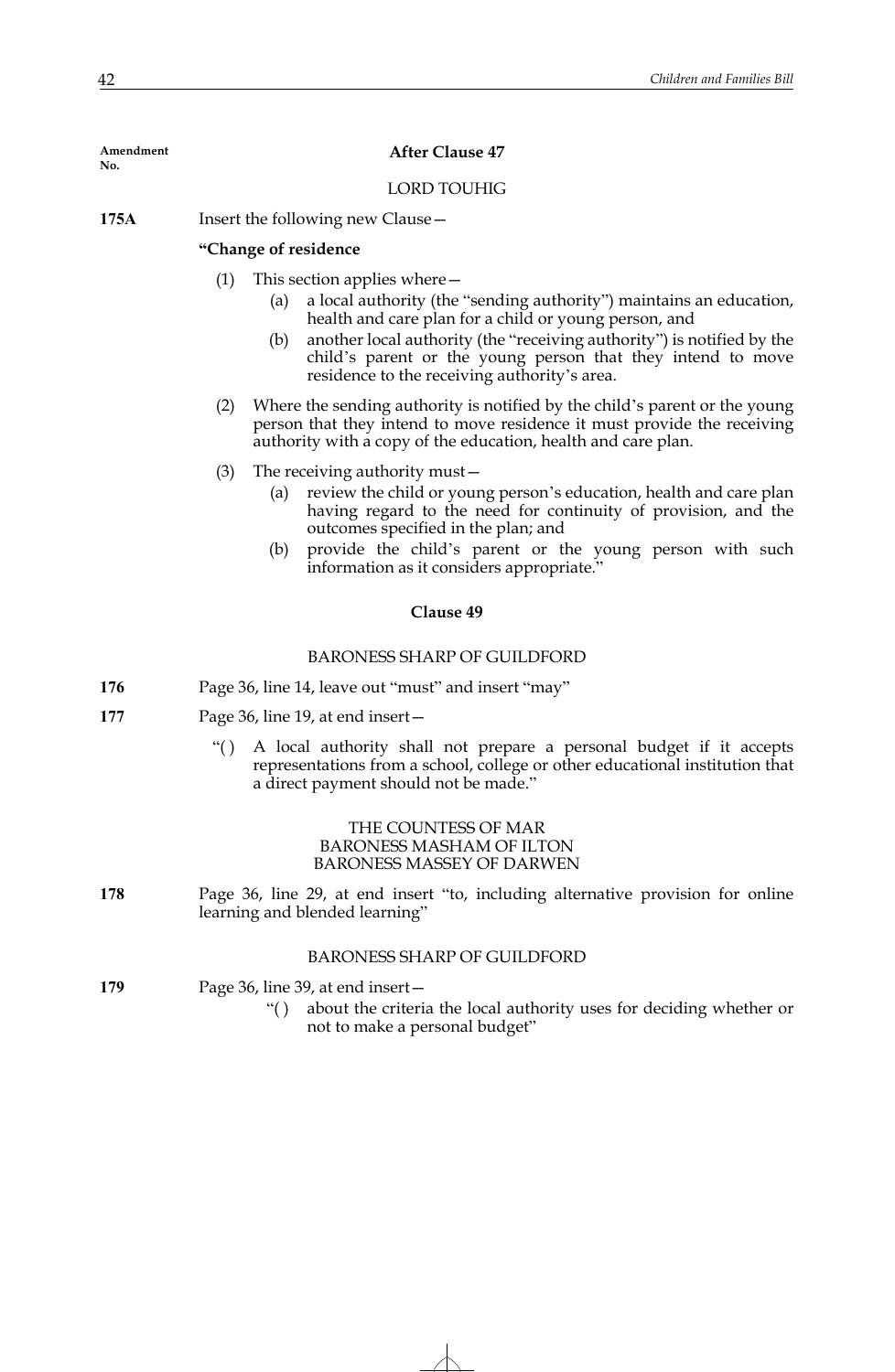Amendment No.

**After Clause 47**

LORD TOUHIG

**175A** Insert the following new Clause—

**"Change of residence**

(1) This section applies where—

(a) a local authority (the "sending authority") maintains an education, health and care plan for a child or young person, and

(b) another local authority (the "receiving authority") is notified by the child's parent or the young person that they intend to move residence to the receiving authority's area.

(2) Where the sending authority is notified by the child's parent or the young person that they intend to move residence it must provide the receiving authority with a copy of the education, health and care plan.

(3) The receiving authority must—

(a) review the child or young person's education, health and care plan having regard to the need for continuity of provision, and the outcomes specified in the plan; and

(b) provide the child's parent or the young person with such information as it considers appropriate."

**Clause 49**

BARONESS SHARP OF GUILDFORD

**176** Page 36, line 14, leave out "must" and insert "may"

**177** Page 36, line 19, at end insert—

"( ) A local authority shall not prepare a personal budget if it accepts representations from a school, college or other educational institution that a direct payment should not be made."

THE COUNTESS OF MAR
BARONESS MASHAM OF ILTON
BARONESS MASSEY OF DARWEN

**178** Page 36, line 29, at end insert "to, including alternative provision for online learning and blended learning"

BARONESS SHARP OF GUILDFORD

**179** Page 36, line 39, at end insert—

"( ) about the criteria the local authority uses for deciding whether or not to make a personal budget"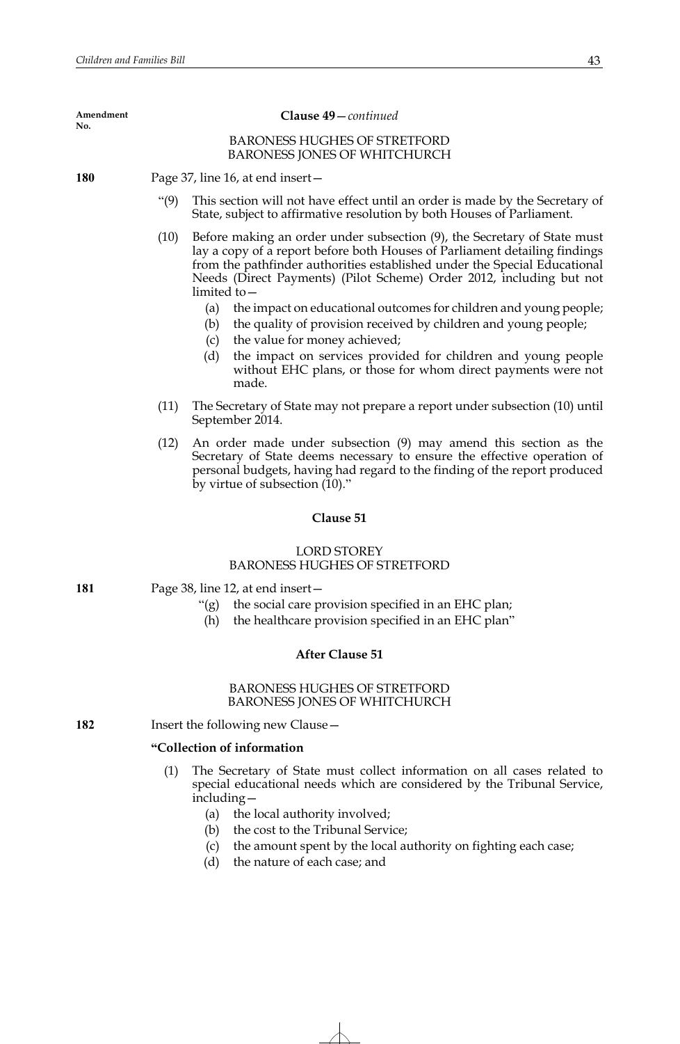Amendment No.

**Clause 49**—*continued*

BARONESS HUGHES OF STRETFORD
BARONESS JONES OF WHITCHURCH

**180** Page 37, line 16, at end insert—

"(9) This section will not have effect until an order is made by the Secretary of State, subject to affirmative resolution by both Houses of Parliament.

(10) Before making an order under subsection (9), the Secretary of State must lay a copy of a report before both Houses of Parliament detailing findings from the pathfinder authorities established under the Special Educational Needs (Direct Payments) (Pilot Scheme) Order 2012, including but not limited to—

(a) the impact on educational outcomes for children and young people;

(b) the quality of provision received by children and young people;

(c) the value for money achieved;

(d) the impact on services provided for children and young people without EHC plans, or those for whom direct payments were not made.

(11) The Secretary of State may not prepare a report under subsection (10) until September 2014.

(12) An order made under subsection (9) may amend this section as the Secretary of State deems necessary to ensure the effective operation of personal budgets, having had regard to the finding of the report produced by virtue of subsection (10)."

**Clause 51**

LORD STOREY
BARONESS HUGHES OF STRETFORD

**181** Page 38, line 12, at end insert—

"(g) the social care provision specified in an EHC plan;

(h) the healthcare provision specified in an EHC plan"

**After Clause 51**

BARONESS HUGHES OF STRETFORD
BARONESS JONES OF WHITCHURCH

**182** Insert the following new Clause—

**"Collection of information**

(1) The Secretary of State must collect information on all cases related to special educational needs which are considered by the Tribunal Service, including—

(a) the local authority involved;

(b) the cost to the Tribunal Service;

(c) the amount spent by the local authority on fighting each case;

(d) the nature of each case; and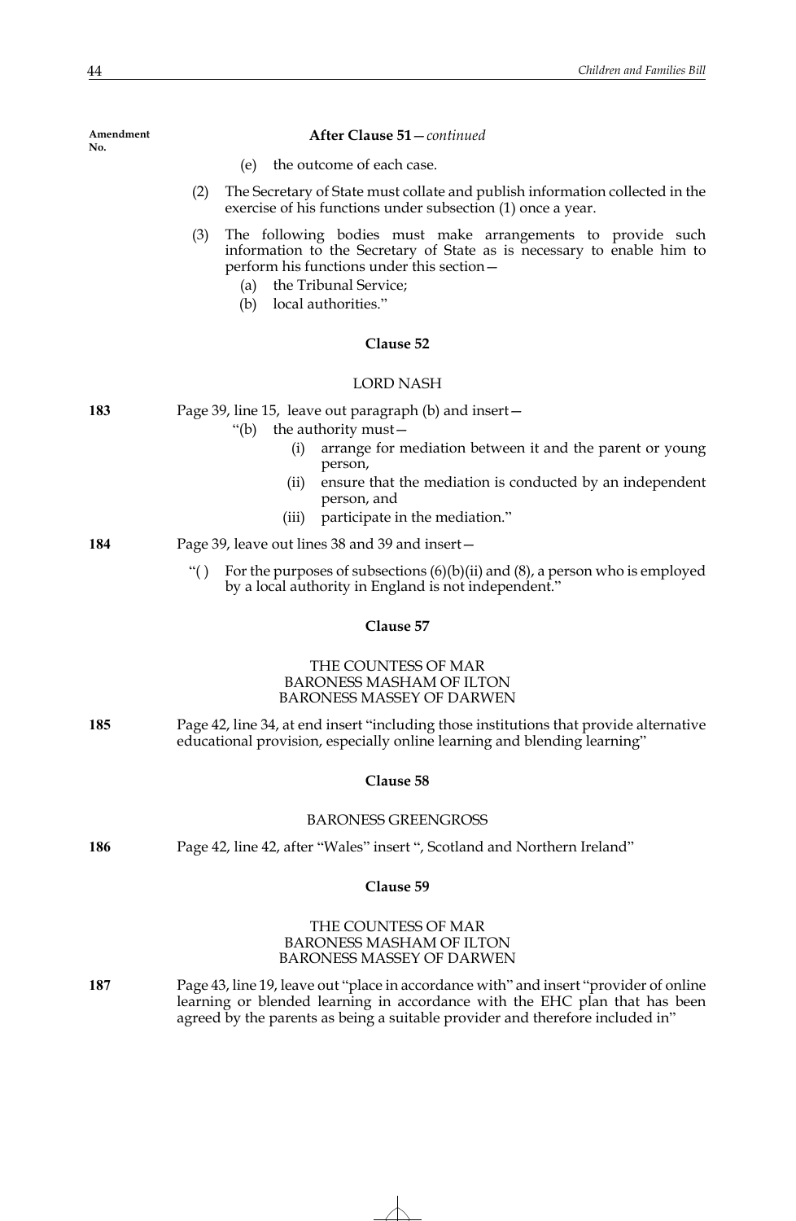Amendment No.

**After Clause 51**—*continued*

(e) the outcome of each case.

(2) The Secretary of State must collate and publish information collected in the exercise of his functions under subsection (1) once a year.

(3) The following bodies must make arrangements to provide such information to the Secretary of State as is necessary to enable him to perform his functions under this section—

(a) the Tribunal Service;

(b) local authorities."

**Clause 52**

LORD NASH

**183** Page 39, line 15, leave out paragraph (b) and insert—

"(b) the authority must—

(i) arrange for mediation between it and the parent or young person,

(ii) ensure that the mediation is conducted by an independent person, and

(iii) participate in the mediation."

**184** Page 39, leave out lines 38 and 39 and insert—

"( ) For the purposes of subsections (6)(b)(ii) and (8), a person who is employed by a local authority in England is not independent."

**Clause 57**

THE COUNTESS OF MAR
BARONESS MASHAM OF ILTON
BARONESS MASSEY OF DARWEN

**185** Page 42, line 34, at end insert "including those institutions that provide alternative educational provision, especially online learning and blending learning"

**Clause 58**

BARONESS GREENGROSS

**186** Page 42, line 42, after "Wales" insert ", Scotland and Northern Ireland"

**Clause 59**

THE COUNTESS OF MAR
BARONESS MASHAM OF ILTON
BARONESS MASSEY OF DARWEN

**187** Page 43, line 19, leave out "place in accordance with" and insert "provider of online learning or blended learning in accordance with the EHC plan that has been agreed by the parents as being a suitable provider and therefore included in"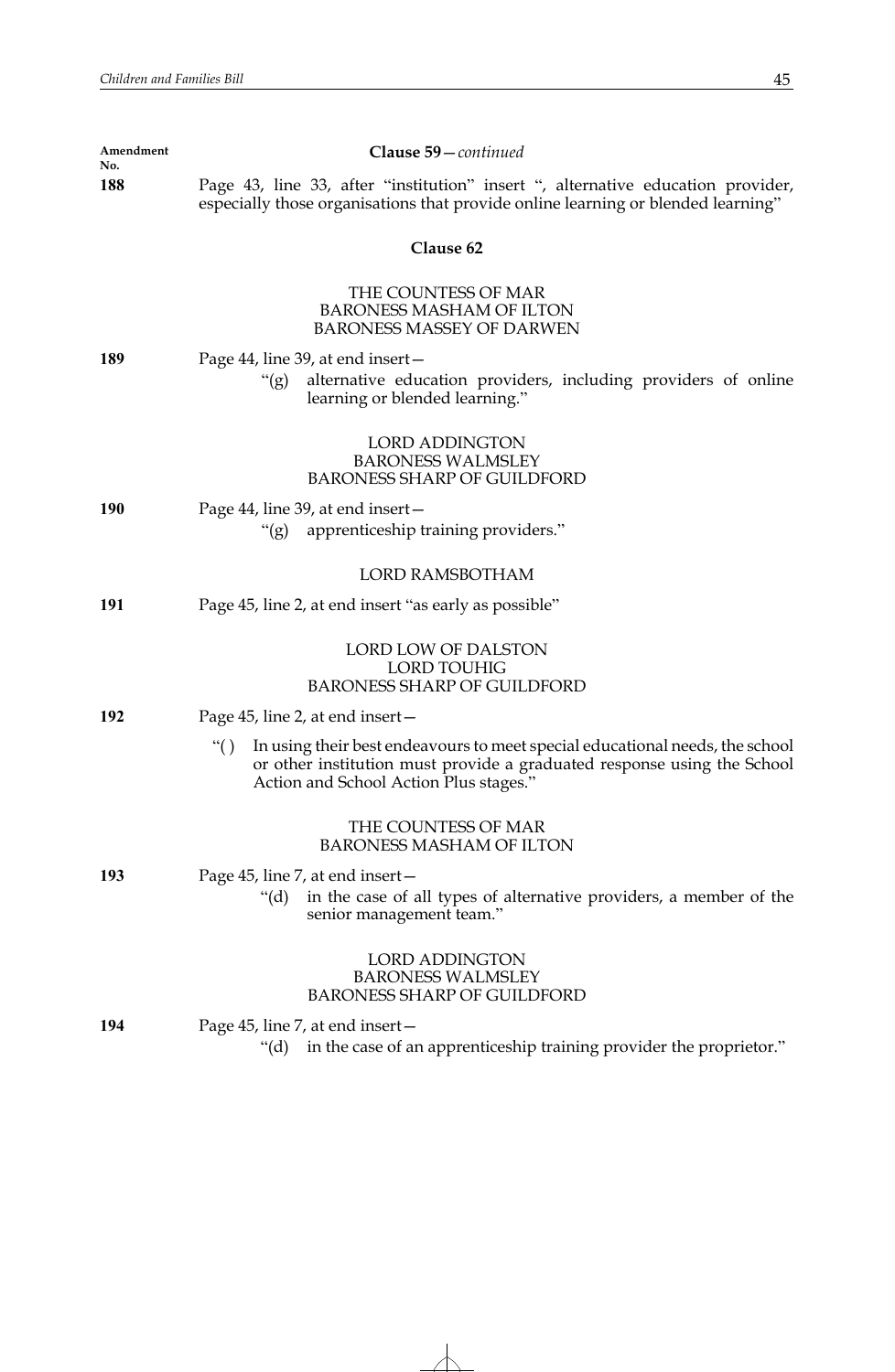**Amendment No.**

**Clause 59**—*continued*

**188** Page 43, line 33, after "institution" insert ", alternative education provider, especially those organisations that provide online learning or blended learning"

**Clause 62**

THE COUNTESS OF MAR
BARONESS MASHAM OF ILTON
BARONESS MASSEY OF DARWEN

**189** Page 44, line 39, at end insert—

"(g) alternative education providers, including providers of online learning or blended learning."

LORD ADDINGTON
BARONESS WALMSLEY
BARONESS SHARP OF GUILDFORD

**190** Page 44, line 39, at end insert—

"(g) apprenticeship training providers."

LORD RAMSBOTHAM

**191** Page 45, line 2, at end insert "as early as possible"

LORD LOW OF DALSTON
LORD TOUHIG
BARONESS SHARP OF GUILDFORD

**192** Page 45, line 2, at end insert—

"( ) In using their best endeavours to meet special educational needs, the school or other institution must provide a graduated response using the School Action and School Action Plus stages."

THE COUNTESS OF MAR
BARONESS MASHAM OF ILTON

**193** Page 45, line 7, at end insert—

"(d) in the case of all types of alternative providers, a member of the senior management team."

LORD ADDINGTON
BARONESS WALMSLEY
BARONESS SHARP OF GUILDFORD

**194** Page 45, line 7, at end insert—

"(d) in the case of an apprenticeship training provider the proprietor."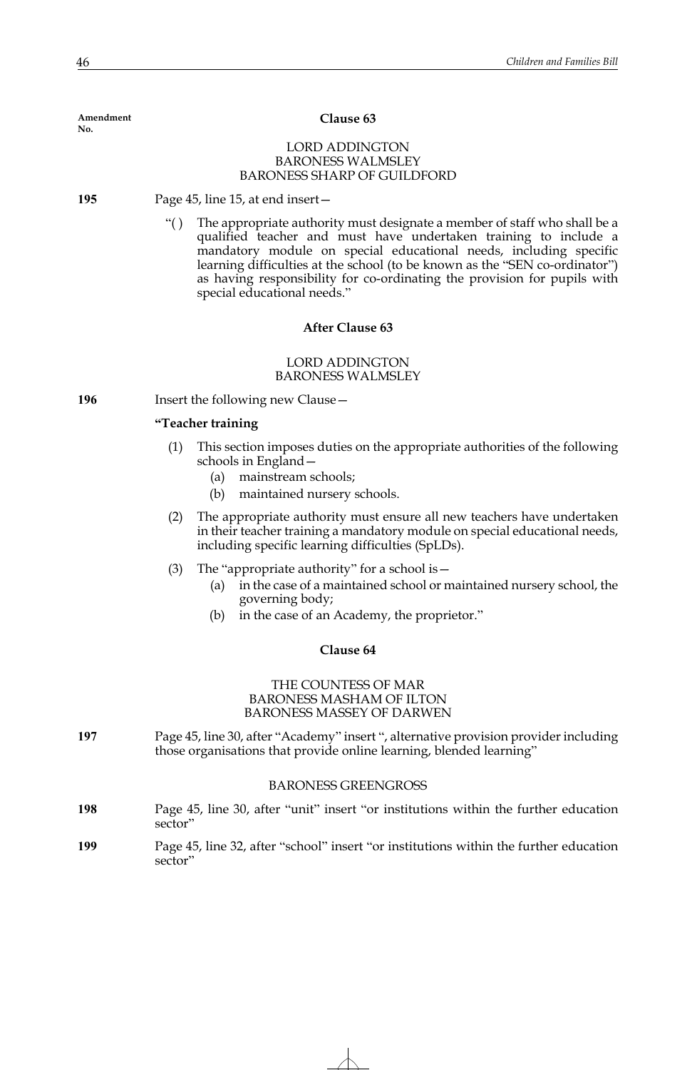Amendment No.

### Clause 63

LORD ADDINGTON
BARONESS WALMSLEY
BARONESS SHARP OF GUILDFORD

**195** Page 45, line 15, at end insert—

> "( ) The appropriate authority must designate a member of staff who shall be a qualified teacher and must have undertaken training to include a mandatory module on special educational needs, including specific learning difficulties at the school (to be known as the "SEN co-ordinator") as having responsibility for co-ordinating the provision for pupils with special educational needs."

### After Clause 63

LORD ADDINGTON
BARONESS WALMSLEY

**196** Insert the following new Clause—

> **"Teacher training**
>
> (1) This section imposes duties on the appropriate authorities of the following schools in England—
> (a) mainstream schools;
> (b) maintained nursery schools.
>
> (2) The appropriate authority must ensure all new teachers have undertaken in their teacher training a mandatory module on special educational needs, including specific learning difficulties (SpLDs).
>
> (3) The "appropriate authority" for a school is—
> (a) in the case of a maintained school or maintained nursery school, the governing body;
> (b) in the case of an Academy, the proprietor."

### Clause 64

THE COUNTESS OF MAR
BARONESS MASHAM OF ILTON
BARONESS MASSEY OF DARWEN

**197** Page 45, line 30, after "Academy" insert ", alternative provision provider including those organisations that provide online learning, blended learning"

BARONESS GREENGROSS

**198** Page 45, line 30, after "unit" insert "or institutions within the further education sector"

**199** Page 45, line 32, after "school" insert "or institutions within the further education sector"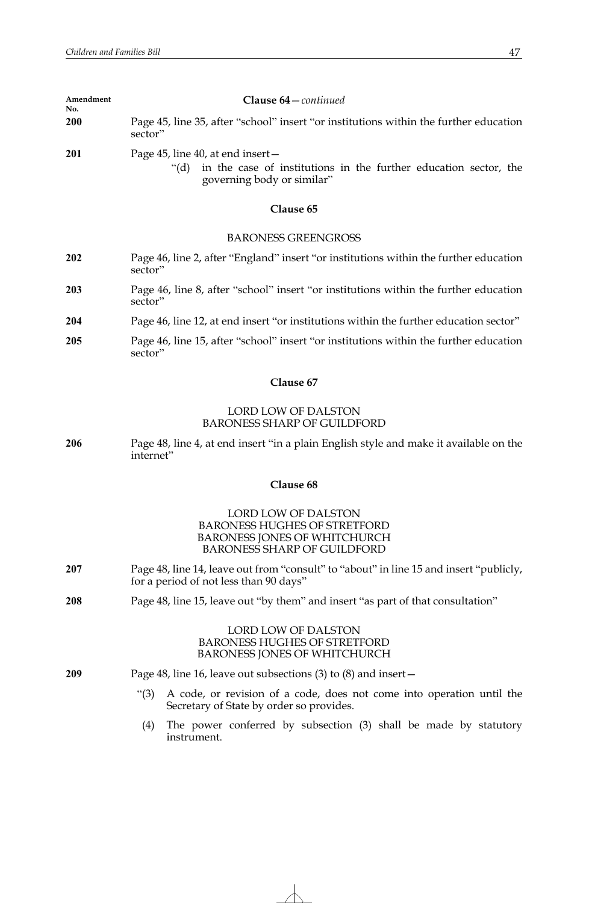Amendment No.

**Clause 64**—*continued*

**200** Page 45, line 35, after "school" insert "or institutions within the further education sector"

**201** Page 45, line 40, at end insert—

"(d) in the case of institutions in the further education sector, the governing body or similar"

**Clause 65**

BARONESS GREENGROSS

**202** Page 46, line 2, after "England" insert "or institutions within the further education sector"

**203** Page 46, line 8, after "school" insert "or institutions within the further education sector"

**204** Page 46, line 12, at end insert "or institutions within the further education sector"

**205** Page 46, line 15, after "school" insert "or institutions within the further education sector"

**Clause 67**

LORD LOW OF DALSTON
BARONESS SHARP OF GUILDFORD

**206** Page 48, line 4, at end insert "in a plain English style and make it available on the internet"

**Clause 68**

LORD LOW OF DALSTON
BARONESS HUGHES OF STRETFORD
BARONESS JONES OF WHITCHURCH
BARONESS SHARP OF GUILDFORD

**207** Page 48, line 14, leave out from "consult" to "about" in line 15 and insert "publicly, for a period of not less than 90 days"

**208** Page 48, line 15, leave out "by them" and insert "as part of that consultation"

LORD LOW OF DALSTON
BARONESS HUGHES OF STRETFORD
BARONESS JONES OF WHITCHURCH

**209** Page 48, line 16, leave out subsections (3) to (8) and insert—

"(3) A code, or revision of a code, does not come into operation until the Secretary of State by order so provides.

(4) The power conferred by subsection (3) shall be made by statutory instrument.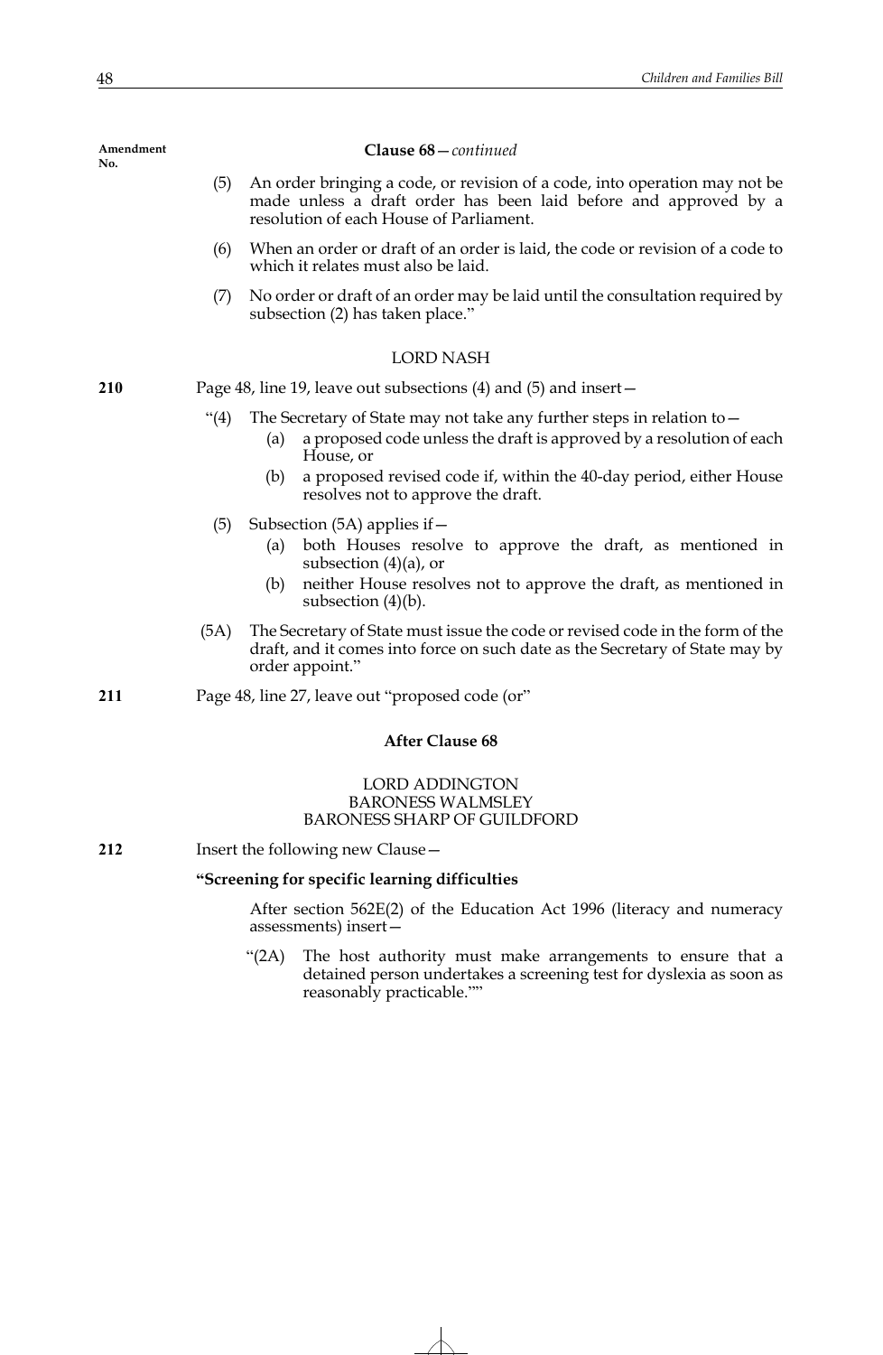Amendment No.

**Clause 68**—*continued*

(5) An order bringing a code, or revision of a code, into operation may not be made unless a draft order has been laid before and approved by a resolution of each House of Parliament.

(6) When an order or draft of an order is laid, the code or revision of a code to which it relates must also be laid.

(7) No order or draft of an order may be laid until the consultation required by subsection (2) has taken place."

LORD NASH

**210** Page 48, line 19, leave out subsections (4) and (5) and insert—

"(4) The Secretary of State may not take any further steps in relation to—

(a) a proposed code unless the draft is approved by a resolution of each House, or

(b) a proposed revised code if, within the 40-day period, either House resolves not to approve the draft.

(5) Subsection (5A) applies if—

(a) both Houses resolve to approve the draft, as mentioned in subsection (4)(a), or

(b) neither House resolves not to approve the draft, as mentioned in subsection (4)(b).

(5A) The Secretary of State must issue the code or revised code in the form of the draft, and it comes into force on such date as the Secretary of State may by order appoint."

**211** Page 48, line 27, leave out "proposed code (or"

**After Clause 68**

LORD ADDINGTON
BARONESS WALMSLEY
BARONESS SHARP OF GUILDFORD

**212** Insert the following new Clause—

**"Screening for specific learning difficulties**

After section 562E(2) of the Education Act 1996 (literacy and numeracy assessments) insert—

"(2A) The host authority must make arrangements to ensure that a detained person undertakes a screening test for dyslexia as soon as reasonably practicable.""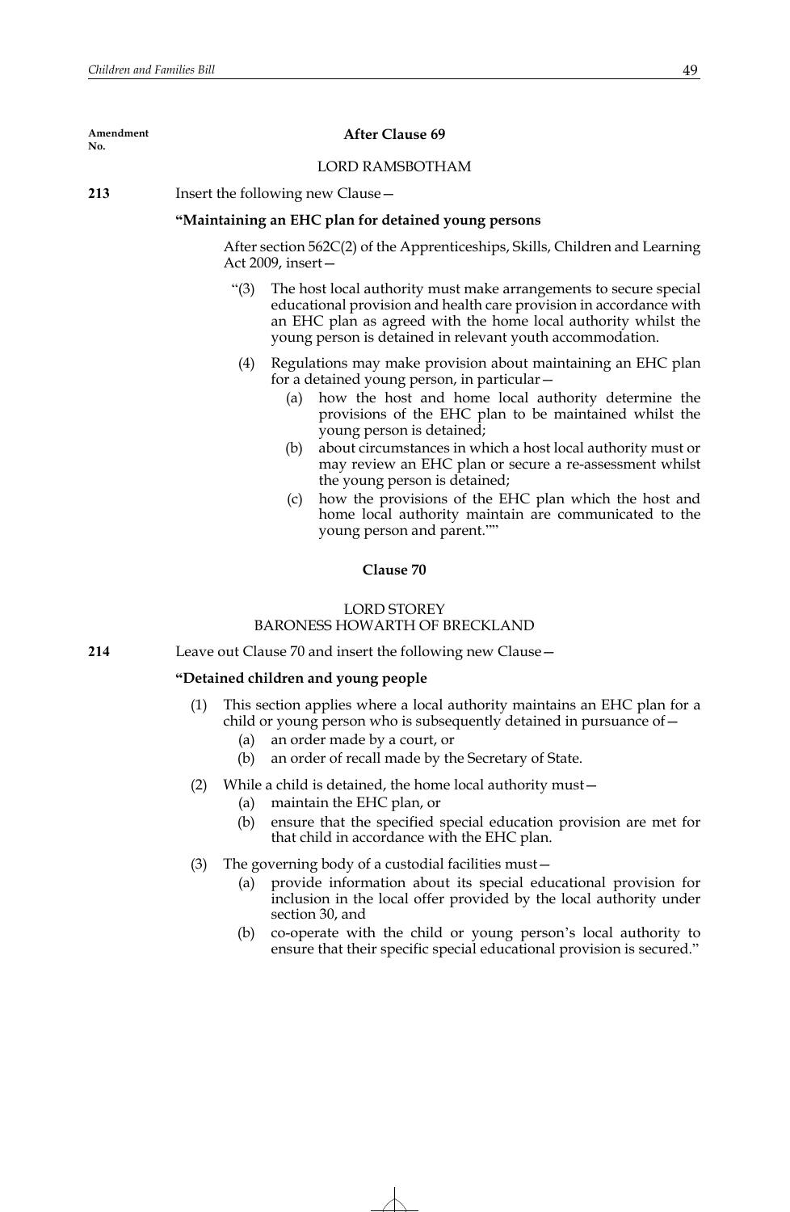Amendment No.

### After Clause 69

LORD RAMSBOTHAM

**213** Insert the following new Clause—

**"Maintaining an EHC plan for detained young persons**

After section 562C(2) of the Apprenticeships, Skills, Children and Learning Act 2009, insert—

"(3) The host local authority must make arrangements to secure special educational provision and health care provision in accordance with an EHC plan as agreed with the home local authority whilst the young person is detained in relevant youth accommodation.

(4) Regulations may make provision about maintaining an EHC plan for a detained young person, in particular—

(a) how the host and home local authority determine the provisions of the EHC plan to be maintained whilst the young person is detained;

(b) about circumstances in which a host local authority must or may review an EHC plan or secure a re-assessment whilst the young person is detained;

(c) how the provisions of the EHC plan which the host and home local authority maintain are communicated to the young person and parent.""

### Clause 70

LORD STOREY
BARONESS HOWARTH OF BRECKLAND

**214** Leave out Clause 70 and insert the following new Clause—

**"Detained children and young people**

(1) This section applies where a local authority maintains an EHC plan for a child or young person who is subsequently detained in pursuance of—

(a) an order made by a court, or

(b) an order of recall made by the Secretary of State.

(2) While a child is detained, the home local authority must—

(a) maintain the EHC plan, or

(b) ensure that the specified special education provision are met for that child in accordance with the EHC plan.

(3) The governing body of a custodial facilities must—

(a) provide information about its special educational provision for inclusion in the local offer provided by the local authority under section 30, and

(b) co-operate with the child or young person's local authority to ensure that their specific special educational provision is secured."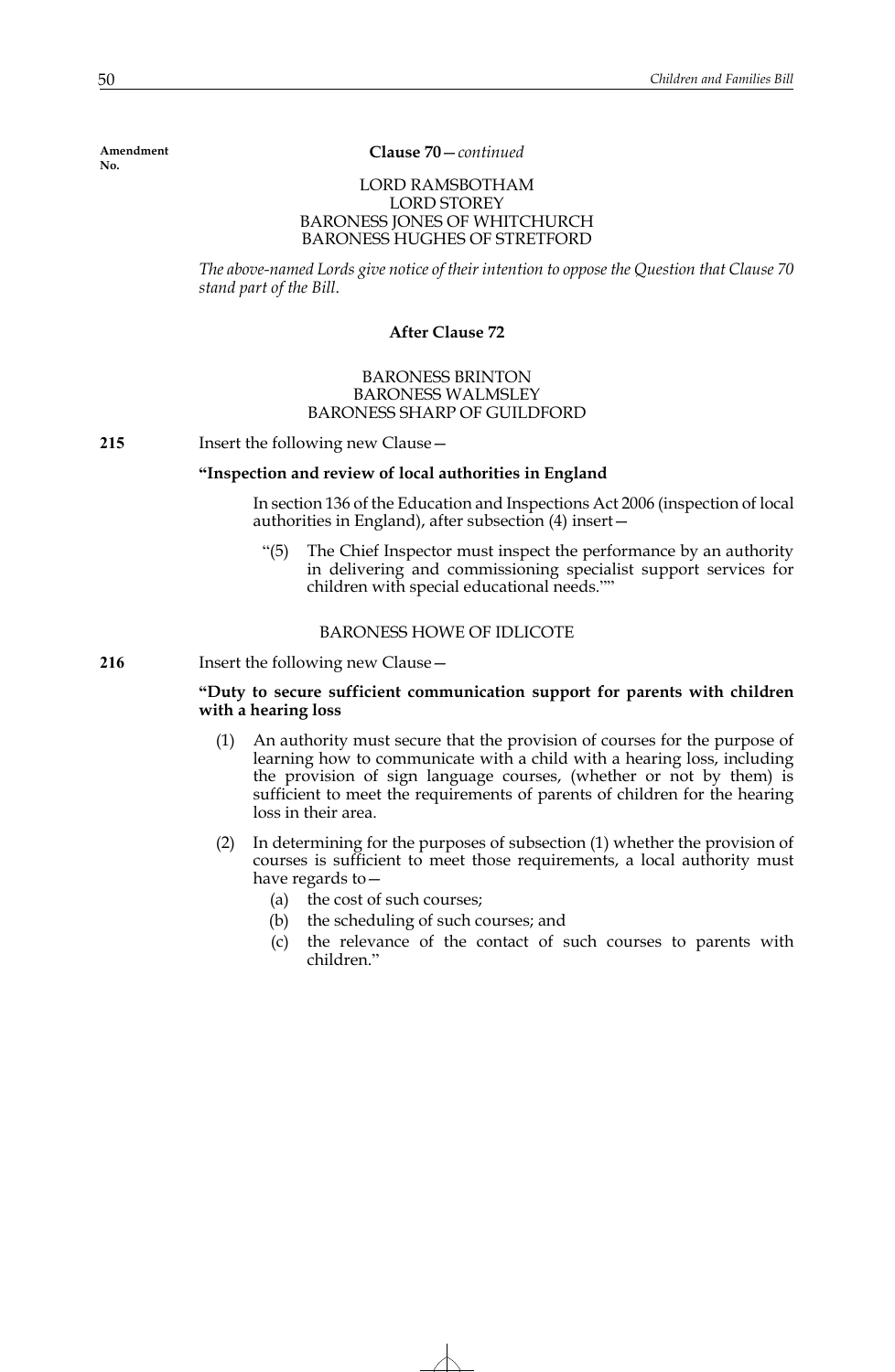Amendment No.

**Clause 70** — *continued*

LORD RAMSBOTHAM
LORD STOREY
BARONESS JONES OF WHITCHURCH
BARONESS HUGHES OF STRETFORD

*The above-named Lords give notice of their intention to oppose the Question that Clause 70 stand part of the Bill.*

**After Clause 72**

BARONESS BRINTON
BARONESS WALMSLEY
BARONESS SHARP OF GUILDFORD

**215** Insert the following new Clause —

**"Inspection and review of local authorities in England**

In section 136 of the Education and Inspections Act 2006 (inspection of local authorities in England), after subsection (4) insert—

"(5) The Chief Inspector must inspect the performance by an authority in delivering and commissioning specialist support services for children with special educational needs.""

BARONESS HOWE OF IDLICOTE

**216** Insert the following new Clause —

**"Duty to secure sufficient communication support for parents with children with a hearing loss**

(1) An authority must secure that the provision of courses for the purpose of learning how to communicate with a child with a hearing loss, including the provision of sign language courses, (whether or not by them) is sufficient to meet the requirements of parents of children for the hearing loss in their area.

(2) In determining for the purposes of subsection (1) whether the provision of courses is sufficient to meet those requirements, a local authority must have regards to—

(a) the cost of such courses;

(b) the scheduling of such courses; and

(c) the relevance of the contact of such courses to parents with children."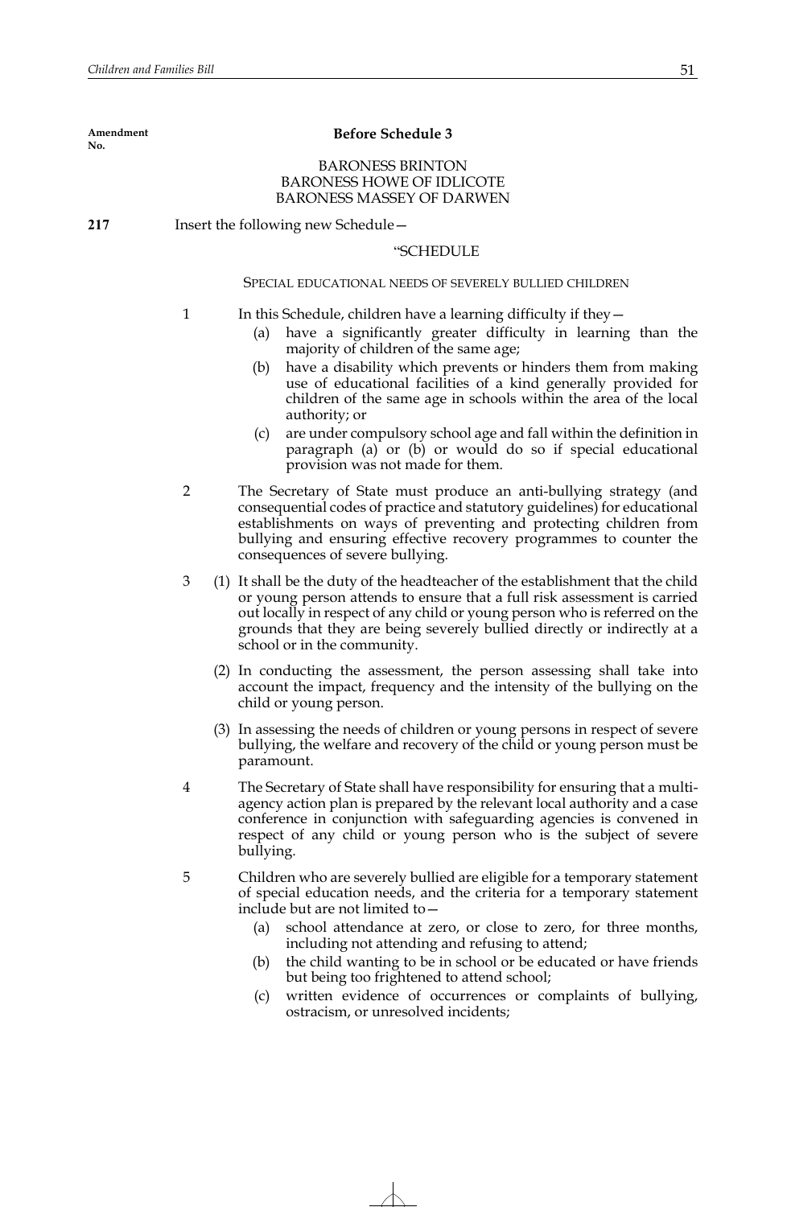Amendment No.

**Before Schedule 3**

BARONESS BRINTON
BARONESS HOWE OF IDLICOTE
BARONESS MASSEY OF DARWEN

**217** Insert the following new Schedule—

"SCHEDULE

SPECIAL EDUCATIONAL NEEDS OF SEVERELY BULLIED CHILDREN

1 In this Schedule, children have a learning difficulty if they—

(a) have a significantly greater difficulty in learning than the majority of children of the same age;

(b) have a disability which prevents or hinders them from making use of educational facilities of a kind generally provided for children of the same age in schools within the area of the local authority; or

(c) are under compulsory school age and fall within the definition in paragraph (a) or (b) or would do so if special educational provision was not made for them.

2 The Secretary of State must produce an anti-bullying strategy (and consequential codes of practice and statutory guidelines) for educational establishments on ways of preventing and protecting children from bullying and ensuring effective recovery programmes to counter the consequences of severe bullying.

3 (1) It shall be the duty of the headteacher of the establishment that the child or young person attends to ensure that a full risk assessment is carried out locally in respect of any child or young person who is referred on the grounds that they are being severely bullied directly or indirectly at a school or in the community.

(2) In conducting the assessment, the person assessing shall take into account the impact, frequency and the intensity of the bullying on the child or young person.

(3) In assessing the needs of children or young persons in respect of severe bullying, the welfare and recovery of the child or young person must be paramount.

4 The Secretary of State shall have responsibility for ensuring that a multi-agency action plan is prepared by the relevant local authority and a case conference in conjunction with safeguarding agencies is convened in respect of any child or young person who is the subject of severe bullying.

5 Children who are severely bullied are eligible for a temporary statement of special education needs, and the criteria for a temporary statement include but are not limited to—

(a) school attendance at zero, or close to zero, for three months, including not attending and refusing to attend;

(b) the child wanting to be in school or be educated or have friends but being too frightened to attend school;

(c) written evidence of occurrences or complaints of bullying, ostracism, or unresolved incidents;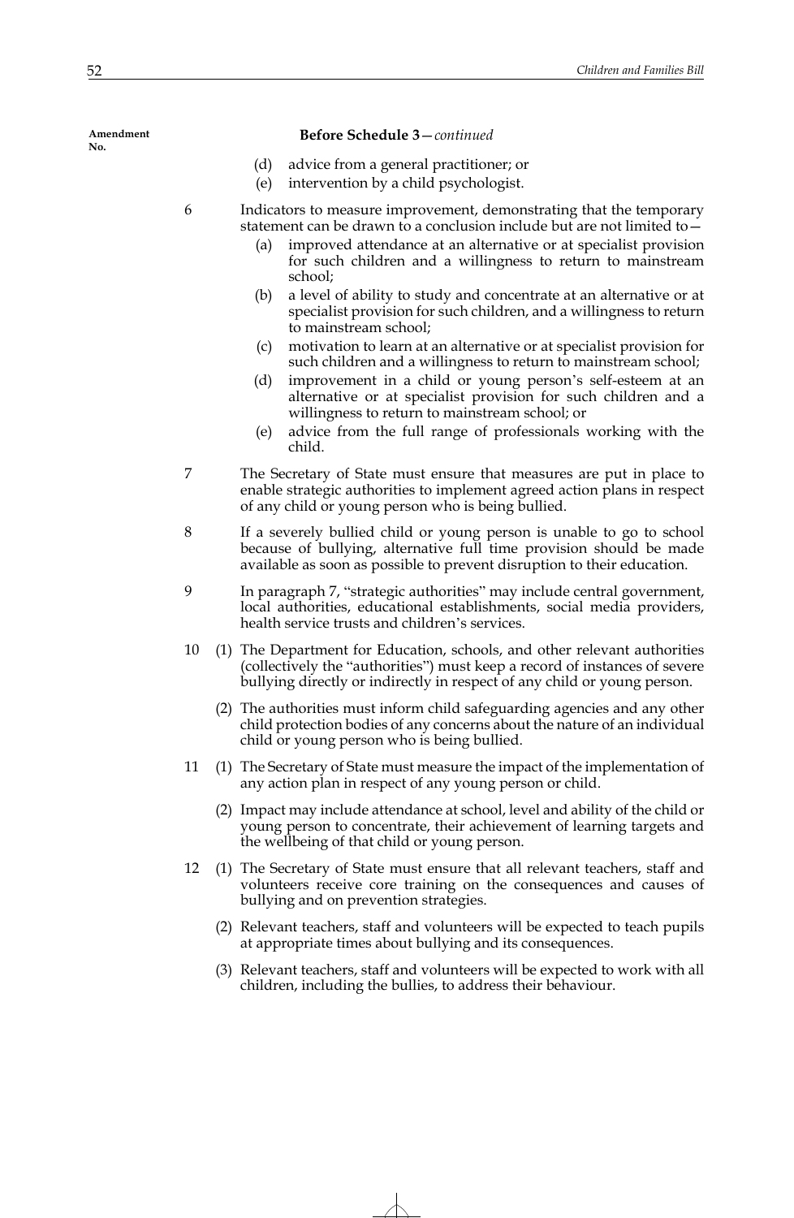**Before Schedule 3**—*continued*

(d) advice from a general practitioner; or

(e) intervention by a child psychologist.

6 Indicators to measure improvement, demonstrating that the temporary statement can be drawn to a conclusion include but are not limited to—

(a) improved attendance at an alternative or at specialist provision for such children and a willingness to return to mainstream school;

(b) a level of ability to study and concentrate at an alternative or at specialist provision for such children, and a willingness to return to mainstream school;

(c) motivation to learn at an alternative or at specialist provision for such children and a willingness to return to mainstream school;

(d) improvement in a child or young person's self-esteem at an alternative or at specialist provision for such children and a willingness to return to mainstream school; or

(e) advice from the full range of professionals working with the child.

7 The Secretary of State must ensure that measures are put in place to enable strategic authorities to implement agreed action plans in respect of any child or young person who is being bullied.

8 If a severely bullied child or young person is unable to go to school because of bullying, alternative full time provision should be made available as soon as possible to prevent disruption to their education.

9 In paragraph 7, "strategic authorities" may include central government, local authorities, educational establishments, social media providers, health service trusts and children's services.

10 (1) The Department for Education, schools, and other relevant authorities (collectively the "authorities") must keep a record of instances of severe bullying directly or indirectly in respect of any child or young person.

(2) The authorities must inform child safeguarding agencies and any other child protection bodies of any concerns about the nature of an individual child or young person who is being bullied.

11 (1) The Secretary of State must measure the impact of the implementation of any action plan in respect of any young person or child.

(2) Impact may include attendance at school, level and ability of the child or young person to concentrate, their achievement of learning targets and the wellbeing of that child or young person.

12 (1) The Secretary of State must ensure that all relevant teachers, staff and volunteers receive core training on the consequences and causes of bullying and on prevention strategies.

(2) Relevant teachers, staff and volunteers will be expected to teach pupils at appropriate times about bullying and its consequences.

(3) Relevant teachers, staff and volunteers will be expected to work with all children, including the bullies, to address their behaviour.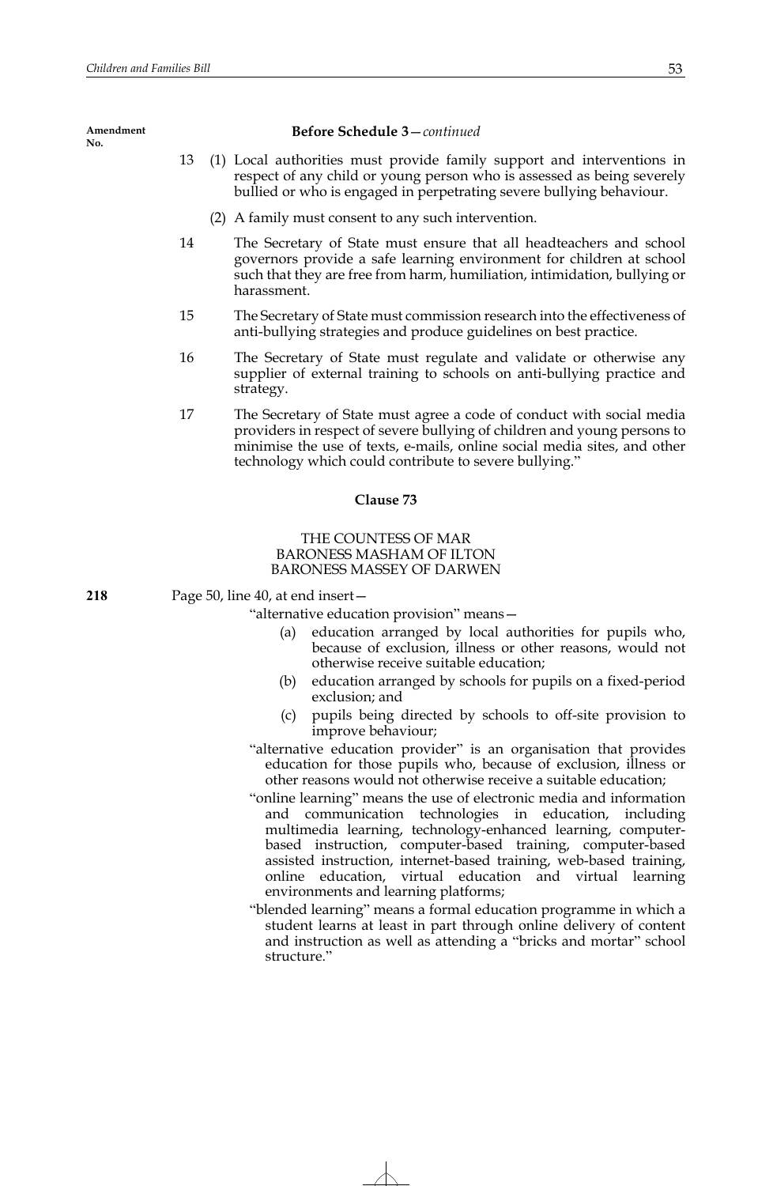Amendment No.

**Before Schedule 3**—*continued*

13 (1) Local authorities must provide family support and interventions in respect of any child or young person who is assessed as being severely bullied or who is engaged in perpetrating severe bullying behaviour.

(2) A family must consent to any such intervention.

14 The Secretary of State must ensure that all headteachers and school governors provide a safe learning environment for children at school such that they are free from harm, humiliation, intimidation, bullying or harassment.

15 The Secretary of State must commission research into the effectiveness of anti-bullying strategies and produce guidelines on best practice.

16 The Secretary of State must regulate and validate or otherwise any supplier of external training to schools on anti-bullying practice and strategy.

17 The Secretary of State must agree a code of conduct with social media providers in respect of severe bullying of children and young persons to minimise the use of texts, e-mails, online social media sites, and other technology which could contribute to severe bullying."

**Clause 73**

THE COUNTESS OF MAR
BARONESS MASHAM OF ILTON
BARONESS MASSEY OF DARWEN

**218** Page 50, line 40, at end insert—

"alternative education provision" means—

(a) education arranged by local authorities for pupils who, because of exclusion, illness or other reasons, would not otherwise receive suitable education;

(b) education arranged by schools for pupils on a fixed-period exclusion; and

(c) pupils being directed by schools to off-site provision to improve behaviour;

"alternative education provider" is an organisation that provides education for those pupils who, because of exclusion, illness or other reasons would not otherwise receive a suitable education;

"online learning" means the use of electronic media and information and communication technologies in education, including multimedia learning, technology-enhanced learning, computer-based instruction, computer-based training, computer-based assisted instruction, internet-based training, web-based training, online education, virtual education and virtual learning environments and learning platforms;

"blended learning" means a formal education programme in which a student learns at least in part through online delivery of content and instruction as well as attending a "bricks and mortar" school structure."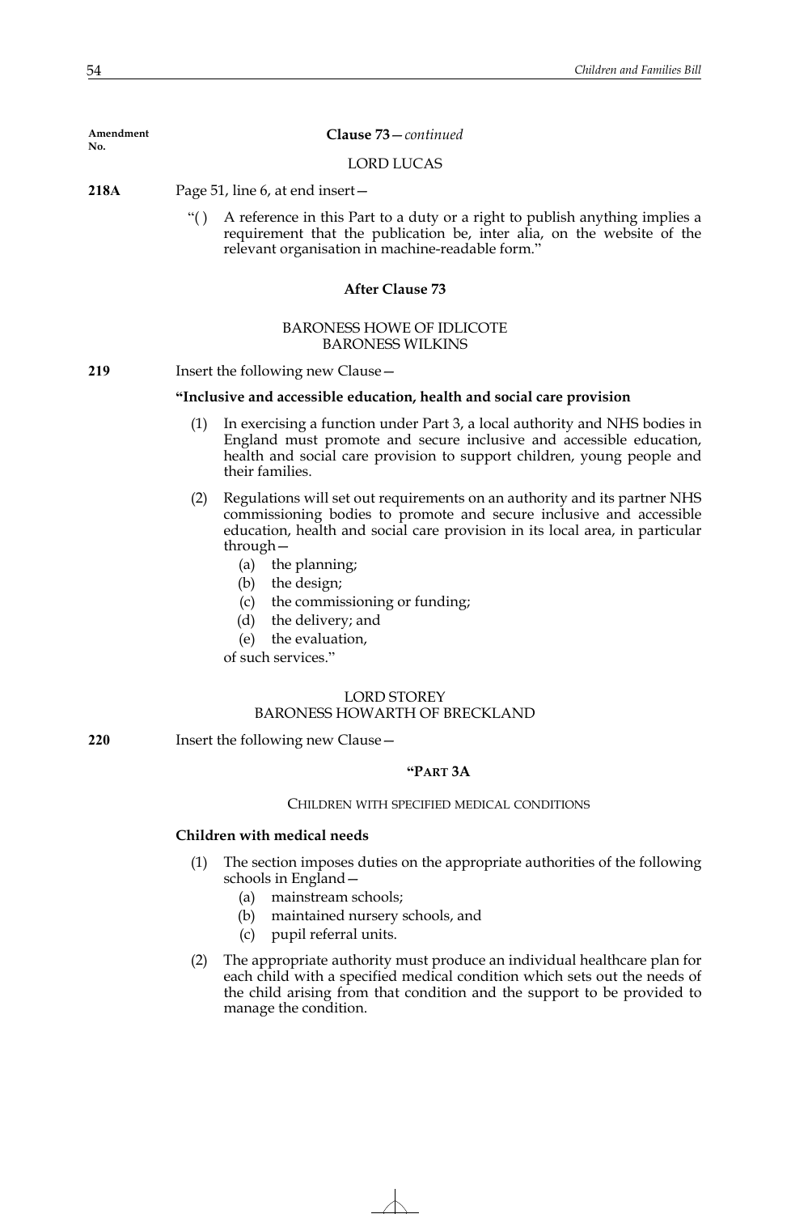Amendment No.

**Clause 73**—*continued*

LORD LUCAS

**218A** Page 51, line 6, at end insert—

"( ) A reference in this Part to a duty or a right to publish anything implies a requirement that the publication be, inter alia, on the website of the relevant organisation in machine-readable form."

**After Clause 73**

BARONESS HOWE OF IDLICOTE
BARONESS WILKINS

**219** Insert the following new Clause—

**"Inclusive and accessible education, health and social care provision**

(1) In exercising a function under Part 3, a local authority and NHS bodies in England must promote and secure inclusive and accessible education, health and social care provision to support children, young people and their families.

(2) Regulations will set out requirements on an authority and its partner NHS commissioning bodies to promote and secure inclusive and accessible education, health and social care provision in its local area, in particular through—

(a) the planning;

(b) the design;

(c) the commissioning or funding;

(d) the delivery; and

(e) the evaluation,

of such services."

LORD STOREY
BARONESS HOWARTH OF BRECKLAND

**220** Insert the following new Clause—

**"PART 3A**

CHILDREN WITH SPECIFIED MEDICAL CONDITIONS

**Children with medical needs**

(1) The section imposes duties on the appropriate authorities of the following schools in England—

(a) mainstream schools;

(b) maintained nursery schools, and

(c) pupil referral units.

(2) The appropriate authority must produce an individual healthcare plan for each child with a specified medical condition which sets out the needs of the child arising from that condition and the support to be provided to manage the condition.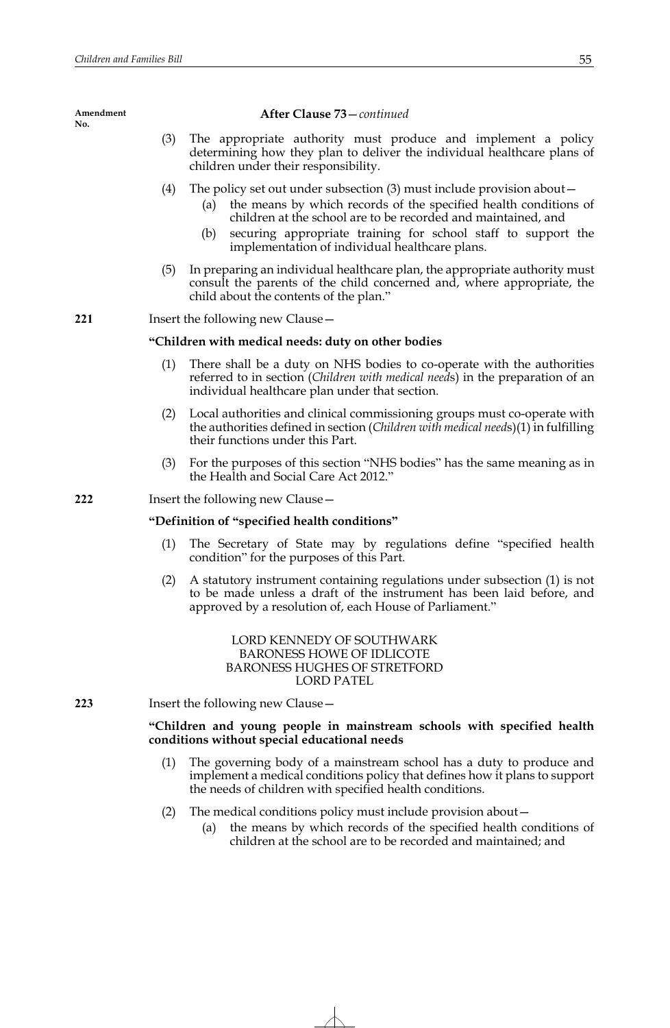**After Clause 73—*continued***

(3) The appropriate authority must produce and implement a policy determining how they plan to deliver the individual healthcare plans of children under their responsibility.

(4) The policy set out under subsection (3) must include provision about—

(a) the means by which records of the specified health conditions of children at the school are to be recorded and maintained, and

(b) securing appropriate training for school staff to support the implementation of individual healthcare plans.

(5) In preparing an individual healthcare plan, the appropriate authority must consult the parents of the child concerned and, where appropriate, the child about the contents of the plan."

**221** Insert the following new Clause—

**"Children with medical needs: duty on other bodies**

(1) There shall be a duty on NHS bodies to co-operate with the authorities referred to in section (*Children with medical needs*) in the preparation of an individual healthcare plan under that section.

(2) Local authorities and clinical commissioning groups must co-operate with the authorities defined in section (*Children with medical needs*)(1) in fulfilling their functions under this Part.

(3) For the purposes of this section "NHS bodies" has the same meaning as in the Health and Social Care Act 2012."

**222** Insert the following new Clause—

**"Definition of "specified health conditions"**

(1) The Secretary of State may by regulations define "specified health condition" for the purposes of this Part.

(2) A statutory instrument containing regulations under subsection (1) is not to be made unless a draft of the instrument has been laid before, and approved by a resolution of, each House of Parliament."

LORD KENNEDY OF SOUTHWARK
BARONESS HOWE OF IDLICOTE
BARONESS HUGHES OF STRETFORD
LORD PATEL

**223** Insert the following new Clause—

**"Children and young people in mainstream schools with specified health conditions without special educational needs**

(1) The governing body of a mainstream school has a duty to produce and implement a medical conditions policy that defines how it plans to support the needs of children with specified health conditions.

(2) The medical conditions policy must include provision about—

(a) the means by which records of the specified health conditions of children at the school are to be recorded and maintained; and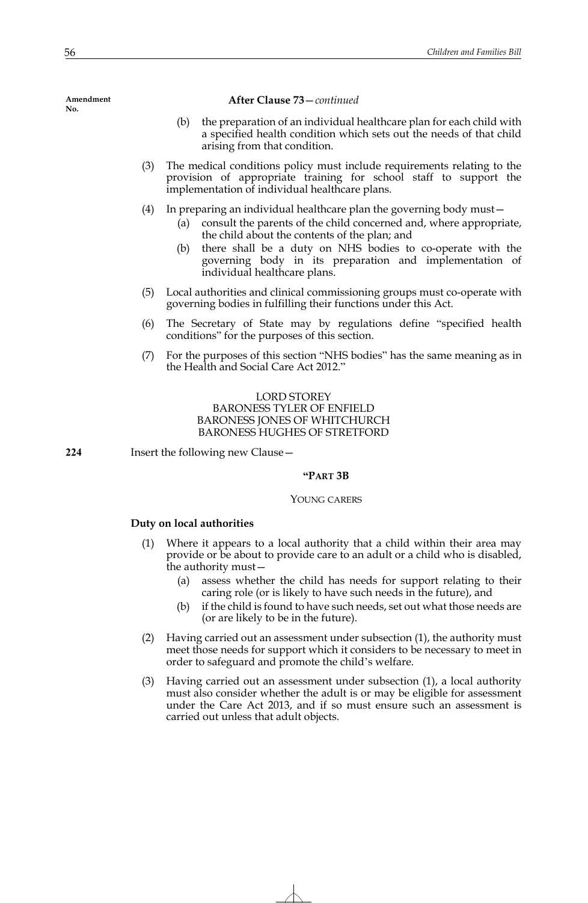Amendment No.

**After Clause 73**—*continued*

(b) the preparation of an individual healthcare plan for each child with a specified health condition which sets out the needs of that child arising from that condition.

(3) The medical conditions policy must include requirements relating to the provision of appropriate training for school staff to support the implementation of individual healthcare plans.

(4) In preparing an individual healthcare plan the governing body must—

(a) consult the parents of the child concerned and, where appropriate, the child about the contents of the plan; and

(b) there shall be a duty on NHS bodies to co-operate with the governing body in its preparation and implementation of individual healthcare plans.

(5) Local authorities and clinical commissioning groups must co-operate with governing bodies in fulfilling their functions under this Act.

(6) The Secretary of State may by regulations define "specified health conditions" for the purposes of this section.

(7) For the purposes of this section "NHS bodies" has the same meaning as in the Health and Social Care Act 2012."

LORD STOREY
BARONESS TYLER OF ENFIELD
BARONESS JONES OF WHITCHURCH
BARONESS HUGHES OF STRETFORD

**224** Insert the following new Clause—

**"PART 3B**

YOUNG CARERS

**Duty on local authorities**

(1) Where it appears to a local authority that a child within their area may provide or be about to provide care to an adult or a child who is disabled, the authority must—

(a) assess whether the child has needs for support relating to their caring role (or is likely to have such needs in the future), and

(b) if the child is found to have such needs, set out what those needs are (or are likely to be in the future).

(2) Having carried out an assessment under subsection (1), the authority must meet those needs for support which it considers to be necessary to meet in order to safeguard and promote the child's welfare.

(3) Having carried out an assessment under subsection (1), a local authority must also consider whether the adult is or may be eligible for assessment under the Care Act 2013, and if so must ensure such an assessment is carried out unless that adult objects.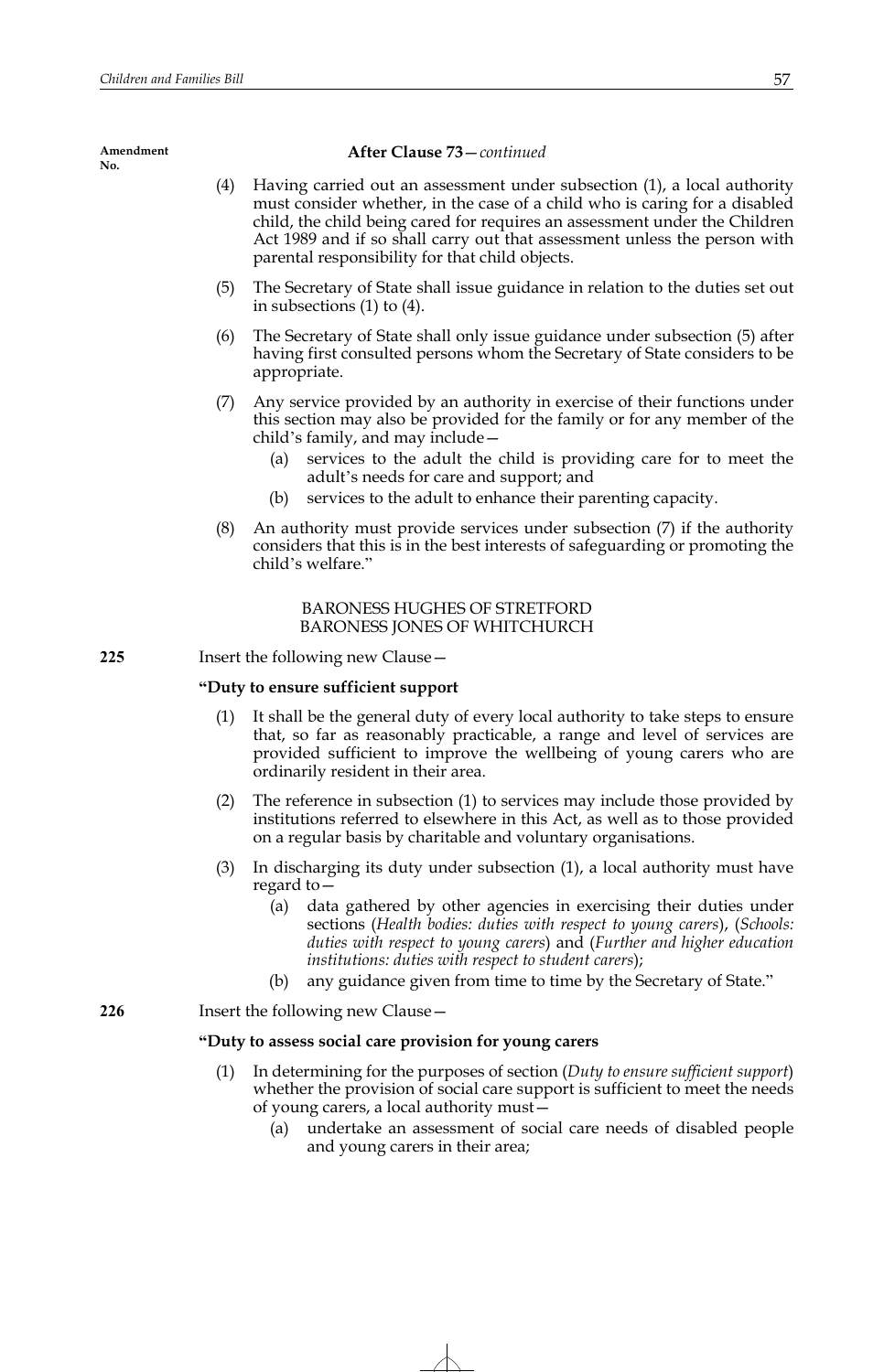**After Clause 73**—*continued*

(4) Having carried out an assessment under subsection (1), a local authority must consider whether, in the case of a child who is caring for a disabled child, the child being cared for requires an assessment under the Children Act 1989 and if so shall carry out that assessment unless the person with parental responsibility for that child objects.

(5) The Secretary of State shall issue guidance in relation to the duties set out in subsections (1) to (4).

(6) The Secretary of State shall only issue guidance under subsection (5) after having first consulted persons whom the Secretary of State considers to be appropriate.

(7) Any service provided by an authority in exercise of their functions under this section may also be provided for the family or for any member of the child's family, and may include—

(a) services to the adult the child is providing care for to meet the adult's needs for care and support; and

(b) services to the adult to enhance their parenting capacity.

(8) An authority must provide services under subsection (7) if the authority considers that this is in the best interests of safeguarding or promoting the child's welfare."

BARONESS HUGHES OF STRETFORD
BARONESS JONES OF WHITCHURCH

**225** Insert the following new Clause—

**"Duty to ensure sufficient support**

(1) It shall be the general duty of every local authority to take steps to ensure that, so far as reasonably practicable, a range and level of services are provided sufficient to improve the wellbeing of young carers who are ordinarily resident in their area.

(2) The reference in subsection (1) to services may include those provided by institutions referred to elsewhere in this Act, as well as to those provided on a regular basis by charitable and voluntary organisations.

(3) In discharging its duty under subsection (1), a local authority must have regard to—

(a) data gathered by other agencies in exercising their duties under sections (*Health bodies: duties with respect to young carers*), (*Schools: duties with respect to young carers*) and (*Further and higher education institutions: duties with respect to student carers*);

(b) any guidance given from time to time by the Secretary of State."

**226** Insert the following new Clause—

**"Duty to assess social care provision for young carers**

(1) In determining for the purposes of section (*Duty to ensure sufficient support*) whether the provision of social care support is sufficient to meet the needs of young carers, a local authority must—

(a) undertake an assessment of social care needs of disabled people and young carers in their area;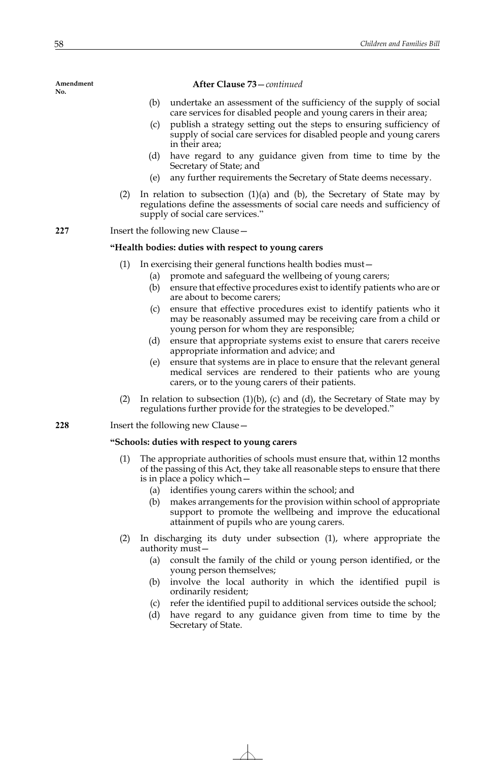**After Clause 73**—*continued*

(b) undertake an assessment of the sufficiency of the supply of social care services for disabled people and young carers in their area;

(c) publish a strategy setting out the steps to ensuring sufficiency of supply of social care services for disabled people and young carers in their area;

(d) have regard to any guidance given from time to time by the Secretary of State; and

(e) any further requirements the Secretary of State deems necessary.

(2) In relation to subsection (1)(a) and (b), the Secretary of State may by regulations define the assessments of social care needs and sufficiency of supply of social care services."

**227** Insert the following new Clause—

**"Health bodies: duties with respect to young carers**

(1) In exercising their general functions health bodies must—

(a) promote and safeguard the wellbeing of young carers;

(b) ensure that effective procedures exist to identify patients who are or are about to become carers;

(c) ensure that effective procedures exist to identify patients who it may be reasonably assumed may be receiving care from a child or young person for whom they are responsible;

(d) ensure that appropriate systems exist to ensure that carers receive appropriate information and advice; and

(e) ensure that systems are in place to ensure that the relevant general medical services are rendered to their patients who are young carers, or to the young carers of their patients.

(2) In relation to subsection (1)(b), (c) and (d), the Secretary of State may by regulations further provide for the strategies to be developed."

**228** Insert the following new Clause—

**"Schools: duties with respect to young carers**

(1) The appropriate authorities of schools must ensure that, within 12 months of the passing of this Act, they take all reasonable steps to ensure that there is in place a policy which—

(a) identifies young carers within the school; and

(b) makes arrangements for the provision within school of appropriate support to promote the wellbeing and improve the educational attainment of pupils who are young carers.

(2) In discharging its duty under subsection (1), where appropriate the authority must—

(a) consult the family of the child or young person identified, or the young person themselves;

(b) involve the local authority in which the identified pupil is ordinarily resident;

(c) refer the identified pupil to additional services outside the school;

(d) have regard to any guidance given from time to time by the Secretary of State.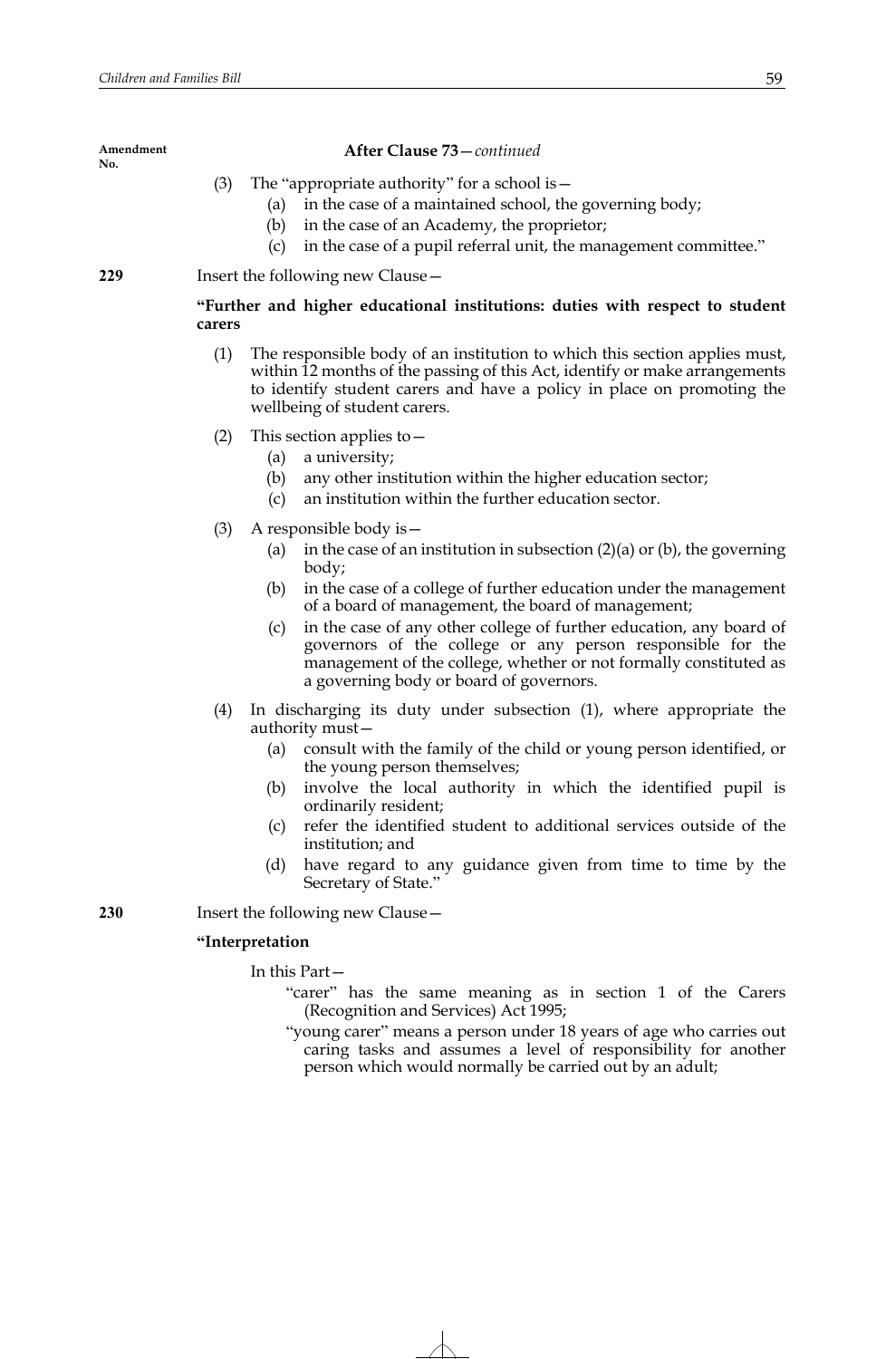Amendment No.

**After Clause 73**—*continued*

(3) The "appropriate authority" for a school is—

(a) in the case of a maintained school, the governing body;

(b) in the case of an Academy, the proprietor;

(c) in the case of a pupil referral unit, the management committee."

**229** Insert the following new Clause—

**"Further and higher educational institutions: duties with respect to student carers**

(1) The responsible body of an institution to which this section applies must, within 12 months of the passing of this Act, identify or make arrangements to identify student carers and have a policy in place on promoting the wellbeing of student carers.

(2) This section applies to—

(a) a university;

(b) any other institution within the higher education sector;

(c) an institution within the further education sector.

(3) A responsible body is—

(a) in the case of an institution in subsection (2)(a) or (b), the governing body;

(b) in the case of a college of further education under the management of a board of management, the board of management;

(c) in the case of any other college of further education, any board of governors of the college or any person responsible for the management of the college, whether or not formally constituted as a governing body or board of governors.

(4) In discharging its duty under subsection (1), where appropriate the authority must—

(a) consult with the family of the child or young person identified, or the young person themselves;

(b) involve the local authority in which the identified pupil is ordinarily resident;

(c) refer the identified student to additional services outside of the institution; and

(d) have regard to any guidance given from time to time by the Secretary of State."

**230** Insert the following new Clause—

**"Interpretation**

In this Part—

"carer" has the same meaning as in section 1 of the Carers (Recognition and Services) Act 1995;

"young carer" means a person under 18 years of age who carries out caring tasks and assumes a level of responsibility for another person which would normally be carried out by an adult;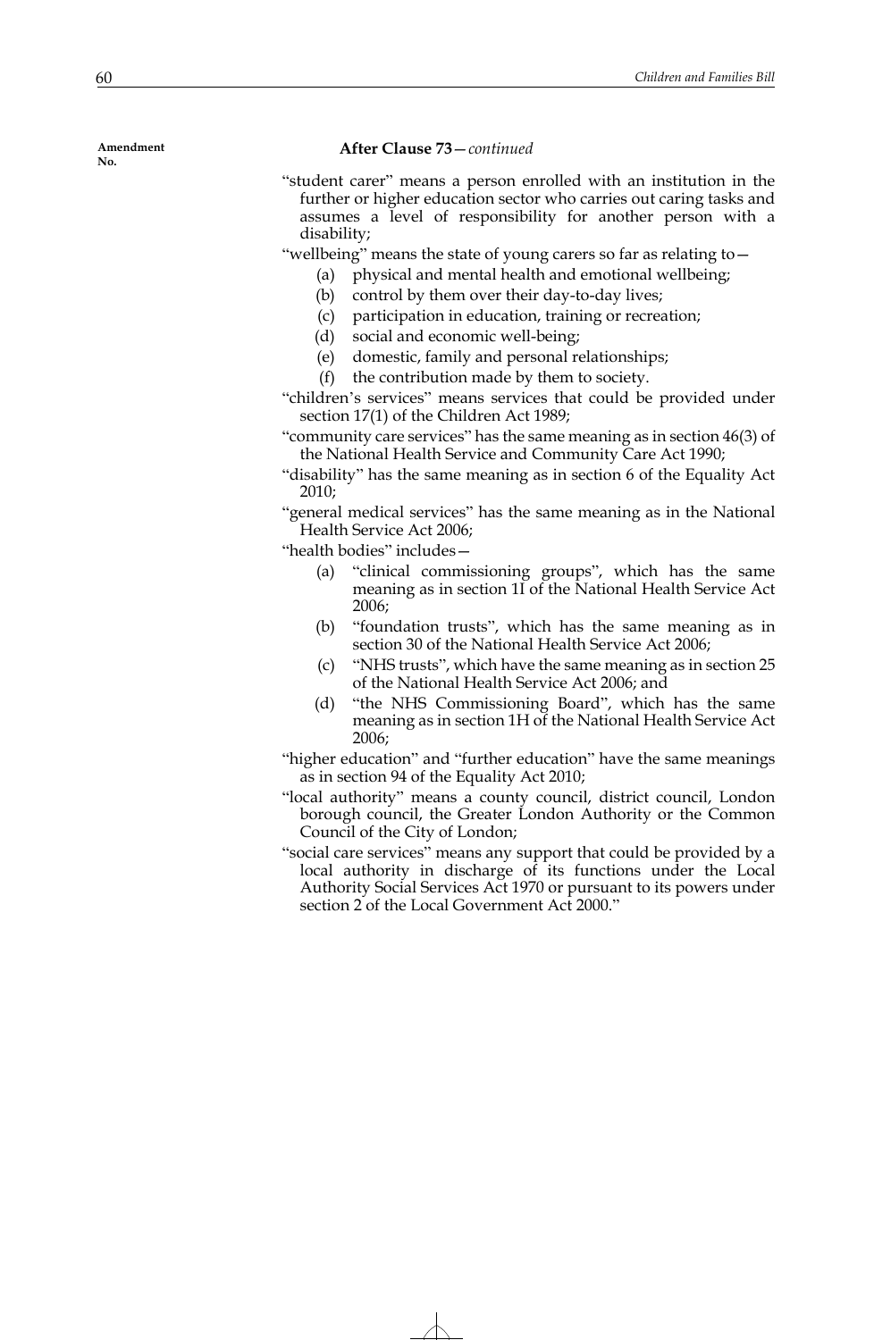Amendment No.

**After Clause 73**—*continued*

"student carer" means a person enrolled with an institution in the further or higher education sector who carries out caring tasks and assumes a level of responsibility for another person with a disability;

"wellbeing" means the state of young carers so far as relating to—

- (a) physical and mental health and emotional wellbeing;
- (b) control by them over their day-to-day lives;
- (c) participation in education, training or recreation;
- (d) social and economic well-being;
- (e) domestic, family and personal relationships;
- (f) the contribution made by them to society.

"children's services" means services that could be provided under section 17(1) of the Children Act 1989;

"community care services" has the same meaning as in section 46(3) of the National Health Service and Community Care Act 1990;

"disability" has the same meaning as in section 6 of the Equality Act 2010;

"general medical services" has the same meaning as in the National Health Service Act 2006;

"health bodies" includes—

- (a) "clinical commissioning groups", which has the same meaning as in section 1I of the National Health Service Act 2006;
- (b) "foundation trusts", which has the same meaning as in section 30 of the National Health Service Act 2006;
- (c) "NHS trusts", which have the same meaning as in section 25 of the National Health Service Act 2006; and
- (d) "the NHS Commissioning Board", which has the same meaning as in section 1H of the National Health Service Act 2006;

"higher education" and "further education" have the same meanings as in section 94 of the Equality Act 2010;

"local authority" means a county council, district council, London borough council, the Greater London Authority or the Common Council of the City of London;

"social care services" means any support that could be provided by a local authority in discharge of its functions under the Local Authority Social Services Act 1970 or pursuant to its powers under section 2 of the Local Government Act 2000."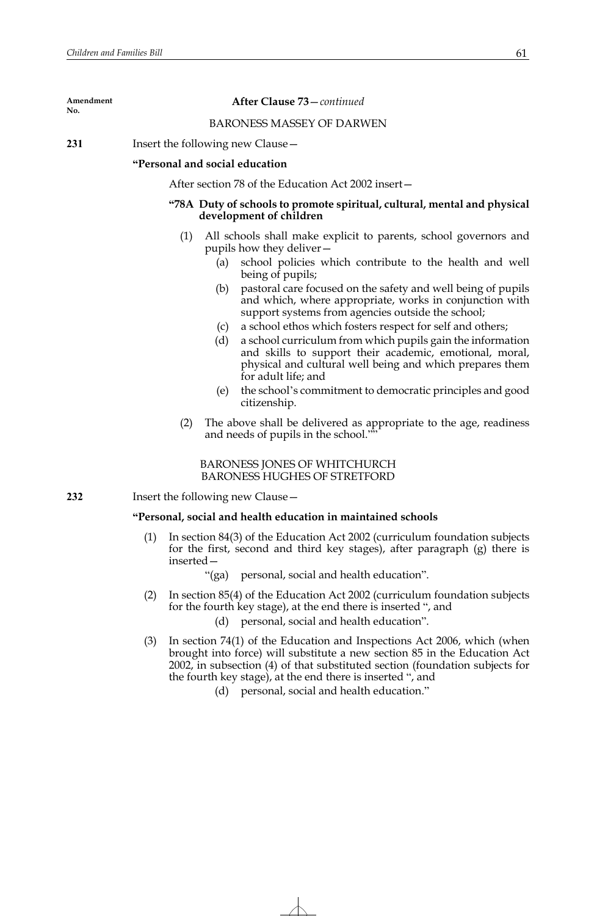After Clause 73—*continued*

BARONESS MASSEY OF DARWEN

**231** Insert the following new Clause—

**"Personal and social education**

After section 78 of the Education Act 2002 insert—

**"78A Duty of schools to promote spiritual, cultural, mental and physical development of children**

(1) All schools shall make explicit to parents, school governors and pupils how they deliver—

(a) school policies which contribute to the health and well being of pupils;

(b) pastoral care focused on the safety and well being of pupils and which, where appropriate, works in conjunction with support systems from agencies outside the school;

(c) a school ethos which fosters respect for self and others;

(d) a school curriculum from which pupils gain the information and skills to support their academic, emotional, moral, physical and cultural well being and which prepares them for adult life; and

(e) the school's commitment to democratic principles and good citizenship.

(2) The above shall be delivered as appropriate to the age, readiness and needs of pupils in the school.""

BARONESS JONES OF WHITCHURCH
BARONESS HUGHES OF STRETFORD

**232** Insert the following new Clause—

**"Personal, social and health education in maintained schools**

(1) In section 84(3) of the Education Act 2002 (curriculum foundation subjects for the first, second and third key stages), after paragraph (g) there is inserted—

"(ga) personal, social and health education".

(2) In section 85(4) of the Education Act 2002 (curriculum foundation subjects for the fourth key stage), at the end there is inserted ", and

(d) personal, social and health education".

(3) In section 74(1) of the Education and Inspections Act 2006, which (when brought into force) will substitute a new section 85 in the Education Act 2002, in subsection (4) of that substituted section (foundation subjects for the fourth key stage), at the end there is inserted ", and

(d) personal, social and health education."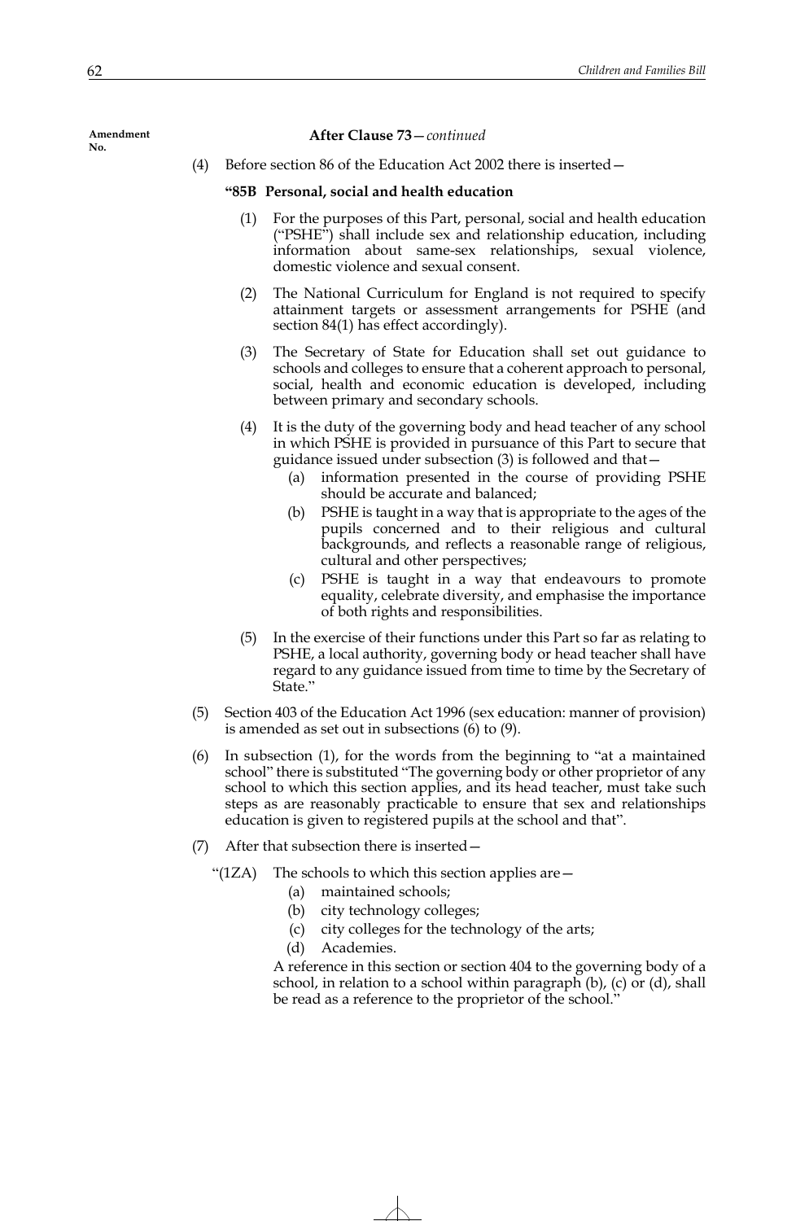Amendment No.

**After Clause 73**—*continued*

(4) Before section 86 of the Education Act 2002 there is inserted—

**"85B Personal, social and health education**

(1) For the purposes of this Part, personal, social and health education ("PSHE") shall include sex and relationship education, including information about same-sex relationships, sexual violence, domestic violence and sexual consent.

(2) The National Curriculum for England is not required to specify attainment targets or assessment arrangements for PSHE (and section 84(1) has effect accordingly).

(3) The Secretary of State for Education shall set out guidance to schools and colleges to ensure that a coherent approach to personal, social, health and economic education is developed, including between primary and secondary schools.

(4) It is the duty of the governing body and head teacher of any school in which PSHE is provided in pursuance of this Part to secure that guidance issued under subsection (3) is followed and that—

(a) information presented in the course of providing PSHE should be accurate and balanced;

(b) PSHE is taught in a way that is appropriate to the ages of the pupils concerned and to their religious and cultural backgrounds, and reflects a reasonable range of religious, cultural and other perspectives;

(c) PSHE is taught in a way that endeavours to promote equality, celebrate diversity, and emphasise the importance of both rights and responsibilities.

(5) In the exercise of their functions under this Part so far as relating to PSHE, a local authority, governing body or head teacher shall have regard to any guidance issued from time to time by the Secretary of State."

(5) Section 403 of the Education Act 1996 (sex education: manner of provision) is amended as set out in subsections (6) to (9).

(6) In subsection (1), for the words from the beginning to "at a maintained school" there is substituted "The governing body or other proprietor of any school to which this section applies, and its head teacher, must take such steps as are reasonably practicable to ensure that sex and relationships education is given to registered pupils at the school and that".

(7) After that subsection there is inserted—

"(1ZA) The schools to which this section applies are—

(a) maintained schools;

(b) city technology colleges;

(c) city colleges for the technology of the arts;

(d) Academies.

A reference in this section or section 404 to the governing body of a school, in relation to a school within paragraph (b), (c) or (d), shall be read as a reference to the proprietor of the school."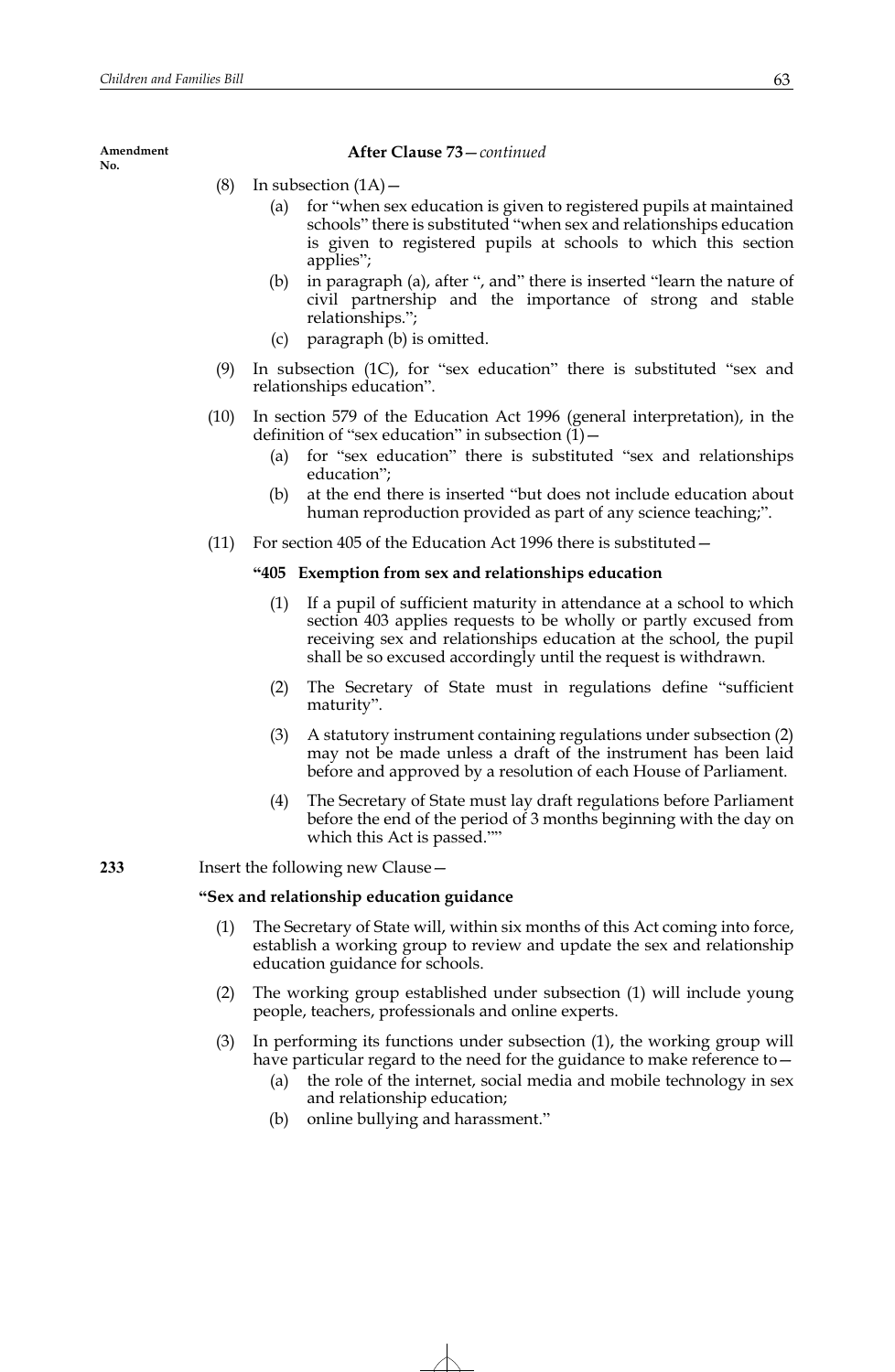After Clause 73—*continued*

(8) In subsection (1A)—

  (a) for "when sex education is given to registered pupils at maintained schools" there is substituted "when sex and relationships education is given to registered pupils at schools to which this section applies";

  (b) in paragraph (a), after ", and" there is inserted "learn the nature of civil partnership and the importance of strong and stable relationships.";

  (c) paragraph (b) is omitted.

(9) In subsection (1C), for "sex education" there is substituted "sex and relationships education".

(10) In section 579 of the Education Act 1996 (general interpretation), in the definition of "sex education" in subsection (1)—

  (a) for "sex education" there is substituted "sex and relationships education";

  (b) at the end there is inserted "but does not include education about human reproduction provided as part of any science teaching;".

(11) For section 405 of the Education Act 1996 there is substituted—

**"405 Exemption from sex and relationships education**

(1) If a pupil of sufficient maturity in attendance at a school to which section 403 applies requests to be wholly or partly excused from receiving sex and relationships education at the school, the pupil shall be so excused accordingly until the request is withdrawn.

(2) The Secretary of State must in regulations define "sufficient maturity".

(3) A statutory instrument containing regulations under subsection (2) may not be made unless a draft of the instrument has been laid before and approved by a resolution of each House of Parliament.

(4) The Secretary of State must lay draft regulations before Parliament before the end of the period of 3 months beginning with the day on which this Act is passed.""

**233** Insert the following new Clause—

**"Sex and relationship education guidance**

(1) The Secretary of State will, within six months of this Act coming into force, establish a working group to review and update the sex and relationship education guidance for schools.

(2) The working group established under subsection (1) will include young people, teachers, professionals and online experts.

(3) In performing its functions under subsection (1), the working group will have particular regard to the need for the guidance to make reference to—

  (a) the role of the internet, social media and mobile technology in sex and relationship education;

  (b) online bullying and harassment."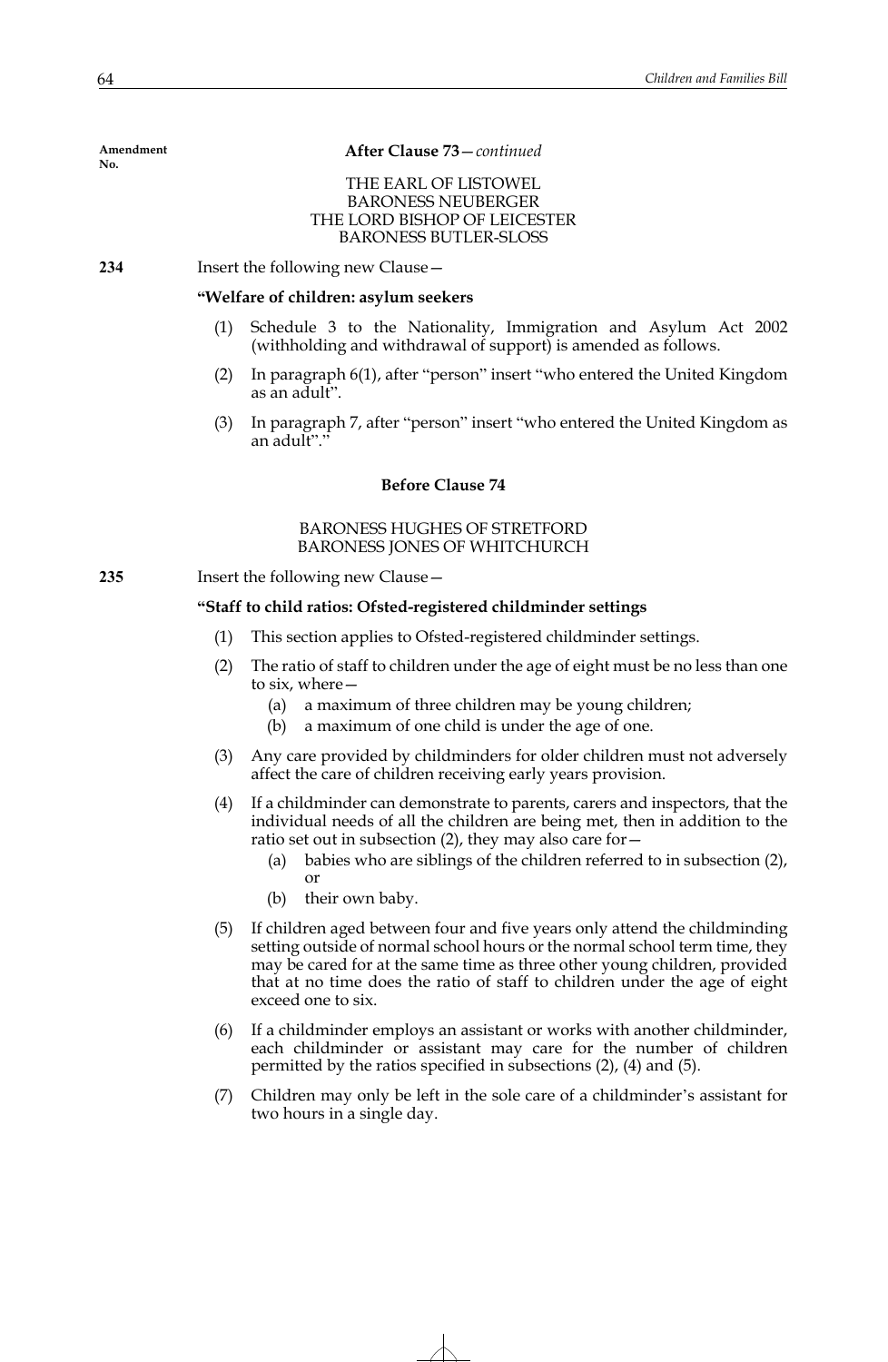Amendment No.

**After Clause 73**—*continued*

THE EARL OF LISTOWEL
BARONESS NEUBERGER
THE LORD BISHOP OF LEICESTER
BARONESS BUTLER-SLOSS

**234** Insert the following new Clause—

**"Welfare of children: asylum seekers**

(1) Schedule 3 to the Nationality, Immigration and Asylum Act 2002 (withholding and withdrawal of support) is amended as follows.

(2) In paragraph 6(1), after "person" insert "who entered the United Kingdom as an adult".

(3) In paragraph 7, after "person" insert "who entered the United Kingdom as an adult"."

**Before Clause 74**

BARONESS HUGHES OF STRETFORD
BARONESS JONES OF WHITCHURCH

**235** Insert the following new Clause—

**"Staff to child ratios: Ofsted-registered childminder settings**

(1) This section applies to Ofsted-registered childminder settings.

(2) The ratio of staff to children under the age of eight must be no less than one to six, where—
  (a) a maximum of three children may be young children;
  (b) a maximum of one child is under the age of one.

(3) Any care provided by childminders for older children must not adversely affect the care of children receiving early years provision.

(4) If a childminder can demonstrate to parents, carers and inspectors, that the individual needs of all the children are being met, then in addition to the ratio set out in subsection (2), they may also care for—
  (a) babies who are siblings of the children referred to in subsection (2), or
  (b) their own baby.

(5) If children aged between four and five years only attend the childminding setting outside of normal school hours or the normal school term time, they may be cared for at the same time as three other young children, provided that at no time does the ratio of staff to children under the age of eight exceed one to six.

(6) If a childminder employs an assistant or works with another childminder, each childminder or assistant may care for the number of children permitted by the ratios specified in subsections (2), (4) and (5).

(7) Children may only be left in the sole care of a childminder's assistant for two hours in a single day.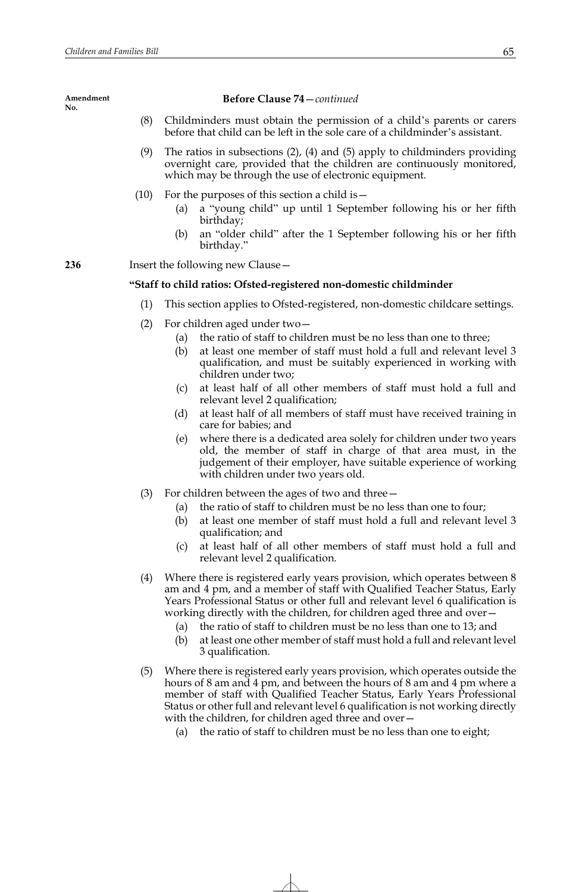**Before Clause 74**—*continued*

(8) Childminders must obtain the permission of a child's parents or carers before that child can be left in the sole care of a childminder's assistant.

(9) The ratios in subsections (2), (4) and (5) apply to childminders providing overnight care, provided that the children are continuously monitored, which may be through the use of electronic equipment.

(10) For the purposes of this section a child is—

(a) a "young child" up until 1 September following his or her fifth birthday;

(b) an "older child" after the 1 September following his or her fifth birthday."

**236** Insert the following new Clause—

**"Staff to child ratios: Ofsted-registered non-domestic childminder**

(1) This section applies to Ofsted-registered, non-domestic childcare settings.

(2) For children aged under two—

(a) the ratio of staff to children must be no less than one to three;

(b) at least one member of staff must hold a full and relevant level 3 qualification, and must be suitably experienced in working with children under two;

(c) at least half of all other members of staff must hold a full and relevant level 2 qualification;

(d) at least half of all members of staff must have received training in care for babies; and

(e) where there is a dedicated area solely for children under two years old, the member of staff in charge of that area must, in the judgement of their employer, have suitable experience of working with children under two years old.

(3) For children between the ages of two and three—

(a) the ratio of staff to children must be no less than one to four;

(b) at least one member of staff must hold a full and relevant level 3 qualification; and

(c) at least half of all other members of staff must hold a full and relevant level 2 qualification.

(4) Where there is registered early years provision, which operates between 8 am and 4 pm, and a member of staff with Qualified Teacher Status, Early Years Professional Status or other full and relevant level 6 qualification is working directly with the children, for children aged three and over—

(a) the ratio of staff to children must be no less than one to 13; and

(b) at least one other member of staff must hold a full and relevant level 3 qualification.

(5) Where there is registered early years provision, which operates outside the hours of 8 am and 4 pm, and between the hours of 8 am and 4 pm where a member of staff with Qualified Teacher Status, Early Years Professional Status or other full and relevant level 6 qualification is not working directly with the children, for children aged three and over—

(a) the ratio of staff to children must be no less than one to eight;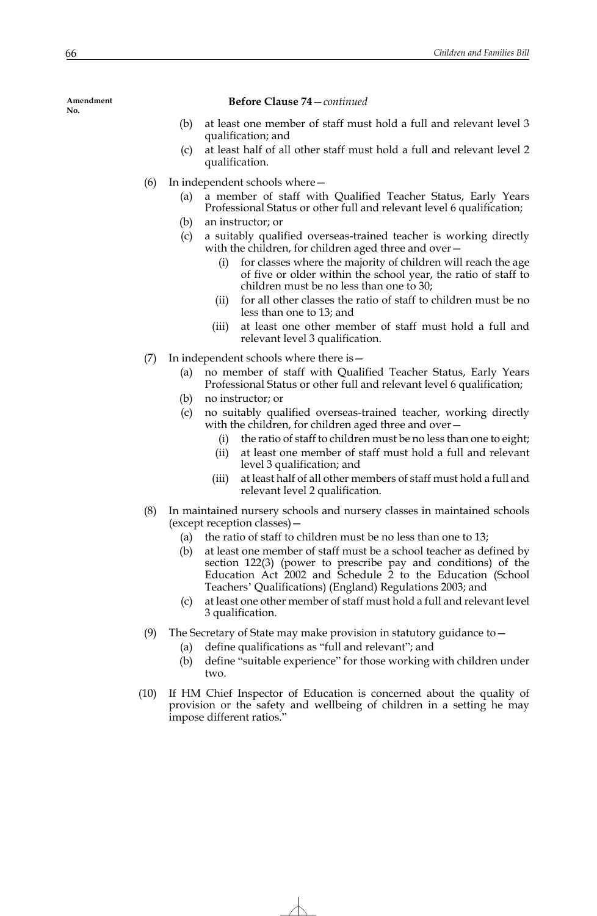Amendment No.

**Before Clause 74**—*continued*

(b) at least one member of staff must hold a full and relevant level 3 qualification; and

(c) at least half of all other staff must hold a full and relevant level 2 qualification.

(6) In independent schools where—

(a) a member of staff with Qualified Teacher Status, Early Years Professional Status or other full and relevant level 6 qualification;

(b) an instructor; or

(c) a suitably qualified overseas-trained teacher is working directly with the children, for children aged three and over—

(i) for classes where the majority of children will reach the age of five or older within the school year, the ratio of staff to children must be no less than one to 30;

(ii) for all other classes the ratio of staff to children must be no less than one to 13; and

(iii) at least one other member of staff must hold a full and relevant level 3 qualification.

(7) In independent schools where there is—

(a) no member of staff with Qualified Teacher Status, Early Years Professional Status or other full and relevant level 6 qualification;

(b) no instructor; or

(c) no suitably qualified overseas-trained teacher, working directly with the children, for children aged three and over—

(i) the ratio of staff to children must be no less than one to eight;

(ii) at least one member of staff must hold a full and relevant level 3 qualification; and

(iii) at least half of all other members of staff must hold a full and relevant level 2 qualification.

(8) In maintained nursery schools and nursery classes in maintained schools (except reception classes)—

(a) the ratio of staff to children must be no less than one to 13;

(b) at least one member of staff must be a school teacher as defined by section 122(3) (power to prescribe pay and conditions) of the Education Act 2002 and Schedule 2 to the Education (School Teachers' Qualifications) (England) Regulations 2003; and

(c) at least one other member of staff must hold a full and relevant level 3 qualification.

(9) The Secretary of State may make provision in statutory guidance to—

(a) define qualifications as "full and relevant"; and

(b) define "suitable experience" for those working with children under two.

(10) If HM Chief Inspector of Education is concerned about the quality of provision or the safety and wellbeing of children in a setting he may impose different ratios."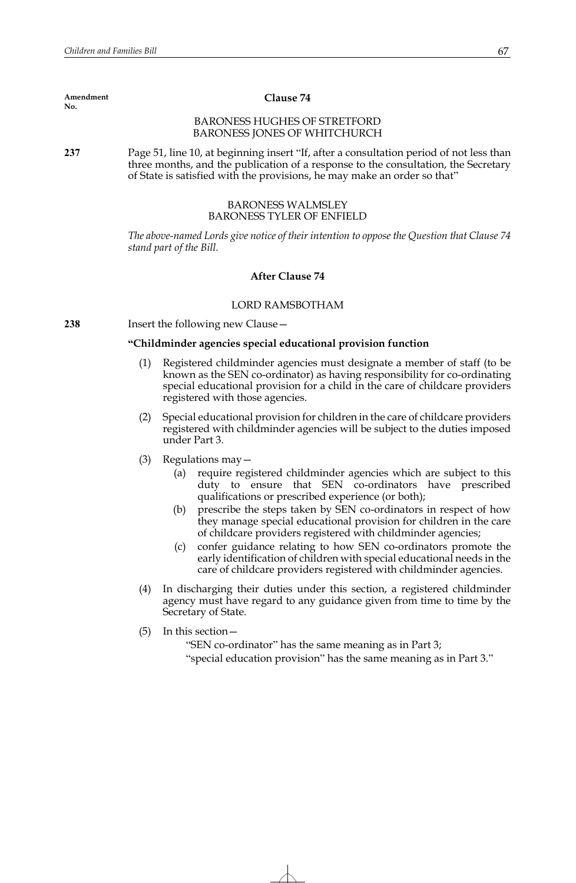Amendment No.

### Clause 74

BARONESS HUGHES OF STRETFORD
BARONESS JONES OF WHITCHURCH

**237** Page 51, line 10, at beginning insert "If, after a consultation period of not less than three months, and the publication of a response to the consultation, the Secretary of State is satisfied with the provisions, he may make an order so that"

BARONESS WALMSLEY
BARONESS TYLER OF ENFIELD

*The above-named Lords give notice of their intention to oppose the Question that Clause 74 stand part of the Bill.*

### After Clause 74

LORD RAMSBOTHAM

**238** Insert the following new Clause—

**"Childminder agencies special educational provision function**

(1) Registered childminder agencies must designate a member of staff (to be known as the SEN co-ordinator) as having responsibility for co-ordinating special educational provision for a child in the care of childcare providers registered with those agencies.

(2) Special educational provision for children in the care of childcare providers registered with childminder agencies will be subject to the duties imposed under Part 3.

(3) Regulations may—

(a) require registered childminder agencies which are subject to this duty to ensure that SEN co-ordinators have prescribed qualifications or prescribed experience (or both);

(b) prescribe the steps taken by SEN co-ordinators in respect of how they manage special educational provision for children in the care of childcare providers registered with childminder agencies;

(c) confer guidance relating to how SEN co-ordinators promote the early identification of children with special educational needs in the care of childcare providers registered with childminder agencies.

(4) In discharging their duties under this section, a registered childminder agency must have regard to any guidance given from time to time by the Secretary of State.

(5) In this section—

"SEN co-ordinator" has the same meaning as in Part 3;

"special education provision" has the same meaning as in Part 3."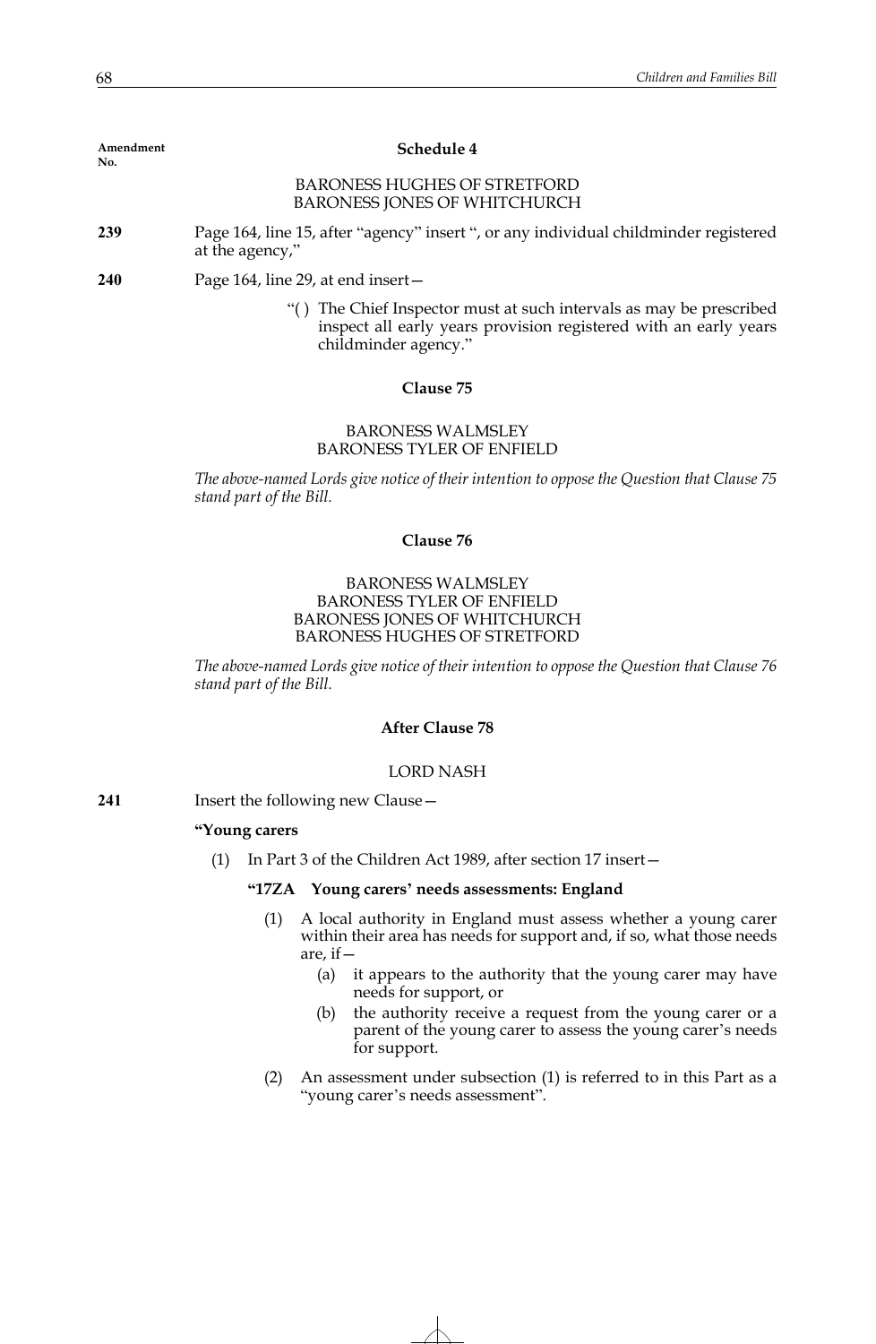Amendment No.

### Schedule 4

BARONESS HUGHES OF STRETFORD
BARONESS JONES OF WHITCHURCH

**239** Page 164, line 15, after "agency" insert ", or any individual childminder registered at the agency,"

**240** Page 164, line 29, at end insert—

"( ) The Chief Inspector must at such intervals as may be prescribed inspect all early years provision registered with an early years childminder agency."

### Clause 75

BARONESS WALMSLEY
BARONESS TYLER OF ENFIELD

*The above-named Lords give notice of their intention to oppose the Question that Clause 75 stand part of the Bill.*

### Clause 76

BARONESS WALMSLEY
BARONESS TYLER OF ENFIELD
BARONESS JONES OF WHITCHURCH
BARONESS HUGHES OF STRETFORD

*The above-named Lords give notice of their intention to oppose the Question that Clause 76 stand part of the Bill.*

### After Clause 78

LORD NASH

**241** Insert the following new Clause—

**"Young carers**

(1) In Part 3 of the Children Act 1989, after section 17 insert—

**"17ZA Young carers' needs assessments: England**

(1) A local authority in England must assess whether a young carer within their area has needs for support and, if so, what those needs are, if—

(a) it appears to the authority that the young carer may have needs for support, or

(b) the authority receive a request from the young carer or a parent of the young carer to assess the young carer's needs for support.

(2) An assessment under subsection (1) is referred to in this Part as a "young carer's needs assessment".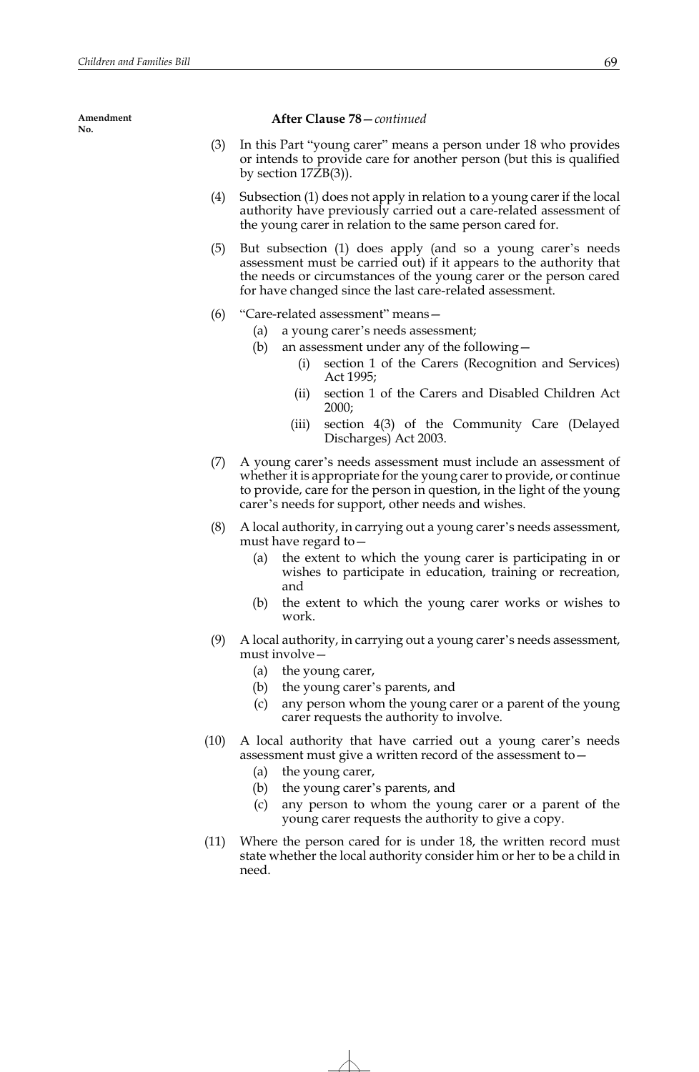Amendment No.

**After Clause 78**—*continued*

(3) In this Part "young carer" means a person under 18 who provides or intends to provide care for another person (but this is qualified by section 17ZB(3)).

(4) Subsection (1) does not apply in relation to a young carer if the local authority have previously carried out a care-related assessment of the young carer in relation to the same person cared for.

(5) But subsection (1) does apply (and so a young carer's needs assessment must be carried out) if it appears to the authority that the needs or circumstances of the young carer or the person cared for have changed since the last care-related assessment.

(6) "Care-related assessment" means—

- (a) a young carer's needs assessment;
- (b) an assessment under any of the following—
  - (i) section 1 of the Carers (Recognition and Services) Act 1995;
  - (ii) section 1 of the Carers and Disabled Children Act 2000;
  - (iii) section 4(3) of the Community Care (Delayed Discharges) Act 2003.

(7) A young carer's needs assessment must include an assessment of whether it is appropriate for the young carer to provide, or continue to provide, care for the person in question, in the light of the young carer's needs for support, other needs and wishes.

(8) A local authority, in carrying out a young carer's needs assessment, must have regard to—

- (a) the extent to which the young carer is participating in or wishes to participate in education, training or recreation, and
- (b) the extent to which the young carer works or wishes to work.

(9) A local authority, in carrying out a young carer's needs assessment, must involve—

- (a) the young carer,
- (b) the young carer's parents, and
- (c) any person whom the young carer or a parent of the young carer requests the authority to involve.

(10) A local authority that have carried out a young carer's needs assessment must give a written record of the assessment to—

- (a) the young carer,
- (b) the young carer's parents, and
- (c) any person to whom the young carer or a parent of the young carer requests the authority to give a copy.

(11) Where the person cared for is under 18, the written record must state whether the local authority consider him or her to be a child in need.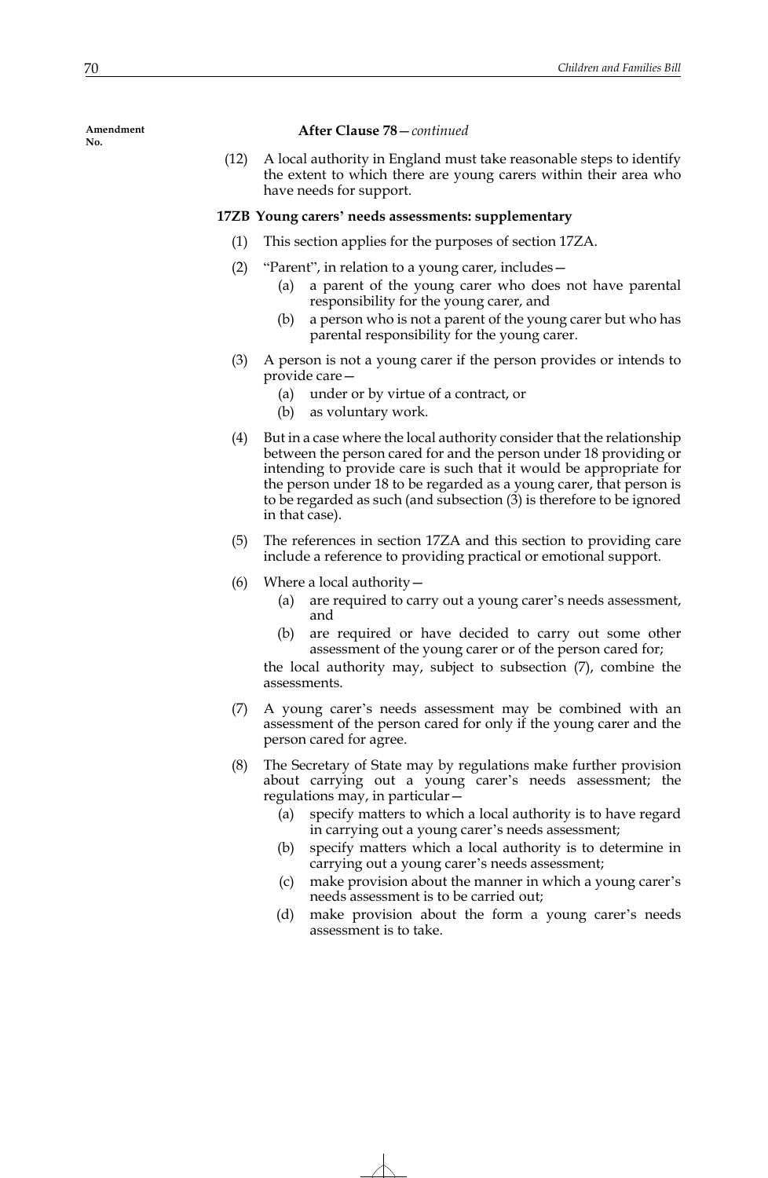**After Clause 78**—*continued*

(12) A local authority in England must take reasonable steps to identify the extent to which there are young carers within their area who have needs for support.

**17ZB Young carers' needs assessments: supplementary**

(1) This section applies for the purposes of section 17ZA.

(2) "Parent", in relation to a young carer, includes—

(a) a parent of the young carer who does not have parental responsibility for the young carer, and

(b) a person who is not a parent of the young carer but who has parental responsibility for the young carer.

(3) A person is not a young carer if the person provides or intends to provide care—

(a) under or by virtue of a contract, or

(b) as voluntary work.

(4) But in a case where the local authority consider that the relationship between the person cared for and the person under 18 providing or intending to provide care is such that it would be appropriate for the person under 18 to be regarded as a young carer, that person is to be regarded as such (and subsection (3) is therefore to be ignored in that case).

(5) The references in section 17ZA and this section to providing care include a reference to providing practical or emotional support.

(6) Where a local authority—

(a) are required to carry out a young carer's needs assessment, and

(b) are required or have decided to carry out some other assessment of the young carer or of the person cared for;

the local authority may, subject to subsection (7), combine the assessments.

(7) A young carer's needs assessment may be combined with an assessment of the person cared for only if the young carer and the person cared for agree.

(8) The Secretary of State may by regulations make further provision about carrying out a young carer's needs assessment; the regulations may, in particular—

(a) specify matters to which a local authority is to have regard in carrying out a young carer's needs assessment;

(b) specify matters which a local authority is to determine in carrying out a young carer's needs assessment;

(c) make provision about the manner in which a young carer's needs assessment is to be carried out;

(d) make provision about the form a young carer's needs assessment is to take.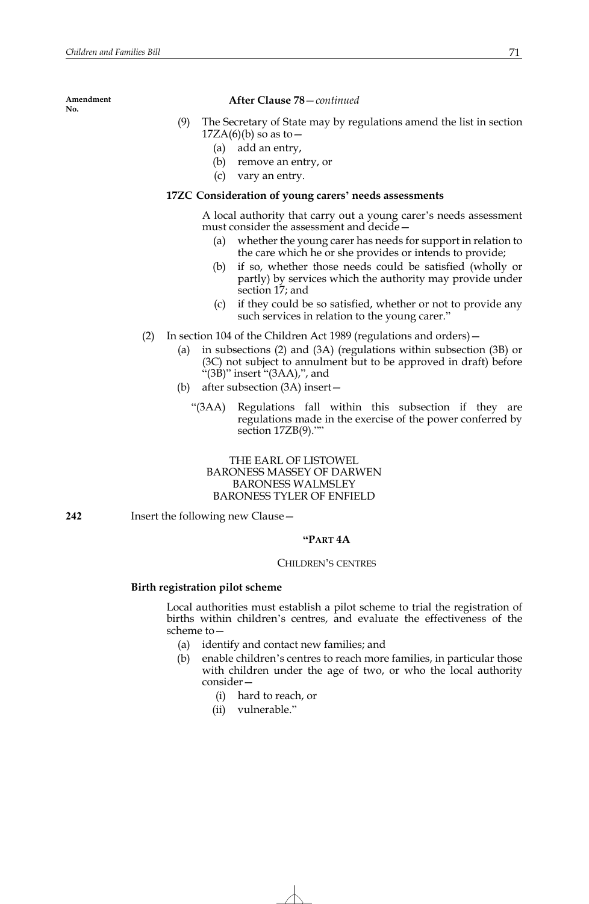Amendment No.

**After Clause 78**—*continued*

(9) The Secretary of State may by regulations amend the list in section 17ZA(6)(b) so as to—

(a) add an entry,

(b) remove an entry, or

(c) vary an entry.

**17ZC Consideration of young carers' needs assessments**

A local authority that carry out a young carer's needs assessment must consider the assessment and decide—

(a) whether the young carer has needs for support in relation to the care which he or she provides or intends to provide;

(b) if so, whether those needs could be satisfied (wholly or partly) by services which the authority may provide under section 17; and

(c) if they could be so satisfied, whether or not to provide any such services in relation to the young carer."

(2) In section 104 of the Children Act 1989 (regulations and orders)—

(a) in subsections (2) and (3A) (regulations within subsection (3B) or (3C) not subject to annulment but to be approved in draft) before "(3B)" insert "(3AA),", and

(b) after subsection (3A) insert—

"(3AA) Regulations fall within this subsection if they are regulations made in the exercise of the power conferred by section 17ZB(9).""

THE EARL OF LISTOWEL
BARONESS MASSEY OF DARWEN
BARONESS WALMSLEY
BARONESS TYLER OF ENFIELD

**242** Insert the following new Clause—

**"PART 4A**

CHILDREN'S CENTRES

**Birth registration pilot scheme**

Local authorities must establish a pilot scheme to trial the registration of births within children's centres, and evaluate the effectiveness of the scheme to—

(a) identify and contact new families; and

(b) enable children's centres to reach more families, in particular those with children under the age of two, or who the local authority consider—

(i) hard to reach, or

(ii) vulnerable."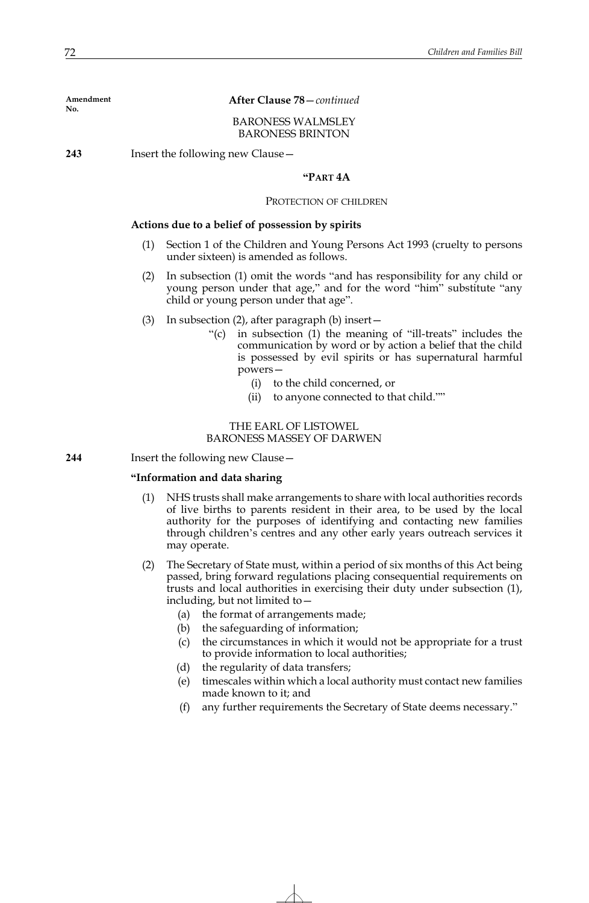Amendment No.

**After Clause 78**—*continued*

BARONESS WALMSLEY
BARONESS BRINTON

**243** Insert the following new Clause—

**"PART 4A**

PROTECTION OF CHILDREN

**Actions due to a belief of possession by spirits**

(1) Section 1 of the Children and Young Persons Act 1993 (cruelty to persons under sixteen) is amended as follows.

(2) In subsection (1) omit the words "and has responsibility for any child or young person under that age," and for the word "him" substitute "any child or young person under that age".

(3) In subsection (2), after paragraph (b) insert—

"(c) in subsection (1) the meaning of "ill-treats" includes the communication by word or by action a belief that the child is possessed by evil spirits or has supernatural harmful powers—

(i) to the child concerned, or

(ii) to anyone connected to that child.""

THE EARL OF LISTOWEL
BARONESS MASSEY OF DARWEN

**244** Insert the following new Clause—

**"Information and data sharing**

(1) NHS trusts shall make arrangements to share with local authorities records of live births to parents resident in their area, to be used by the local authority for the purposes of identifying and contacting new families through children's centres and any other early years outreach services it may operate.

(2) The Secretary of State must, within a period of six months of this Act being passed, bring forward regulations placing consequential requirements on trusts and local authorities in exercising their duty under subsection (1), including, but not limited to—

(a) the format of arrangements made;

(b) the safeguarding of information;

(c) the circumstances in which it would not be appropriate for a trust to provide information to local authorities;

(d) the regularity of data transfers;

(e) timescales within which a local authority must contact new families made known to it; and

(f) any further requirements the Secretary of State deems necessary."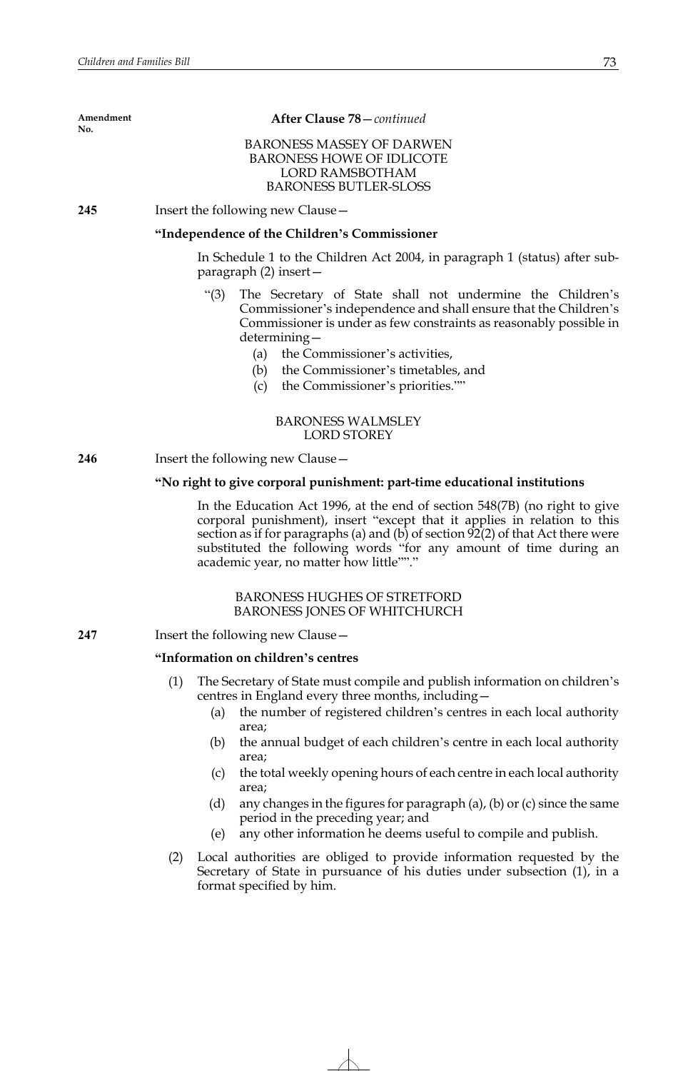**After Clause 78**—*continued*

BARONESS MASSEY OF DARWEN
BARONESS HOWE OF IDLICOTE
LORD RAMSBOTHAM
BARONESS BUTLER-SLOSS

**245** Insert the following new Clause—

**"Independence of the Children's Commissioner**

In Schedule 1 to the Children Act 2004, in paragraph 1 (status) after sub-paragraph (2) insert—

"(3) The Secretary of State shall not undermine the Children's Commissioner's independence and shall ensure that the Children's Commissioner is under as few constraints as reasonably possible in determining—

(a) the Commissioner's activities,

(b) the Commissioner's timetables, and

(c) the Commissioner's priorities.""

BARONESS WALMSLEY
LORD STOREY

**246** Insert the following new Clause—

**"No right to give corporal punishment: part-time educational institutions**

In the Education Act 1996, at the end of section 548(7B) (no right to give corporal punishment), insert "except that it applies in relation to this section as if for paragraphs (a) and (b) of section 92(2) of that Act there were substituted the following words "for any amount of time during an academic year, no matter how little""."

BARONESS HUGHES OF STRETFORD
BARONESS JONES OF WHITCHURCH

**247** Insert the following new Clause—

**"Information on children's centres**

(1) The Secretary of State must compile and publish information on children's centres in England every three months, including—

(a) the number of registered children's centres in each local authority area;

(b) the annual budget of each children's centre in each local authority area;

(c) the total weekly opening hours of each centre in each local authority area;

(d) any changes in the figures for paragraph (a), (b) or (c) since the same period in the preceding year; and

(e) any other information he deems useful to compile and publish.

(2) Local authorities are obliged to provide information requested by the Secretary of State in pursuance of his duties under subsection (1), in a format specified by him.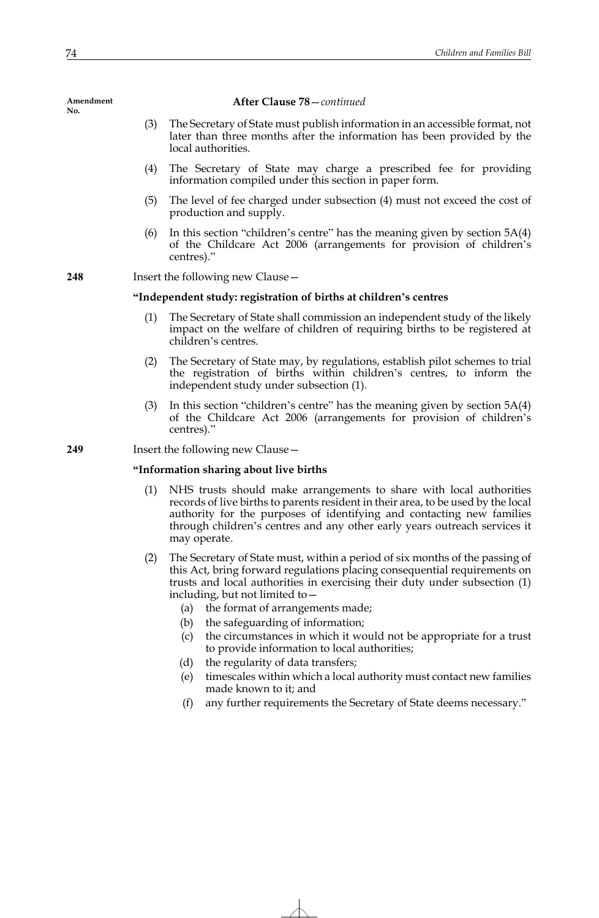Amendment No.

**After Clause 78**—*continued*

(3) The Secretary of State must publish information in an accessible format, not later than three months after the information has been provided by the local authorities.

(4) The Secretary of State may charge a prescribed fee for providing information compiled under this section in paper form.

(5) The level of fee charged under subsection (4) must not exceed the cost of production and supply.

(6) In this section "children's centre" has the meaning given by section 5A(4) of the Childcare Act 2006 (arrangements for provision of children's centres)."

**248** Insert the following new Clause—

**"Independent study: registration of births at children's centres**

(1) The Secretary of State shall commission an independent study of the likely impact on the welfare of children of requiring births to be registered at children's centres.

(2) The Secretary of State may, by regulations, establish pilot schemes to trial the registration of births within children's centres, to inform the independent study under subsection (1).

(3) In this section "children's centre" has the meaning given by section 5A(4) of the Childcare Act 2006 (arrangements for provision of children's centres)."

**249** Insert the following new Clause—

**"Information sharing about live births**

(1) NHS trusts should make arrangements to share with local authorities records of live births to parents resident in their area, to be used by the local authority for the purposes of identifying and contacting new families through children's centres and any other early years outreach services it may operate.

(2) The Secretary of State must, within a period of six months of the passing of this Act, bring forward regulations placing consequential requirements on trusts and local authorities in exercising their duty under subsection (1) including, but not limited to—

(a) the format of arrangements made;

(b) the safeguarding of information;

(c) the circumstances in which it would not be appropriate for a trust to provide information to local authorities;

(d) the regularity of data transfers;

(e) timescales within which a local authority must contact new families made known to it; and

(f) any further requirements the Secretary of State deems necessary."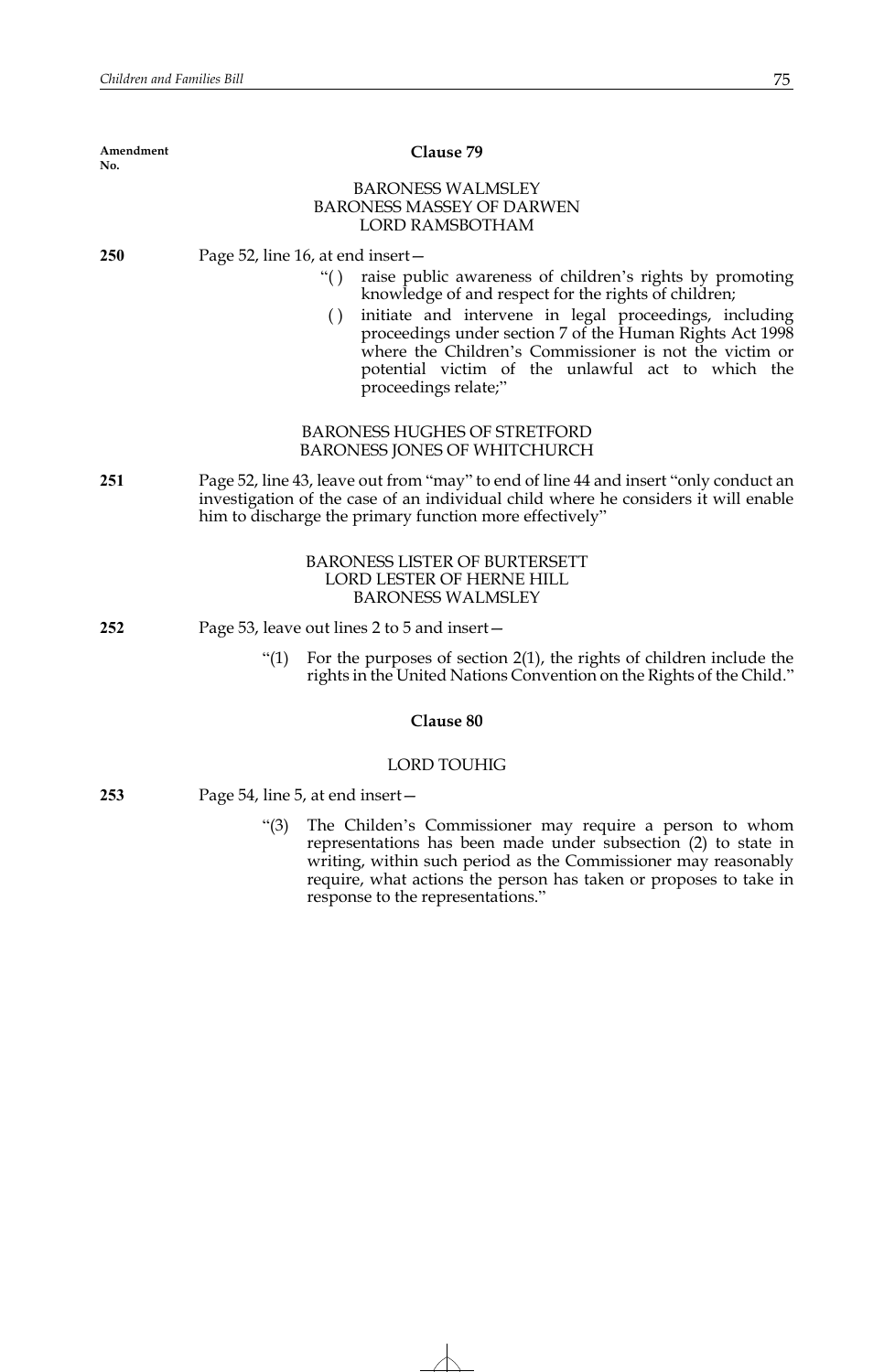Amendment No.

### Clause 79

BARONESS WALMSLEY
BARONESS MASSEY OF DARWEN
LORD RAMSBOTHAM

**250** Page 52, line 16, at end insert—

"( ) raise public awareness of children's rights by promoting knowledge of and respect for the rights of children;

( ) initiate and intervene in legal proceedings, including proceedings under section 7 of the Human Rights Act 1998 where the Children's Commissioner is not the victim or potential victim of the unlawful act to which the proceedings relate;"

BARONESS HUGHES OF STRETFORD
BARONESS JONES OF WHITCHURCH

**251** Page 52, line 43, leave out from "may" to end of line 44 and insert "only conduct an investigation of the case of an individual child where he considers it will enable him to discharge the primary function more effectively"

BARONESS LISTER OF BURTERSETT
LORD LESTER OF HERNE HILL
BARONESS WALMSLEY

**252** Page 53, leave out lines 2 to 5 and insert—

"(1) For the purposes of section 2(1), the rights of children include the rights in the United Nations Convention on the Rights of the Child."

### Clause 80

LORD TOUHIG

**253** Page 54, line 5, at end insert—

"(3) The Childen's Commissioner may require a person to whom representations has been made under subsection (2) to state in writing, within such period as the Commissioner may reasonably require, what actions the person has taken or proposes to take in response to the representations."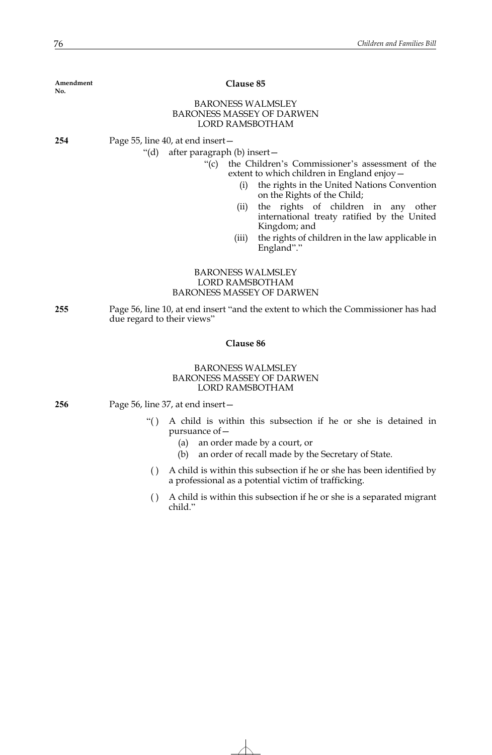Amendment No.

### Clause 85

BARONESS WALMSLEY
BARONESS MASSEY OF DARWEN
LORD RAMSBOTHAM

**254** Page 55, line 40, at end insert—

"(d) after paragraph (b) insert—

"(c) the Children's Commissioner's assessment of the extent to which children in England enjoy—

(i) the rights in the United Nations Convention on the Rights of the Child;

(ii) the rights of children in any other international treaty ratified by the United Kingdom; and

(iii) the rights of children in the law applicable in England"."

BARONESS WALMSLEY
LORD RAMSBOTHAM
BARONESS MASSEY OF DARWEN

**255** Page 56, line 10, at end insert "and the extent to which the Commissioner has had due regard to their views"

### Clause 86

BARONESS WALMSLEY
BARONESS MASSEY OF DARWEN
LORD RAMSBOTHAM

**256** Page 56, line 37, at end insert—

"( ) A child is within this subsection if he or she is detained in pursuance of—

(a) an order made by a court, or

(b) an order of recall made by the Secretary of State.

( ) A child is within this subsection if he or she has been identified by a professional as a potential victim of trafficking.

( ) A child is within this subsection if he or she is a separated migrant child."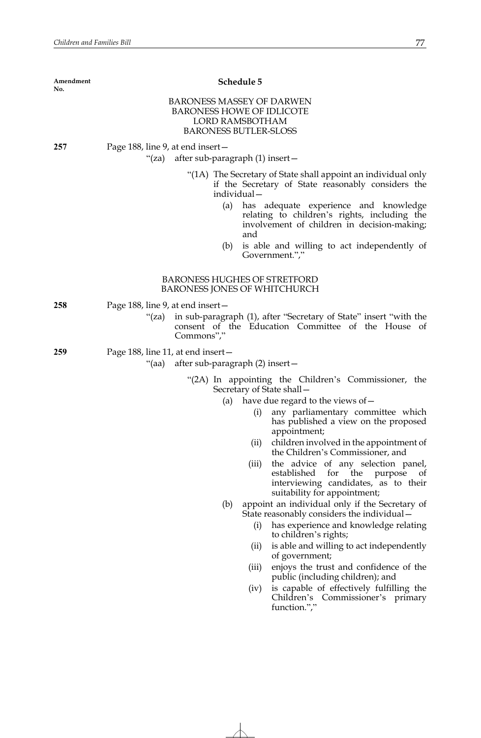**Amendment No.**

## Schedule 5

BARONESS MASSEY OF DARWEN
BARONESS HOWE OF IDLICOTE
LORD RAMSBOTHAM
BARONESS BUTLER-SLOSS

**257** Page 188, line 9, at end insert—

"(za) after sub-paragraph (1) insert—

"(1A) The Secretary of State shall appoint an individual only if the Secretary of State reasonably considers the individual—

(a) has adequate experience and knowledge relating to children's rights, including the involvement of children in decision-making; and

(b) is able and willing to act independently of Government.","

BARONESS HUGHES OF STRETFORD
BARONESS JONES OF WHITCHURCH

**258** Page 188, line 9, at end insert—

"(za) in sub-paragraph (1), after "Secretary of State" insert "with the consent of the Education Committee of the House of Commons","

**259** Page 188, line 11, at end insert—

"(aa) after sub-paragraph (2) insert—

"(2A) In appointing the Children's Commissioner, the Secretary of State shall—

(a) have due regard to the views of—

(i) any parliamentary committee which has published a view on the proposed appointment;

(ii) children involved in the appointment of the Children's Commissioner, and

(iii) the advice of any selection panel, established for the purpose of interviewing candidates, as to their suitability for appointment;

(b) appoint an individual only if the Secretary of State reasonably considers the individual—

(i) has experience and knowledge relating to children's rights;

(ii) is able and willing to act independently of government;

(iii) enjoys the trust and confidence of the public (including children); and

(iv) is capable of effectively fulfilling the Children's Commissioner's primary function.","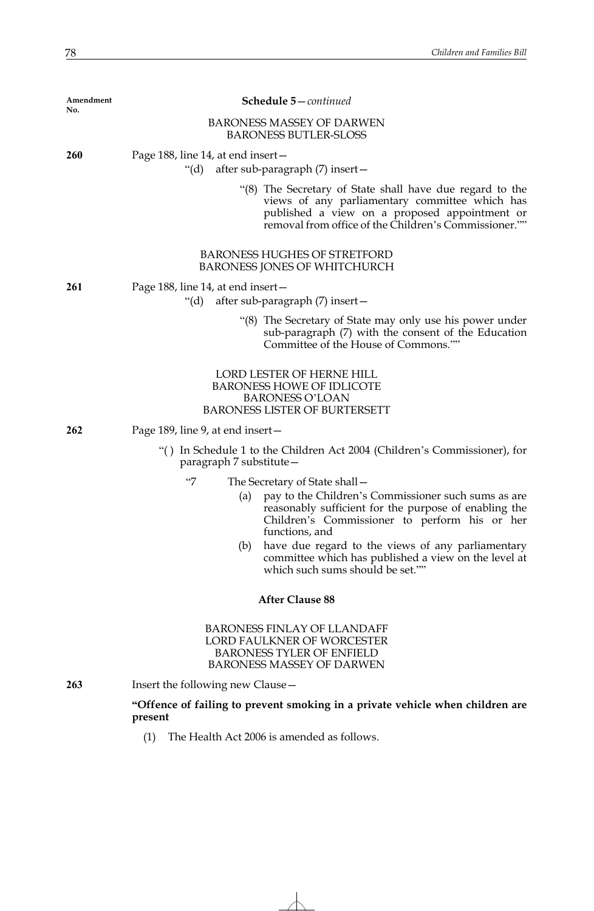**Schedule 5**—*continued*

BARONESS MASSEY OF DARWEN
BARONESS BUTLER-SLOSS

**260** Page 188, line 14, at end insert—

"(d) after sub-paragraph (7) insert—

"(8) The Secretary of State shall have due regard to the views of any parliamentary committee which has published a view on a proposed appointment or removal from office of the Children's Commissioner.""

BARONESS HUGHES OF STRETFORD
BARONESS JONES OF WHITCHURCH

**261** Page 188, line 14, at end insert—

"(d) after sub-paragraph (7) insert—

"(8) The Secretary of State may only use his power under sub-paragraph (7) with the consent of the Education Committee of the House of Commons.""

LORD LESTER OF HERNE HILL
BARONESS HOWE OF IDLICOTE
BARONESS O'LOAN
BARONESS LISTER OF BURTERSETT

**262** Page 189, line 9, at end insert—

"( ) In Schedule 1 to the Children Act 2004 (Children's Commissioner), for paragraph 7 substitute—

"7 The Secretary of State shall—

(a) pay to the Children's Commissioner such sums as are reasonably sufficient for the purpose of enabling the Children's Commissioner to perform his or her functions, and

(b) have due regard to the views of any parliamentary committee which has published a view on the level at which such sums should be set.""

**After Clause 88**

BARONESS FINLAY OF LLANDAFF
LORD FAULKNER OF WORCESTER
BARONESS TYLER OF ENFIELD
BARONESS MASSEY OF DARWEN

**263** Insert the following new Clause—

**"Offence of failing to prevent smoking in a private vehicle when children are present**

(1) The Health Act 2006 is amended as follows.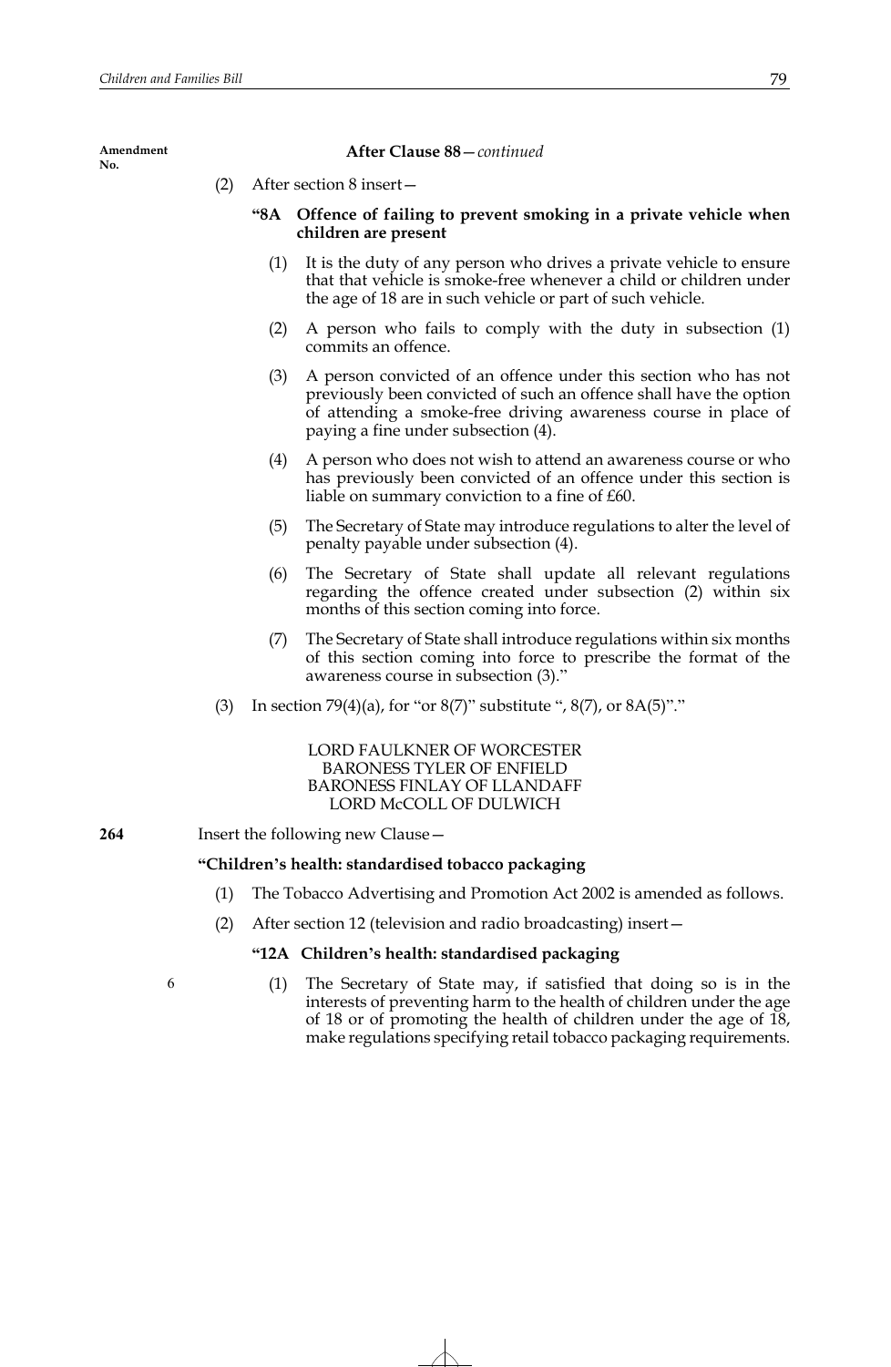**After Clause 88**—*continued*

(2) After section 8 insert—

**"8A Offence of failing to prevent smoking in a private vehicle when children are present**

(1) It is the duty of any person who drives a private vehicle to ensure that that vehicle is smoke-free whenever a child or children under the age of 18 are in such vehicle or part of such vehicle.

(2) A person who fails to comply with the duty in subsection (1) commits an offence.

(3) A person convicted of an offence under this section who has not previously been convicted of such an offence shall have the option of attending a smoke-free driving awareness course in place of paying a fine under subsection (4).

(4) A person who does not wish to attend an awareness course or who has previously been convicted of an offence under this section is liable on summary conviction to a fine of £60.

(5) The Secretary of State may introduce regulations to alter the level of penalty payable under subsection (4).

(6) The Secretary of State shall update all relevant regulations regarding the offence created under subsection (2) within six months of this section coming into force.

(7) The Secretary of State shall introduce regulations within six months of this section coming into force to prescribe the format of the awareness course in subsection (3)."

(3) In section 79(4)(a), for "or 8(7)" substitute ", 8(7), or 8A(5)"."

LORD FAULKNER OF WORCESTER
BARONESS TYLER OF ENFIELD
BARONESS FINLAY OF LLANDAFF
LORD McCOLL OF DULWICH

**264** Insert the following new Clause—

**"Children's health: standardised tobacco packaging**

(1) The Tobacco Advertising and Promotion Act 2002 is amended as follows.

(2) After section 12 (television and radio broadcasting) insert—

**"12A Children's health: standardised packaging**

(1) The Secretary of State may, if satisfied that doing so is in the interests of preventing harm to the health of children under the age of 18 or of promoting the health of children under the age of 18, make regulations specifying retail tobacco packaging requirements.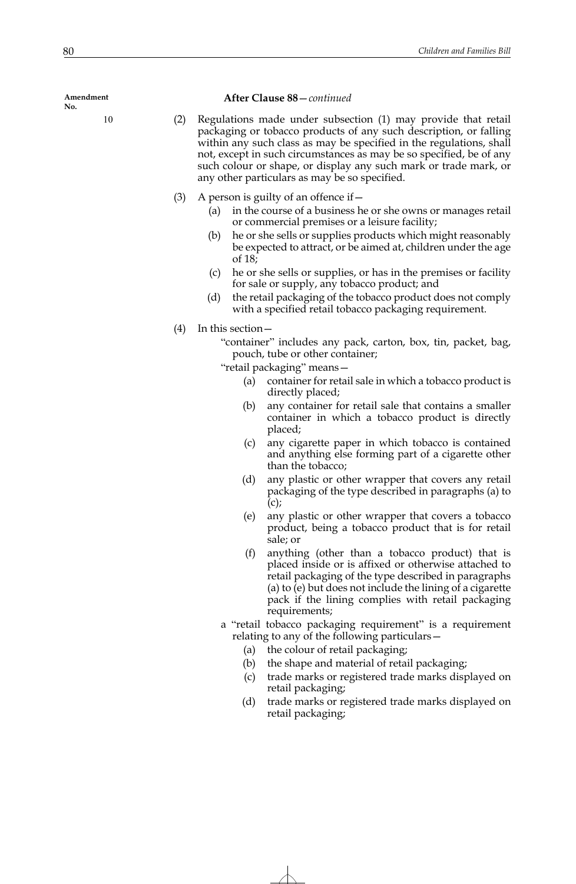Amendment No.

**After Clause 88**—*continued*

10

(2) Regulations made under subsection (1) may provide that retail packaging or tobacco products of any such description, or falling within any such class as may be specified in the regulations, shall not, except in such circumstances as may be so specified, be of any such colour or shape, or display any such mark or trade mark, or any other particulars as may be so specified.

(3) A person is guilty of an offence if—

- (a) in the course of a business he or she owns or manages retail or commercial premises or a leisure facility;
- (b) he or she sells or supplies products which might reasonably be expected to attract, or be aimed at, children under the age of 18;
- (c) he or she sells or supplies, or has in the premises or facility for sale or supply, any tobacco product; and
- (d) the retail packaging of the tobacco product does not comply with a specified retail tobacco packaging requirement.

(4) In this section—

"container" includes any pack, carton, box, tin, packet, bag, pouch, tube or other container;

"retail packaging" means—

- (a) container for retail sale in which a tobacco product is directly placed;
- (b) any container for retail sale that contains a smaller container in which a tobacco product is directly placed;
- (c) any cigarette paper in which tobacco is contained and anything else forming part of a cigarette other than the tobacco;
- (d) any plastic or other wrapper that covers any retail packaging of the type described in paragraphs (a) to (c);
- (e) any plastic or other wrapper that covers a tobacco product, being a tobacco product that is for retail sale; or
- (f) anything (other than a tobacco product) that is placed inside or is affixed or otherwise attached to retail packaging of the type described in paragraphs (a) to (e) but does not include the lining of a cigarette pack if the lining complies with retail packaging requirements;

a "retail tobacco packaging requirement" is a requirement relating to any of the following particulars—

- (a) the colour of retail packaging;
- (b) the shape and material of retail packaging;
- (c) trade marks or registered trade marks displayed on retail packaging;
- (d) trade marks or registered trade marks displayed on retail packaging;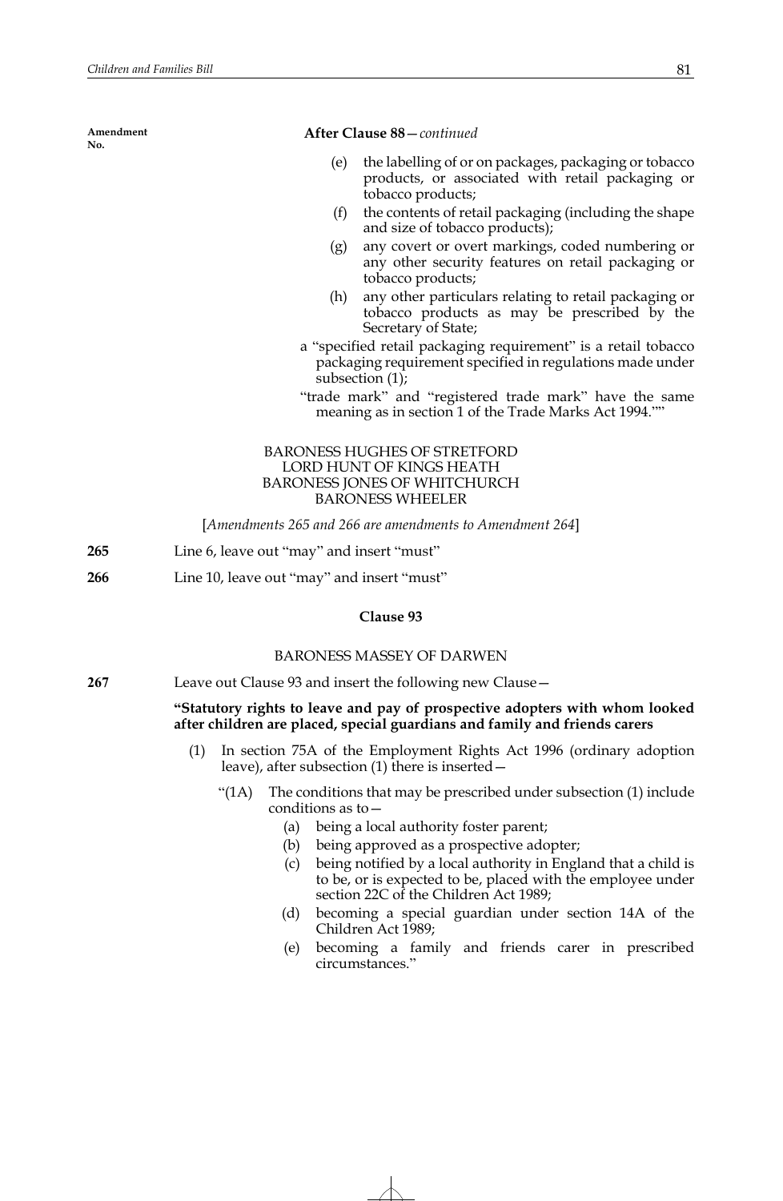Amendment No.

**After Clause 88**—*continued*

(e) the labelling of or on packages, packaging or tobacco products, or associated with retail packaging or tobacco products;

(f) the contents of retail packaging (including the shape and size of tobacco products);

(g) any covert or overt markings, coded numbering or any other security features on retail packaging or tobacco products;

(h) any other particulars relating to retail packaging or tobacco products as may be prescribed by the Secretary of State;

a "specified retail packaging requirement" is a retail tobacco packaging requirement specified in regulations made under subsection (1);

"trade mark" and "registered trade mark" have the same meaning as in section 1 of the Trade Marks Act 1994.""

BARONESS HUGHES OF STRETFORD
LORD HUNT OF KINGS HEATH
BARONESS JONES OF WHITCHURCH
BARONESS WHEELER

[*Amendments 265 and 266 are amendments to Amendment 264*]

**265** Line 6, leave out "may" and insert "must"

**266** Line 10, leave out "may" and insert "must"

### Clause 93

BARONESS MASSEY OF DARWEN

**267** Leave out Clause 93 and insert the following new Clause—

**"Statutory rights to leave and pay of prospective adopters with whom looked after children are placed, special guardians and family and friends carers**

(1) In section 75A of the Employment Rights Act 1996 (ordinary adoption leave), after subsection (1) there is inserted—

"(1A) The conditions that may be prescribed under subsection (1) include conditions as to—

(a) being a local authority foster parent;

(b) being approved as a prospective adopter;

(c) being notified by a local authority in England that a child is to be, or is expected to be, placed with the employee under section 22C of the Children Act 1989;

(d) becoming a special guardian under section 14A of the Children Act 1989;

(e) becoming a family and friends carer in prescribed circumstances."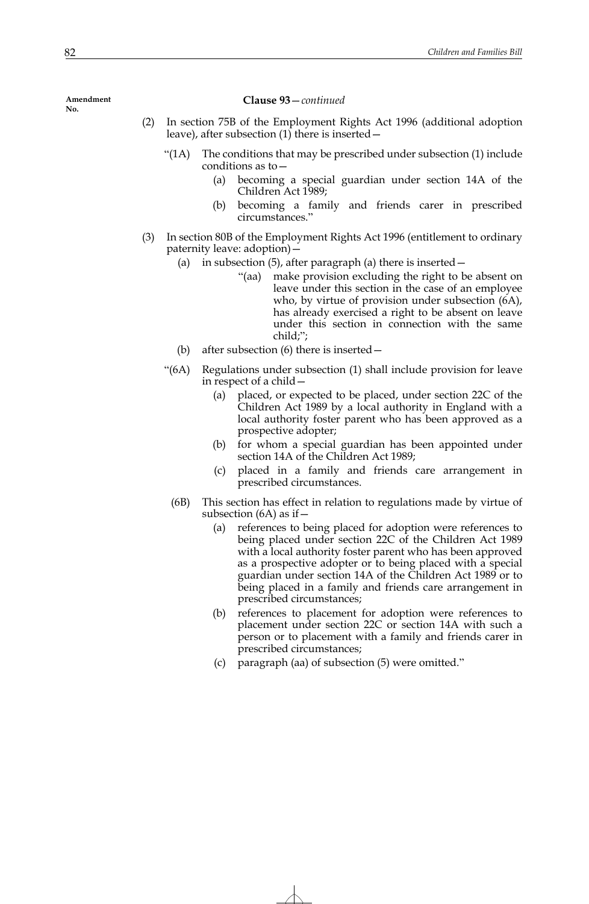Amendment No.

**Clause 93**—*continued*

(2) In section 75B of the Employment Rights Act 1996 (additional adoption leave), after subsection (1) there is inserted—

"(1A) The conditions that may be prescribed under subsection (1) include conditions as to—

(a) becoming a special guardian under section 14A of the Children Act 1989;

(b) becoming a family and friends carer in prescribed circumstances."

(3) In section 80B of the Employment Rights Act 1996 (entitlement to ordinary paternity leave: adoption)—

(a) in subsection (5), after paragraph (a) there is inserted—

"(aa) make provision excluding the right to be absent on leave under this section in the case of an employee who, by virtue of provision under subsection (6A), has already exercised a right to be absent on leave under this section in connection with the same child;";

(b) after subsection (6) there is inserted—

"(6A) Regulations under subsection (1) shall include provision for leave in respect of a child—

(a) placed, or expected to be placed, under section 22C of the Children Act 1989 by a local authority in England with a local authority foster parent who has been approved as a prospective adopter;

(b) for whom a special guardian has been appointed under section 14A of the Children Act 1989;

(c) placed in a family and friends care arrangement in prescribed circumstances.

(6B) This section has effect in relation to regulations made by virtue of subsection (6A) as if—

(a) references to being placed for adoption were references to being placed under section 22C of the Children Act 1989 with a local authority foster parent who has been approved as a prospective adopter or to being placed with a special guardian under section 14A of the Children Act 1989 or to being placed in a family and friends care arrangement in prescribed circumstances;

(b) references to placement for adoption were references to placement under section 22C or section 14A with such a person or to placement with a family and friends carer in prescribed circumstances;

(c) paragraph (aa) of subsection (5) were omitted."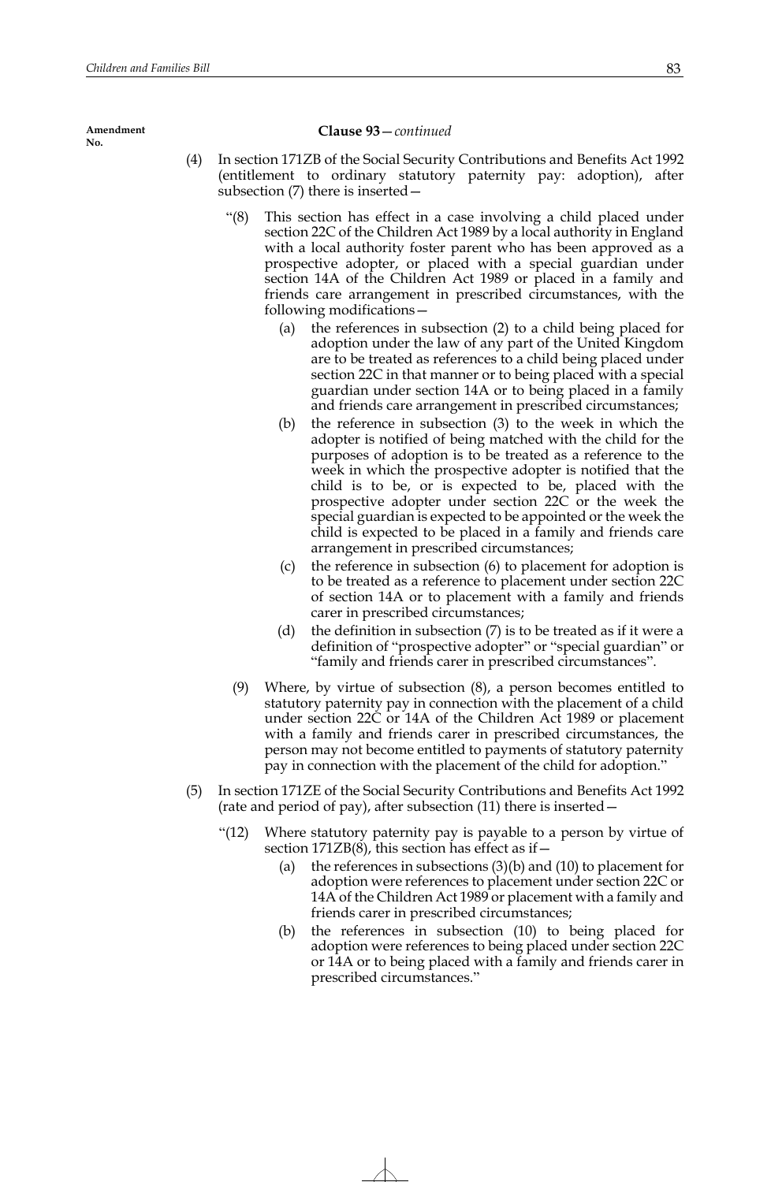Amendment No.

**Clause 93**—*continued*

(4) In section 171ZB of the Social Security Contributions and Benefits Act 1992 (entitlement to ordinary statutory paternity pay: adoption), after subsection (7) there is inserted—

"(8) This section has effect in a case involving a child placed under section 22C of the Children Act 1989 by a local authority in England with a local authority foster parent who has been approved as a prospective adopter, or placed with a special guardian under section 14A of the Children Act 1989 or placed in a family and friends care arrangement in prescribed circumstances, with the following modifications—

(a) the references in subsection (2) to a child being placed for adoption under the law of any part of the United Kingdom are to be treated as references to a child being placed under section 22C in that manner or to being placed with a special guardian under section 14A or to being placed in a family and friends care arrangement in prescribed circumstances;

(b) the reference in subsection (3) to the week in which the adopter is notified of being matched with the child for the purposes of adoption is to be treated as a reference to the week in which the prospective adopter is notified that the child is to be, or is expected to be, placed with the prospective adopter under section 22C or the week the special guardian is expected to be appointed or the week the child is expected to be placed in a family and friends care arrangement in prescribed circumstances;

(c) the reference in subsection (6) to placement for adoption is to be treated as a reference to placement under section 22C of section 14A or to placement with a family and friends carer in prescribed circumstances;

(d) the definition in subsection (7) is to be treated as if it were a definition of "prospective adopter" or "special guardian" or "family and friends carer in prescribed circumstances".

(9) Where, by virtue of subsection (8), a person becomes entitled to statutory paternity pay in connection with the placement of a child under section 22C or 14A of the Children Act 1989 or placement with a family and friends carer in prescribed circumstances, the person may not become entitled to payments of statutory paternity pay in connection with the placement of the child for adoption."

(5) In section 171ZE of the Social Security Contributions and Benefits Act 1992 (rate and period of pay), after subsection (11) there is inserted—

"(12) Where statutory paternity pay is payable to a person by virtue of section 171ZB(8), this section has effect as if—

(a) the references in subsections (3)(b) and (10) to placement for adoption were references to placement under section 22C or 14A of the Children Act 1989 or placement with a family and friends carer in prescribed circumstances;

(b) the references in subsection (10) to being placed for adoption were references to being placed under section 22C or 14A or to being placed with a family and friends carer in prescribed circumstances."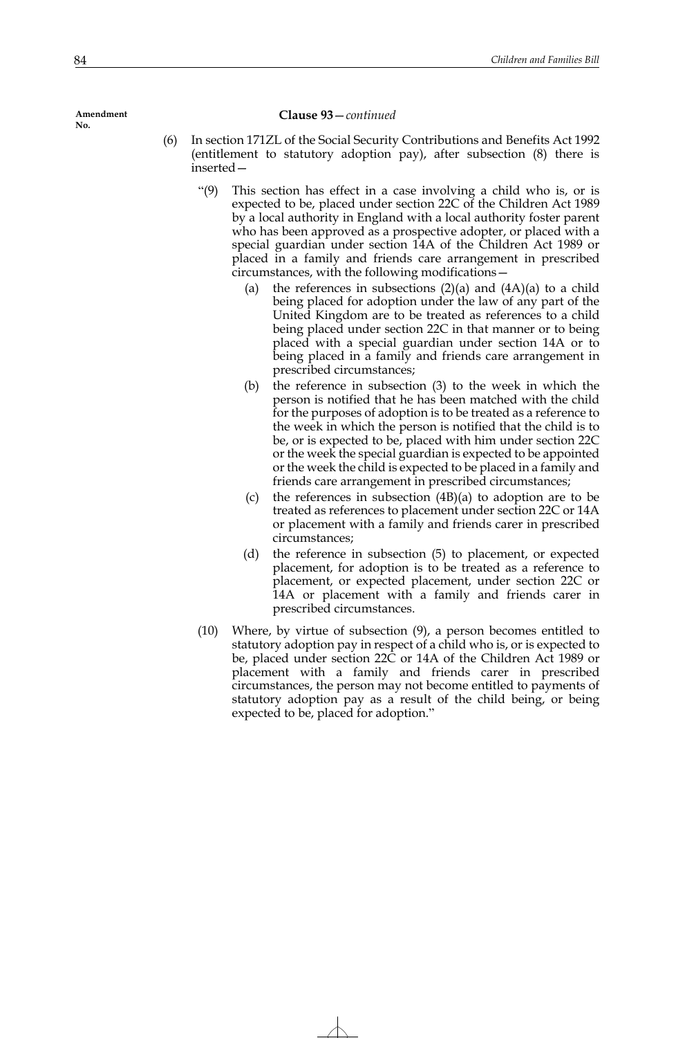Amendment No.

**Clause 93**—*continued*

(6) In section 171ZL of the Social Security Contributions and Benefits Act 1992 (entitlement to statutory adoption pay), after subsection (8) there is inserted—

"(9) This section has effect in a case involving a child who is, or is expected to be, placed under section 22C of the Children Act 1989 by a local authority in England with a local authority foster parent who has been approved as a prospective adopter, or placed with a special guardian under section 14A of the Children Act 1989 or placed in a family and friends care arrangement in prescribed circumstances, with the following modifications—

(a) the references in subsections (2)(a) and (4A)(a) to a child being placed for adoption under the law of any part of the United Kingdom are to be treated as references to a child being placed under section 22C in that manner or to being placed with a special guardian under section 14A or to being placed in a family and friends care arrangement in prescribed circumstances;

(b) the reference in subsection (3) to the week in which the person is notified that he has been matched with the child for the purposes of adoption is to be treated as a reference to the week in which the person is notified that the child is to be, or is expected to be, placed with him under section 22C or the week the special guardian is expected to be appointed or the week the child is expected to be placed in a family and friends care arrangement in prescribed circumstances;

(c) the references in subsection (4B)(a) to adoption are to be treated as references to placement under section 22C or 14A or placement with a family and friends carer in prescribed circumstances;

(d) the reference in subsection (5) to placement, or expected placement, for adoption is to be treated as a reference to placement, or expected placement, under section 22C or 14A or placement with a family and friends carer in prescribed circumstances.

(10) Where, by virtue of subsection (9), a person becomes entitled to statutory adoption pay in respect of a child who is, or is expected to be, placed under section 22C or 14A of the Children Act 1989 or placement with a family and friends carer in prescribed circumstances, the person may not become entitled to payments of statutory adoption pay as a result of the child being, or being expected to be, placed for adoption."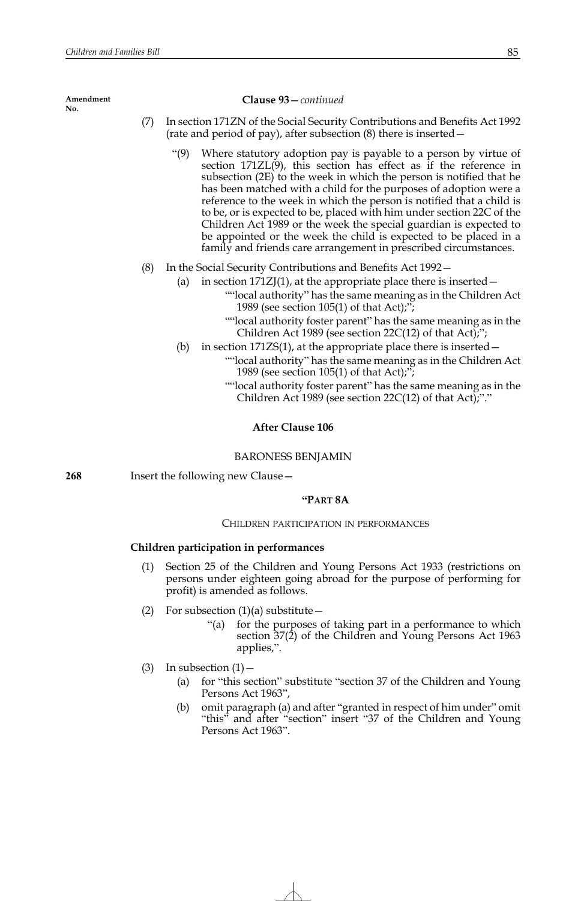Amendment No.

**Clause 93**—*continued*

(7) In section 171ZN of the Social Security Contributions and Benefits Act 1992 (rate and period of pay), after subsection (8) there is inserted—

"(9) Where statutory adoption pay is payable to a person by virtue of section 171ZL(9), this section has effect as if the reference in subsection (2E) to the week in which the person is notified that he has been matched with a child for the purposes of adoption were a reference to the week in which the person is notified that a child is to be, or is expected to be, placed with him under section 22C of the Children Act 1989 or the week the special guardian is expected to be appointed or the week the child is expected to be placed in a family and friends care arrangement in prescribed circumstances.

(8) In the Social Security Contributions and Benefits Act 1992—

(a) in section 171ZJ(1), at the appropriate place there is inserted—

""local authority" has the same meaning as in the Children Act 1989 (see section 105(1) of that Act);";

""local authority foster parent" has the same meaning as in the Children Act 1989 (see section 22C(12) of that Act);";

(b) in section 171ZS(1), at the appropriate place there is inserted—

""local authority" has the same meaning as in the Children Act 1989 (see section 105(1) of that Act);";

""local authority foster parent" has the same meaning as in the Children Act 1989 (see section 22C(12) of that Act);"."

**After Clause 106**

BARONESS BENJAMIN

**268** Insert the following new Clause—

**"PART 8A**

CHILDREN PARTICIPATION IN PERFORMANCES

**Children participation in performances**

(1) Section 25 of the Children and Young Persons Act 1933 (restrictions on persons under eighteen going abroad for the purpose of performing for profit) is amended as follows.

(2) For subsection (1)(a) substitute—

"(a) for the purposes of taking part in a performance to which section 37(2) of the Children and Young Persons Act 1963 applies,".

(3) In subsection (1)—

(a) for "this section" substitute "section 37 of the Children and Young Persons Act 1963",

(b) omit paragraph (a) and after "granted in respect of him under" omit "this" and after "section" insert "37 of the Children and Young Persons Act 1963".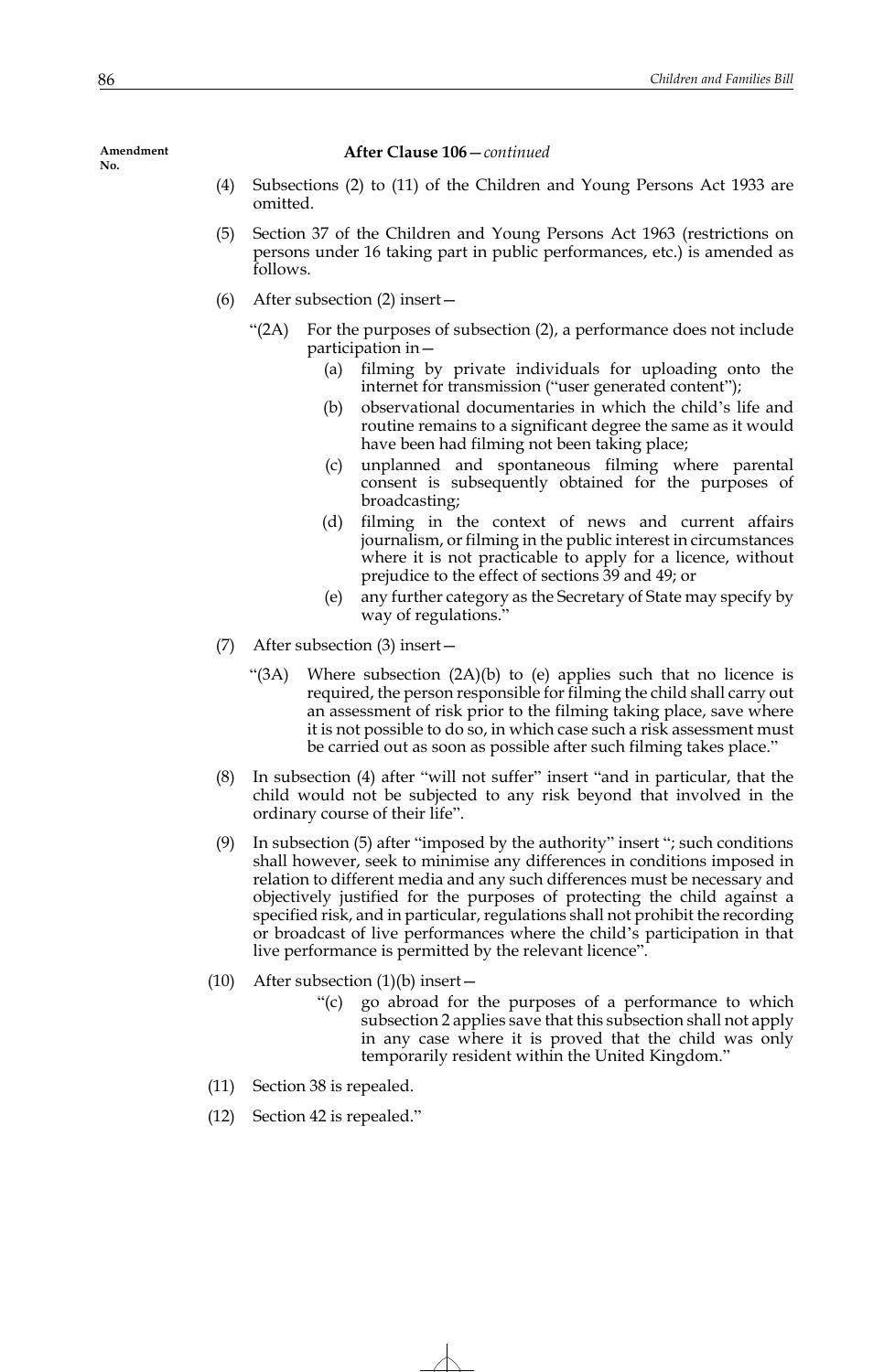Amendment No.

**After Clause 106**—*continued*

(4) Subsections (2) to (11) of the Children and Young Persons Act 1933 are omitted.

(5) Section 37 of the Children and Young Persons Act 1963 (restrictions on persons under 16 taking part in public performances, etc.) is amended as follows.

(6) After subsection (2) insert—

"(2A) For the purposes of subsection (2), a performance does not include participation in—

(a) filming by private individuals for uploading onto the internet for transmission ("user generated content");

(b) observational documentaries in which the child's life and routine remains to a significant degree the same as it would have been had filming not been taking place;

(c) unplanned and spontaneous filming where parental consent is subsequently obtained for the purposes of broadcasting;

(d) filming in the context of news and current affairs journalism, or filming in the public interest in circumstances where it is not practicable to apply for a licence, without prejudice to the effect of sections 39 and 49; or

(e) any further category as the Secretary of State may specify by way of regulations."

(7) After subsection (3) insert—

"(3A) Where subsection (2A)(b) to (e) applies such that no licence is required, the person responsible for filming the child shall carry out an assessment of risk prior to the filming taking place, save where it is not possible to do so, in which case such a risk assessment must be carried out as soon as possible after such filming takes place."

(8) In subsection (4) after "will not suffer" insert "and in particular, that the child would not be subjected to any risk beyond that involved in the ordinary course of their life".

(9) In subsection (5) after "imposed by the authority" insert "; such conditions shall however, seek to minimise any differences in conditions imposed in relation to different media and any such differences must be necessary and objectively justified for the purposes of protecting the child against a specified risk, and in particular, regulations shall not prohibit the recording or broadcast of live performances where the child's participation in that live performance is permitted by the relevant licence".

(10) After subsection (1)(b) insert—

"(c) go abroad for the purposes of a performance to which subsection 2 applies save that this subsection shall not apply in any case where it is proved that the child was only temporarily resident within the United Kingdom."

(11) Section 38 is repealed.

(12) Section 42 is repealed."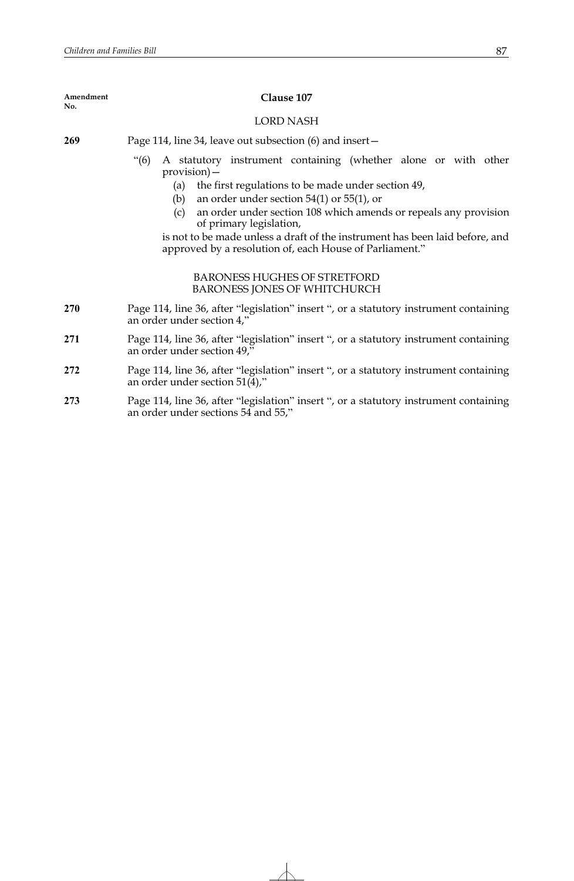Amendment No.

## Clause 107

LORD NASH

**269** Page 114, line 34, leave out subsection (6) and insert—

> "(6) A statutory instrument containing (whether alone or with other provision)—
>
> (a) the first regulations to be made under section 49,
>
> (b) an order under section 54(1) or 55(1), or
>
> (c) an order under section 108 which amends or repeals any provision of primary legislation,
>
> is not to be made unless a draft of the instrument has been laid before, and approved by a resolution of, each House of Parliament."

BARONESS HUGHES OF STRETFORD
BARONESS JONES OF WHITCHURCH

**270** Page 114, line 36, after "legislation" insert ", or a statutory instrument containing an order under section 4,"

**271** Page 114, line 36, after "legislation" insert ", or a statutory instrument containing an order under section 49,"

**272** Page 114, line 36, after "legislation" insert ", or a statutory instrument containing an order under section 51(4),"

**273** Page 114, line 36, after "legislation" insert ", or a statutory instrument containing an order under sections 54 and 55,"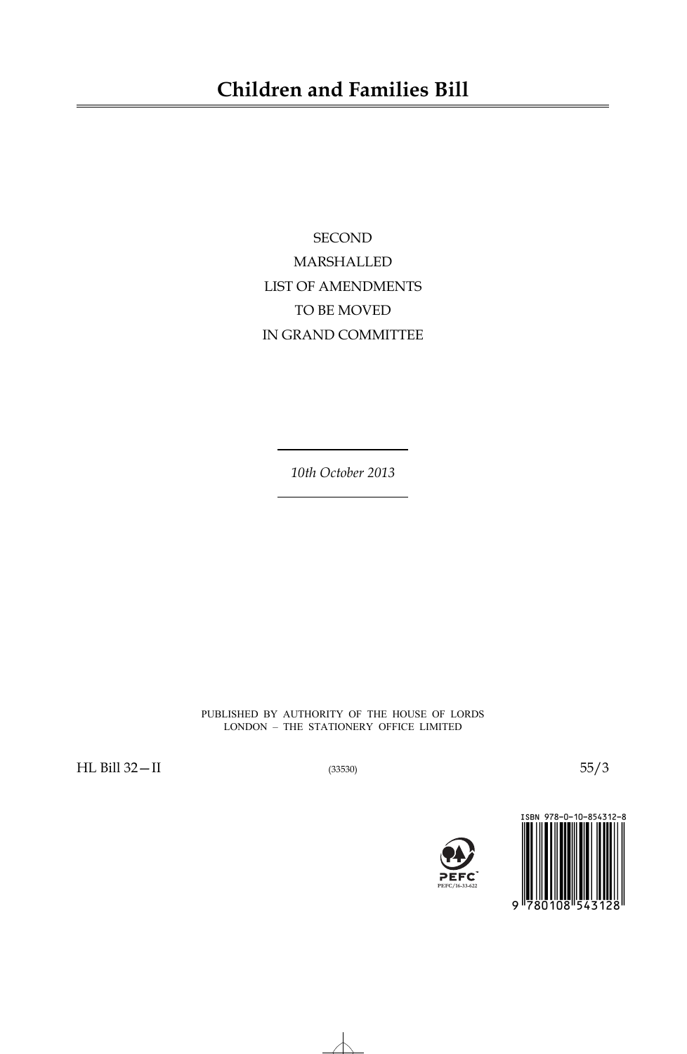# Children and Families Bill

SECOND
MARSHALLED
LIST OF AMENDMENTS
TO BE MOVED
IN GRAND COMMITTEE

*10th October 2013*

PUBLISHED BY AUTHORITY OF THE HOUSE OF LORDS
LONDON – THE STATIONERY OFFICE LIMITED

HL Bill 32—II (33530) 55/3

ISBN 978-0-10-854312-8

PEFC/16-33-622